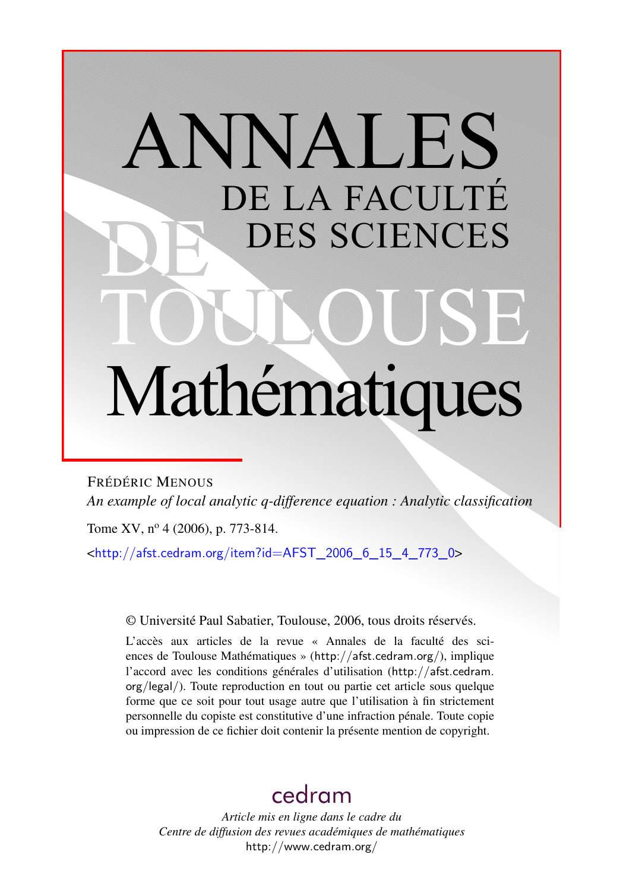# ANNALES DE LA FACULTÉ DES SCIENCES DE TOULOUSE Mathématiques

FRÉDÉRIC MENOUS

*An example of local analytic q-difference equation : Analytic classification*

Tome XV, n° 4 (2006), p. 773-814.

<http://afst.cedram.org/item?id=AFST_2006_6_15_4_773_0>

© Université Paul Sabatier, Toulouse, 2006, tous droits réservés.

L'accès aux articles de la revue « Annales de la faculté des sciences de Toulouse Mathématiques » (http://afst.cedram.org/), implique l'accord avec les conditions générales d'utilisation (http://afst.cedram.org/legal/). Toute reproduction en tout ou partie cet article sous quelque forme que ce soit pour tout usage autre que l'utilisation à fin strictement personnelle du copiste est constitutive d'une infraction pénale. Toute copie ou impression de ce fichier doit contenir la présente mention de copyright.

cedram

*Article mis en ligne dans le cadre du*
*Centre de diffusion des revues académiques de mathématiques*
http://www.cedram.org/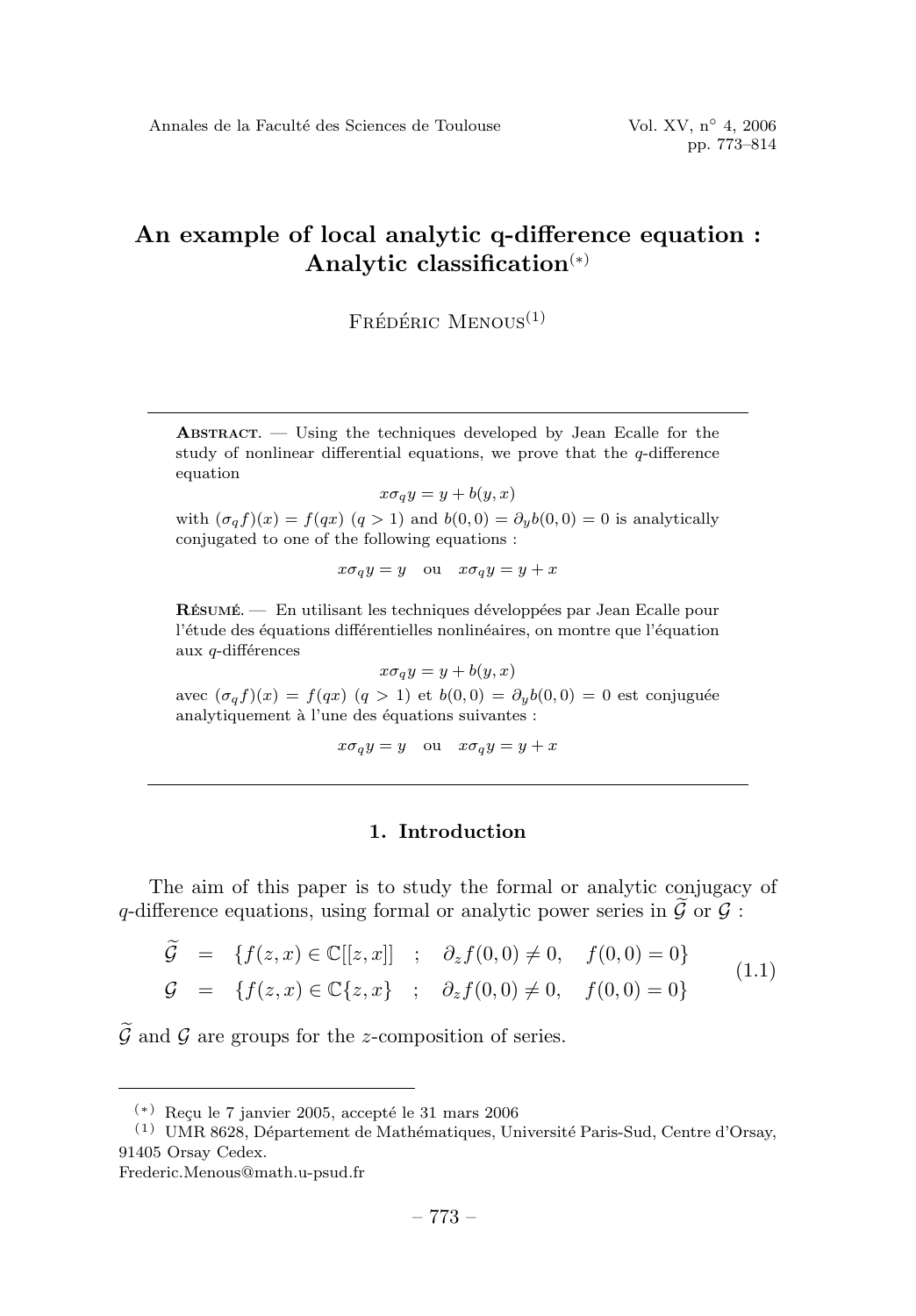# An example of local analytic q-difference equation : Analytic classification(*)

Frédéric Menous[(1)]

---

**Abstract.** — Using the techniques developed by Jean Ecalle for the study of nonlinear differential equations, we prove that the $q$-difference equation

$$x\sigma_q y = y + b(y, x)$$

with $(\sigma_q f)(x) = f(qx)$ $(q > 1)$ and $b(0, 0) = \partial_y b(0, 0) = 0$ is analytically conjugated to one of the following equations :

$$x\sigma_q y = y \quad \text{ou} \quad x\sigma_q y = y + x$$

**Résumé.** — En utilisant les techniques développées par Jean Ecalle pour l'étude des équations différentielles nonlinéaires, on montre que l'équation aux $q$-différences

$$x\sigma_q y = y + b(y, x)$$

avec $(\sigma_q f)(x) = f(qx)$ $(q > 1)$ et $b(0, 0) = \partial_y b(0, 0) = 0$ est conjuguée analytiquement à l'une des équations suivantes :

$$x\sigma_q y = y \quad \text{ou} \quad x\sigma_q y = y + x$$

---

## 1. Introduction

The aim of this paper is to study the formal or analytic conjugacy of $q$-difference equations, using formal or analytic power series in $\widetilde{\mathcal{G}}$ or $\mathcal{G}$ :

$$\begin{aligned} \widetilde{\mathcal{G}} &= \{f(z, x) \in \mathbb{C}[[z, x]] \quad ; \quad \partial_z f(0, 0) \neq 0, \quad f(0, 0) = 0\} \\ \mathcal{G} &= \{f(z, x) \in \mathbb{C}\{z, x\} \quad ; \quad \partial_z f(0, 0) \neq 0, \quad f(0, 0) = 0\} \end{aligned} \tag{1.1}$$

$\widetilde{\mathcal{G}}$ and $\mathcal{G}$ are groups for the $z$-composition of series.

---

(*) Reçu le 7 janvier 2005, accepté le 31 mars 2006

(1) UMR 8628, Département de Mathématiques, Université Paris-Sud, Centre d'Orsay, 91405 Orsay Cedex.

Frederic.Menous@math.u-psud.fr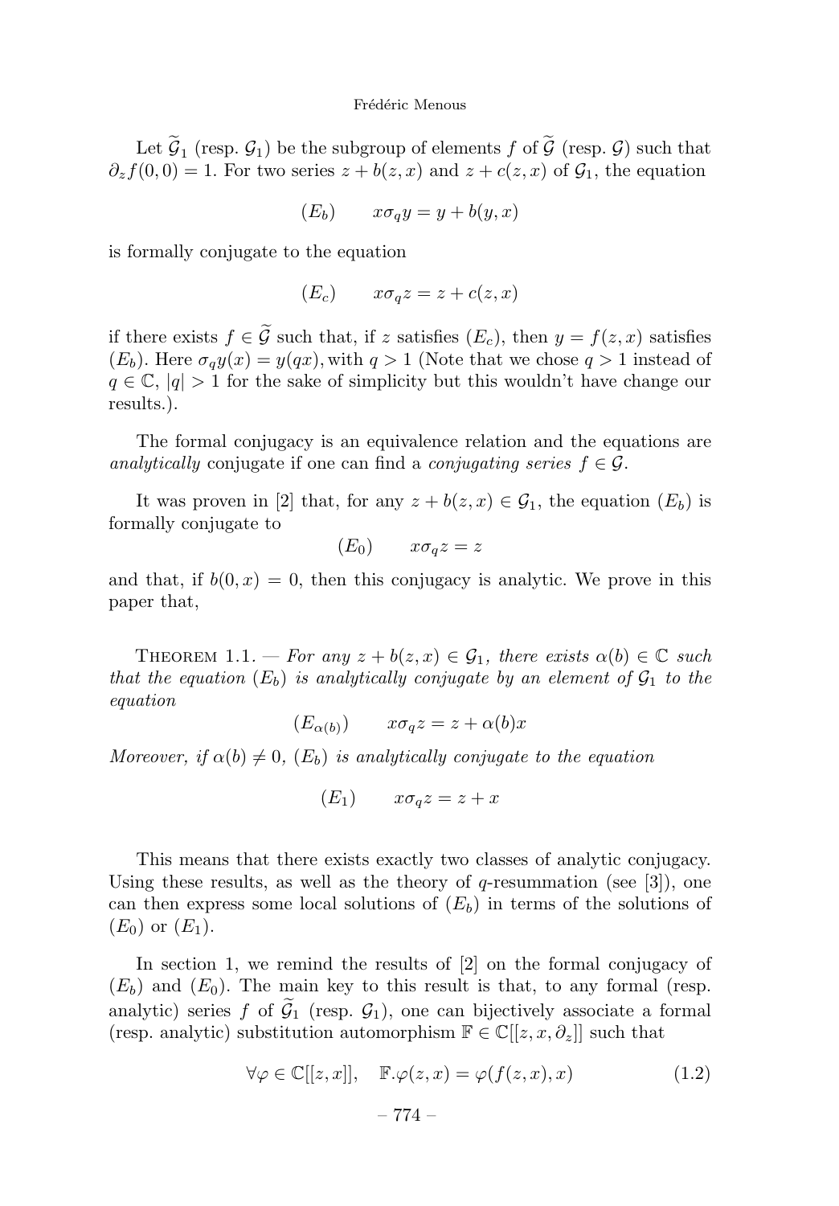Let $\widetilde{\mathcal{G}}_1$ (resp. $\mathcal{G}_1$) be the subgroup of elements $f$ of $\widetilde{\mathcal{G}}$ (resp. $\mathcal{G}$) such that $\partial_z f(0,0) = 1$. For two series $z + b(z,x)$ and $z + c(z,x)$ of $\mathcal{G}_1$, the equation

$$(E_b) \qquad x\sigma_q y = y + b(y,x)$$

is formally conjugate to the equation

$$(E_c) \qquad x\sigma_q z = z + c(z,x)$$

if there exists $f \in \widetilde{\mathcal{G}}$ such that, if $z$ satisfies $(E_c)$, then $y = f(z,x)$ satisfies $(E_b)$. Here $\sigma_q y(x) = y(qx)$, with $q > 1$ (Note that we chose $q > 1$ instead of $q \in \mathbb{C}$, $|q| > 1$ for the sake of simplicity but this wouldn't have change our results.).

The formal conjugacy is an equivalence relation and the equations are *analytically* conjugate if one can find a *conjugating series* $f \in \mathcal{G}$.

It was proven in [2] that, for any $z + b(z,x) \in \mathcal{G}_1$, the equation $(E_b)$ is formally conjugate to

$$(E_0) \qquad x\sigma_q z = z$$

and that, if $b(0,x) = 0$, then this conjugacy is analytic. We prove in this paper that,

Theorem 1.1. — *For any $z + b(z,x) \in \mathcal{G}_1$, there exists $\alpha(b) \in \mathbb{C}$ such that the equation $(E_b)$ is analytically conjugate by an element of $\mathcal{G}_1$ to the equation*

$$(E_{\alpha(b)}) \qquad x\sigma_q z = z + \alpha(b)x$$

*Moreover, if $\alpha(b) \neq 0$, $(E_b)$ is analytically conjugate to the equation*

$$(E_1) \qquad x\sigma_q z = z + x$$

This means that there exists exactly two classes of analytic conjugacy. Using these results, as well as the theory of $q$-resummation (see [3]), one can then express some local solutions of $(E_b)$ in terms of the solutions of $(E_0)$ or $(E_1)$.

In section 1, we remind the results of [2] on the formal conjugacy of $(E_b)$ and $(E_0)$. The main key to this result is that, to any formal (resp. analytic) series $f$ of $\widetilde{\mathcal{G}}_1$ (resp. $\mathcal{G}_1$), one can bijectively associate a formal (resp. analytic) substitution automorphism $\mathbb{F} \in \mathbb{C}[[z, x, \partial_z]]$ such that

$$\forall \varphi \in \mathbb{C}[[z,x]], \quad \mathbb{F}.\varphi(z,x) = \varphi(f(z,x),x) \tag{1.2}$$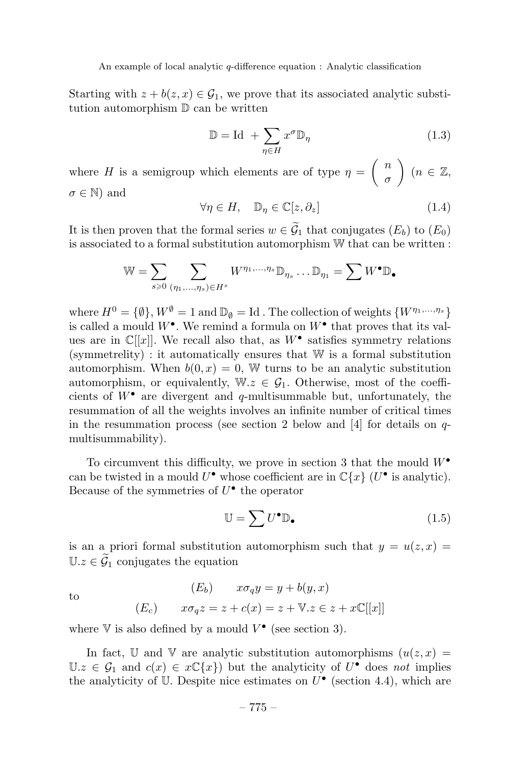Starting with $z + b(z, x) \in \mathcal{G}_1$, we prove that its associated analytic substitution automorphism $\mathbb{D}$ can be written

$$\mathbb{D} = \mathrm{Id} \ + \sum_{\eta \in H} x^{\sigma} \mathbb{D}_{\eta} \tag{1.3}$$

where $H$ is a semigroup which elements are of type $\eta = \left( \begin{array}{c} n \\ \sigma \end{array} \right)$ ($n \in \mathbb{Z}$, $\sigma \in \mathbb{N}$) and

$$\forall \eta \in H, \quad \mathbb{D}_{\eta} \in \mathbb{C}[z, \partial_z] \tag{1.4}$$

It is then proven that the formal series $w \in \widetilde{\mathcal{G}}_1$ that conjugates $(E_b)$ to $(E_0)$ is associated to a formal substitution automorphism $\mathbb{W}$ that can be written :

$$\mathbb{W} = \sum_{s \geqslant 0} \sum_{(\eta_1, \ldots, \eta_s) \in H^s} W^{\eta_1, \ldots, \eta_s} \mathbb{D}_{\eta_s} \ldots \mathbb{D}_{\eta_1} = \sum W^{\bullet} \mathbb{D}_{\bullet}$$

where $H^0 = \{\emptyset\}$, $W^{\emptyset} = 1$ and $\mathbb{D}_{\emptyset} = \mathrm{Id}$ . The collection of weights $\{W^{\eta_1, \ldots, \eta_s}\}$ is called a mould $W^{\bullet}$. We remind a formula on $W^{\bullet}$ that proves that its values are in $\mathbb{C}[[x]]$. We recall also that, as $W^{\bullet}$ satisfies symmetry relations (symmetrelity) : it automatically ensures that $\mathbb{W}$ is a formal substitution automorphism. When $b(0, x) = 0$, $\mathbb{W}$ turns to be an analytic substitution automorphism, or equivalently, $\mathbb{W}.z \in \mathcal{G}_1$. Otherwise, most of the coefficients of $W^{\bullet}$ are divergent and $q$-multisummable but, unfortunately, the resummation of all the weights involves an infinite number of critical times in the resummation process (see section 2 below and [4] for details on $q$-multisummability).

To circumvent this difficulty, we prove in section 3 that the mould $W^{\bullet}$ can be twisted in a mould $U^{\bullet}$ whose coefficient are in $\mathbb{C}\{x\}$ ($U^{\bullet}$ is analytic). Because of the symmetries of $U^{\bullet}$ the operator

$$\mathbb{U} = \sum U^{\bullet} \mathbb{D}_{\bullet} \tag{1.5}$$

is an a priori formal substitution automorphism such that $y = u(z, x) = \mathbb{U}.z \in \widetilde{\mathcal{G}}_1$ conjugates the equation

$$(E_b) \qquad x\sigma_q y = y + b(y, x)$$

to

$$(E_c) \qquad x\sigma_q z = z + c(x) = z + \mathbb{V}.z \in z + x\mathbb{C}[[x]]$$

where $\mathbb{V}$ is also defined by a mould $V^{\bullet}$ (see section 3).

In fact, $\mathbb{U}$ and $\mathbb{V}$ are analytic substitution automorphisms ($u(z, x) = \mathbb{U}.z \in \mathcal{G}_1$ and $c(x) \in x\mathbb{C}\{x\}$) but the analyticity of $U^{\bullet}$ does *not* implies the analyticity of $\mathbb{U}$. Despite nice estimates on $U^{\bullet}$ (section 4.4), which are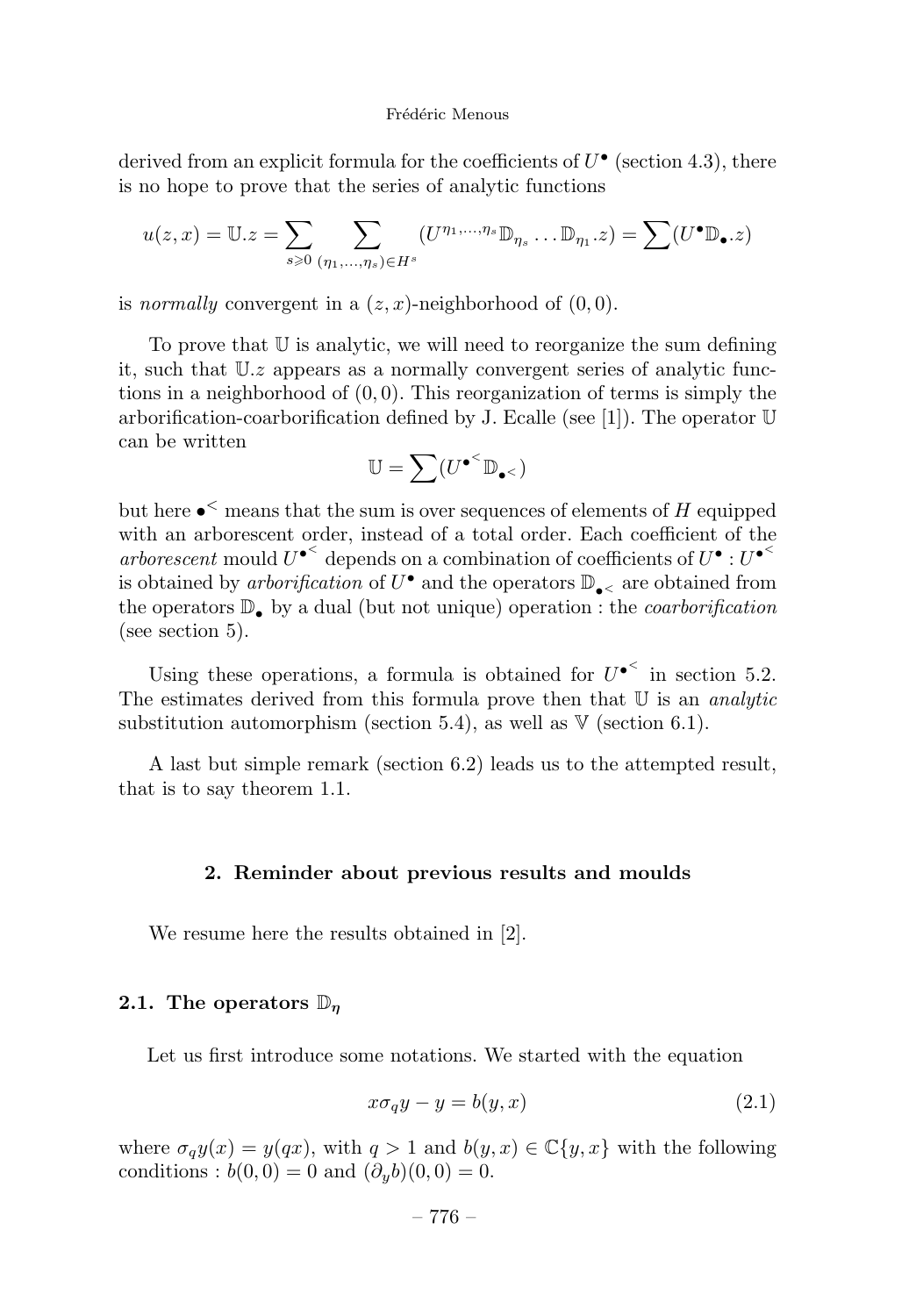derived from an explicit formula for the coefficients of $U^\bullet$ (section 4.3), there is no hope to prove that the series of analytic functions

$$u(z,x) = \mathbb{U}.z = \sum_{s\geqslant 0} \sum_{(\eta_1,\ldots,\eta_s)\in H^s} (U^{\eta_1,\ldots,\eta_s}\mathbb{D}_{\eta_s}\ldots\mathbb{D}_{\eta_1}.z) = \sum (U^\bullet \mathbb{D}_\bullet.z)$$

is *normally* convergent in a $(z,x)$-neighborhood of $(0,0)$.

To prove that $\mathbb{U}$ is analytic, we will need to reorganize the sum defining it, such that $\mathbb{U}.z$ appears as a normally convergent series of analytic functions in a neighborhood of $(0,0)$. This reorganization of terms is simply the arborification-coarborification defined by J. Ecalle (see [1]). The operator $\mathbb{U}$ can be written

$$\mathbb{U} = \sum (U^{\bullet^<}\mathbb{D}_{\bullet^<})$$

but here $\bullet^<$ means that the sum is over sequences of elements of $H$ equipped with an arborescent order, instead of a total order. Each coefficient of the *arborescent* mould $U^{\bullet^<}$ depends on a combination of coefficients of $U^\bullet$ : $U^{\bullet^<}$ is obtained by *arborification* of $U^\bullet$ and the operators $\mathbb{D}_{\bullet^<}$ are obtained from the operators $\mathbb{D}_\bullet$ by a dual (but not unique) operation : the *coarborification* (see section 5).

Using these operations, a formula is obtained for $U^{\bullet^<}$ in section 5.2. The estimates derived from this formula prove then that $\mathbb{U}$ is an *analytic* substitution automorphism (section 5.4), as well as $\mathbb{V}$ (section 6.1).

A last but simple remark (section 6.2) leads us to the attempted result, that is to say theorem 1.1.

## 2. Reminder about previous results and moulds

We resume here the results obtained in [2].

### 2.1. The operators $\mathbb{D}_\eta$

Let us first introduce some notations. We started with the equation

$$x\sigma_q y - y = b(y,x) \tag{2.1}$$

where $\sigma_q y(x) = y(qx)$, with $q > 1$ and $b(y,x) \in \mathbb{C}\{y,x\}$ with the following conditions : $b(0,0) = 0$ and $(\partial_y b)(0,0) = 0$.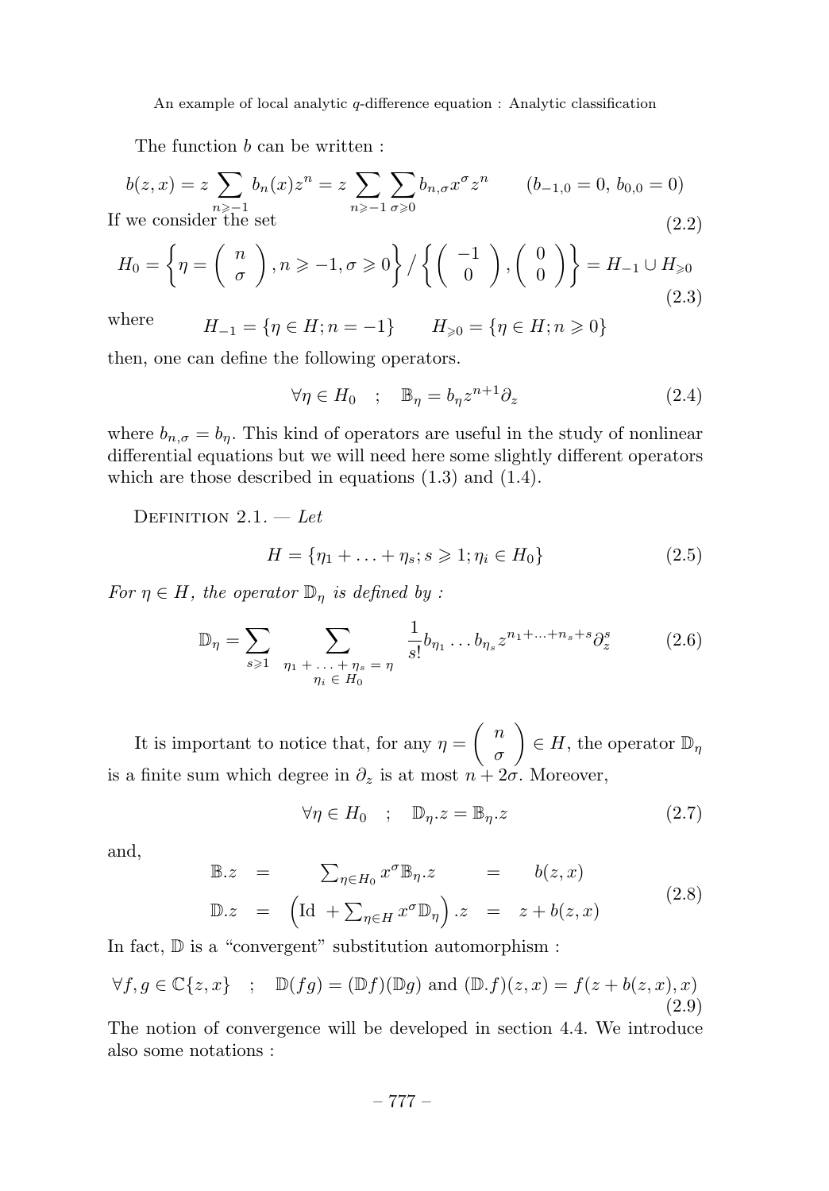The function $b$ can be written :

$$b(z,x) = z \sum_{n \geqslant -1} b_n(x) z^n = z \sum_{n \geqslant -1} \sum_{\sigma \geqslant 0} b_{n,\sigma} x^\sigma z^n \qquad (b_{-1,0} = 0,\, b_{0,0} = 0) \tag{2.2}$$

If we consider the set

$$H_0 = \left\{ \eta = \begin{pmatrix} n \\ \sigma \end{pmatrix}, n \geqslant -1, \sigma \geqslant 0 \right\} / \left\{ \begin{pmatrix} -1 \\ 0 \end{pmatrix}, \begin{pmatrix} 0 \\ 0 \end{pmatrix} \right\} = H_{-1} \cup H_{\geqslant 0} \tag{2.3}$$

where $\quad H_{-1} = \{\eta \in H; n = -1\} \qquad H_{\geqslant 0} = \{\eta \in H; n \geqslant 0\}$

then, one can define the following operators.

$$\forall \eta \in H_0 \quad ; \quad \mathbb{B}_\eta = b_\eta z^{n+1} \partial_z \tag{2.4}$$

where $b_{n,\sigma} = b_\eta$. This kind of operators are useful in the study of nonlinear differential equations but we will need here some slightly different operators which are those described in equations (1.3) and (1.4).

Definition 2.1. — *Let*

$$H = \{\eta_1 + \ldots + \eta_s; s \geqslant 1; \eta_i \in H_0\} \tag{2.5}$$

*For $\eta \in H$, the operator $\mathbb{D}_\eta$ is defined by :*

$$\mathbb{D}_\eta = \sum_{s \geqslant 1} \sum_{\substack{\eta_1 + \ldots + \eta_s = \eta \\ \eta_i \in H_0}} \frac{1}{s!} b_{\eta_1} \ldots b_{\eta_s} z^{n_1 + \ldots + n_s + s} \partial_z^s \tag{2.6}$$

It is important to notice that, for any $\eta = \begin{pmatrix} n \\ \sigma \end{pmatrix} \in H$, the operator $\mathbb{D}_\eta$ is a finite sum which degree in $\partial_z$ is at most $n + 2\sigma$. Moreover,

$$\forall \eta \in H_0 \quad ; \quad \mathbb{D}_\eta . z = \mathbb{B}_\eta . z \tag{2.7}$$

and,

$$\begin{array}{rclcl} \mathbb{B}.z & = & \sum_{\eta \in H_0} x^\sigma \mathbb{B}_\eta . z & = & b(z,x) \\ \mathbb{D}.z & = & \left( \mathrm{Id} + \sum_{\eta \in H} x^\sigma \mathbb{D}_\eta \right) . z & = & z + b(z,x) \end{array} \tag{2.8}$$

In fact, $\mathbb{D}$ is a "convergent" substitution automorphism :

$$\forall f, g \in \mathbb{C}\{z,x\} \quad ; \quad \mathbb{D}(fg) = (\mathbb{D}f)(\mathbb{D}g) \text{ and } (\mathbb{D}.f)(z,x) = f(z + b(z,x), x) \tag{2.9}$$

The notion of convergence will be developed in section 4.4. We introduce also some notations :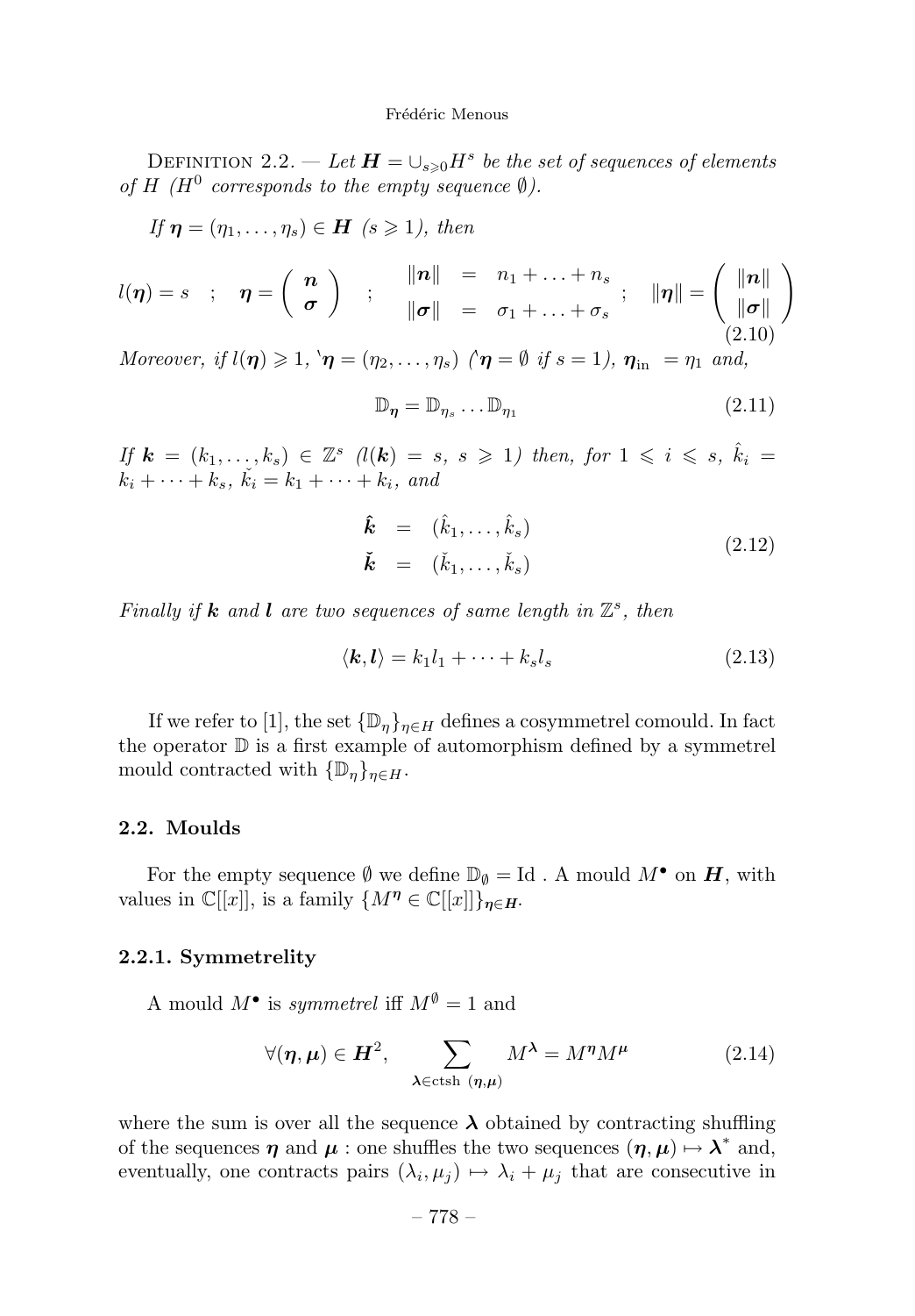DEFINITION 2.2. — *Let $\boldsymbol{H} = \cup_{s \geqslant 0} H^s$ be the set of sequences of elements of $H$ ($H^0$ corresponds to the empty sequence $\emptyset$).*

*If $\boldsymbol{\eta} = (\eta_1, \ldots, \eta_s) \in \boldsymbol{H}$ ($s \geqslant 1$), then*

$$l(\boldsymbol{\eta}) = s \quad ; \quad \boldsymbol{\eta} = \begin{pmatrix} \boldsymbol{n} \\ \boldsymbol{\sigma} \end{pmatrix} \quad ; \quad \begin{array}{rcl} \|\boldsymbol{n}\| & = & n_1 + \ldots + n_s \\ \|\boldsymbol{\sigma}\| & = & \sigma_1 + \ldots + \sigma_s \end{array} \; ; \quad \|\boldsymbol{\eta}\| = \begin{pmatrix} \|\boldsymbol{n}\| \\ \|\boldsymbol{\sigma}\| \end{pmatrix} \tag{2.10}$$

*Moreover, if $l(\boldsymbol{\eta}) \geqslant 1$, ${}^{\backprime}\boldsymbol{\eta} = (\eta_2, \ldots, \eta_s)$ (${}^{\backprime}\boldsymbol{\eta} = \emptyset$ if $s = 1$), $\boldsymbol{\eta}_{\text{in}} = \eta_1$ and,*

$$\mathbb{D}_{\boldsymbol{\eta}} = \mathbb{D}_{\eta_s} \ldots \mathbb{D}_{\eta_1} \tag{2.11}$$

*If $\boldsymbol{k} = (k_1, \ldots, k_s) \in \mathbb{Z}^s$ ($l(\boldsymbol{k}) = s$, $s \geqslant 1$) then, for $1 \leqslant i \leqslant s$, $\hat{k}_i = k_i + \cdots + k_s$, $\check{k}_i = k_1 + \cdots + k_i$, and*

$$\begin{array}{rcl} \hat{\boldsymbol{k}} & = & (\hat{k}_1, \ldots, \hat{k}_s) \\ \check{\boldsymbol{k}} & = & (\check{k}_1, \ldots, \check{k}_s) \end{array} \tag{2.12}$$

*Finally if $\boldsymbol{k}$ and $\boldsymbol{l}$ are two sequences of same length in $\mathbb{Z}^s$, then*

$$\langle \boldsymbol{k}, \boldsymbol{l} \rangle = k_1 l_1 + \cdots + k_s l_s \tag{2.13}$$

If we refer to [1], the set $\{\mathbb{D}_\eta\}_{\eta \in H}$ defines a cosymmetrel comould. In fact the operator $\mathbb{D}$ is a first example of automorphism defined by a symmetrel mould contracted with $\{\mathbb{D}_\eta\}_{\eta \in H}$.

### 2.2. Moulds

For the empty sequence $\emptyset$ we define $\mathbb{D}_\emptyset = \text{Id}$ . A mould $M^\bullet$ on $\boldsymbol{H}$, with values in $\mathbb{C}[[x]]$, is a family $\{M^{\boldsymbol{\eta}} \in \mathbb{C}[[x]]\}_{\boldsymbol{\eta} \in \boldsymbol{H}}$.

#### 2.2.1. Symmetrelity

A mould $M^\bullet$ is *symmetrel* iff $M^\emptyset = 1$ and

$$\forall (\boldsymbol{\eta}, \boldsymbol{\mu}) \in \boldsymbol{H}^2, \qquad \sum_{\boldsymbol{\lambda} \in \text{ctsh } (\boldsymbol{\eta}, \boldsymbol{\mu})} M^{\boldsymbol{\lambda}} = M^{\boldsymbol{\eta}} M^{\boldsymbol{\mu}} \tag{2.14}$$

where the sum is over all the sequence $\boldsymbol{\lambda}$ obtained by contracting shuffling of the sequences $\boldsymbol{\eta}$ and $\boldsymbol{\mu}$ : one shuffles the two sequences $(\boldsymbol{\eta}, \boldsymbol{\mu}) \mapsto \boldsymbol{\lambda}^*$ and, eventually, one contracts pairs $(\lambda_i, \mu_j) \mapsto \lambda_i + \mu_j$ that are consecutive in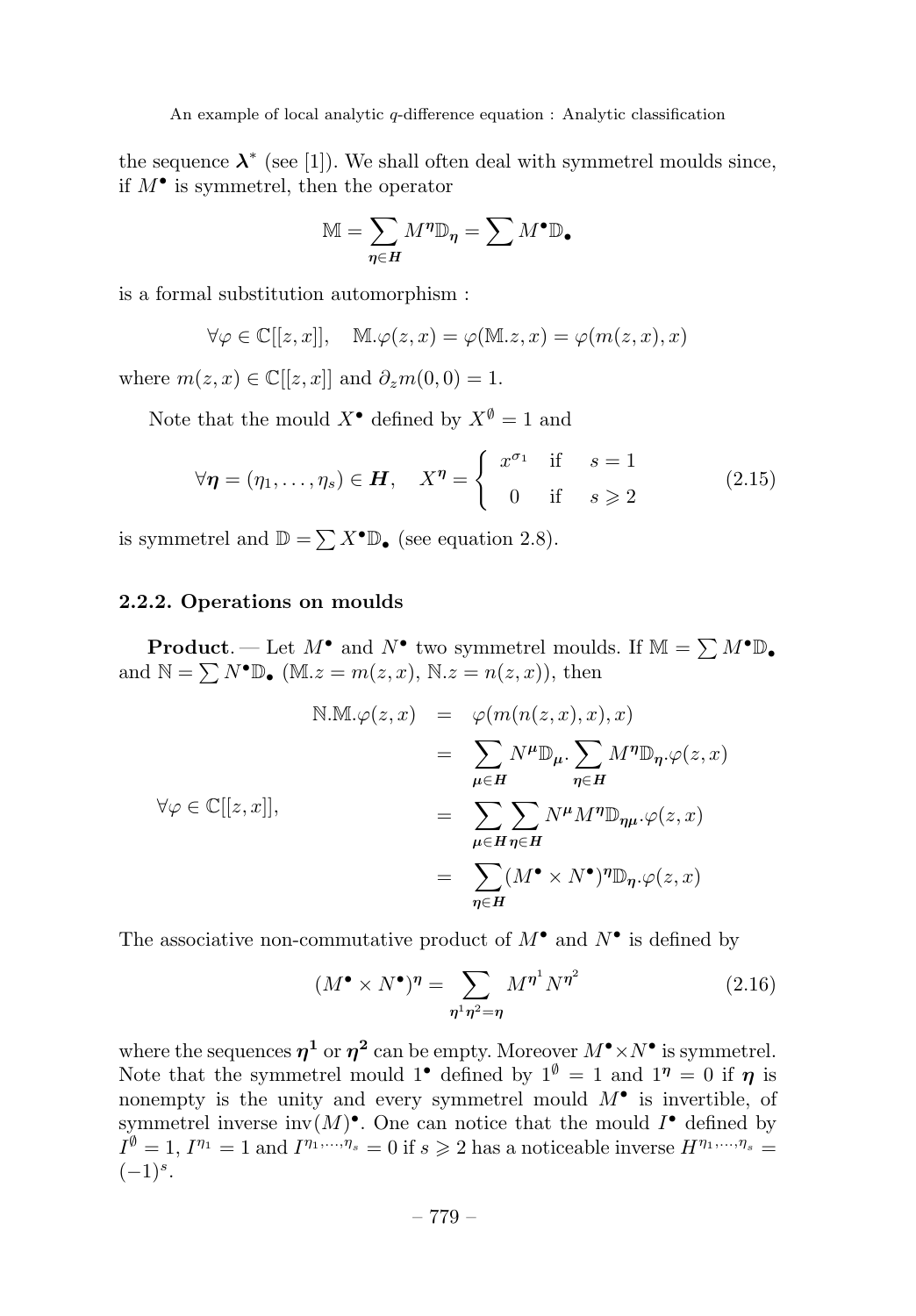the sequence $\boldsymbol{\lambda}^*$ (see [1]). We shall often deal with symmetrel moulds since, if $M^\bullet$ is symmetrel, then the operator

$$\mathbb{M} = \sum_{\boldsymbol{\eta} \in \boldsymbol{H}} M^{\boldsymbol{\eta}} \mathbb{D}_{\boldsymbol{\eta}} = \sum M^\bullet \mathbb{D}_\bullet$$

is a formal substitution automorphism :

$$\forall \varphi \in \mathbb{C}[[z,x]], \quad \mathbb{M}.\varphi(z,x) = \varphi(\mathbb{M}.z, x) = \varphi(m(z,x), x)$$

where $m(z,x) \in \mathbb{C}[[z,x]]$ and $\partial_z m(0,0) = 1$.

Note that the mould $X^\bullet$ defined by $X^\emptyset = 1$ and

$$\forall \boldsymbol{\eta} = (\eta_1, \ldots, \eta_s) \in \boldsymbol{H}, \quad X^{\boldsymbol{\eta}} = \begin{cases} x^{\sigma_1} & \text{if} \quad s = 1 \\ 0 & \text{if} \quad s \geqslant 2 \end{cases} \tag{2.15}$$

is symmetrel and $\mathbb{D} = \sum X^\bullet \mathbb{D}_\bullet$ (see equation 2.8).

### 2.2.2. Operations on moulds

**Product**. — Let $M^\bullet$ and $N^\bullet$ two symmetrel moulds. If $\mathbb{M} = \sum M^\bullet \mathbb{D}_\bullet$ and $\mathbb{N} = \sum N^\bullet \mathbb{D}_\bullet$ ($\mathbb{M}.z = m(z,x)$, $\mathbb{N}.z = n(z,x)$), then

$$\forall \varphi \in \mathbb{C}[[z,x]], \quad \begin{aligned} \mathbb{N}.\mathbb{M}.\varphi(z,x) &= \varphi(m(n(z,x),x),x) \\ &= \sum_{\boldsymbol{\mu} \in \boldsymbol{H}} N^{\boldsymbol{\mu}} \mathbb{D}_{\boldsymbol{\mu}}. \sum_{\boldsymbol{\eta} \in \boldsymbol{H}} M^{\boldsymbol{\eta}} \mathbb{D}_{\boldsymbol{\eta}}.\varphi(z,x) \\ &= \sum_{\boldsymbol{\mu} \in \boldsymbol{H}} \sum_{\boldsymbol{\eta} \in \boldsymbol{H}} N^{\boldsymbol{\mu}} M^{\boldsymbol{\eta}} \mathbb{D}_{\boldsymbol{\eta}\boldsymbol{\mu}}.\varphi(z,x) \\ &= \sum_{\boldsymbol{\eta} \in \boldsymbol{H}} (M^\bullet \times N^\bullet)^{\boldsymbol{\eta}} \mathbb{D}_{\boldsymbol{\eta}}.\varphi(z,x) \end{aligned}$$

The associative non-commutative product of $M^\bullet$ and $N^\bullet$ is defined by

$$(M^\bullet \times N^\bullet)^{\boldsymbol{\eta}} = \sum_{\boldsymbol{\eta}^1 \boldsymbol{\eta}^2 = \boldsymbol{\eta}} M^{\boldsymbol{\eta}^1} N^{\boldsymbol{\eta}^2} \tag{2.16}$$

where the sequences $\boldsymbol{\eta^1}$ or $\boldsymbol{\eta^2}$ can be empty. Moreover $M^\bullet \times N^\bullet$ is symmetrel. Note that the symmetrel mould $1^\bullet$ defined by $1^\emptyset = 1$ and $1^{\boldsymbol{\eta}} = 0$ if $\boldsymbol{\eta}$ is nonempty is the unity and every symmetrel mould $M^\bullet$ is invertible, of symmetrel inverse $\text{inv}(M)^\bullet$. One can notice that the mould $I^\bullet$ defined by $I^\emptyset = 1$, $I^{\eta_1} = 1$ and $I^{\eta_1, \ldots, \eta_s} = 0$ if $s \geqslant 2$ has a noticeable inverse $H^{\eta_1, \ldots, \eta_s} = (-1)^s$.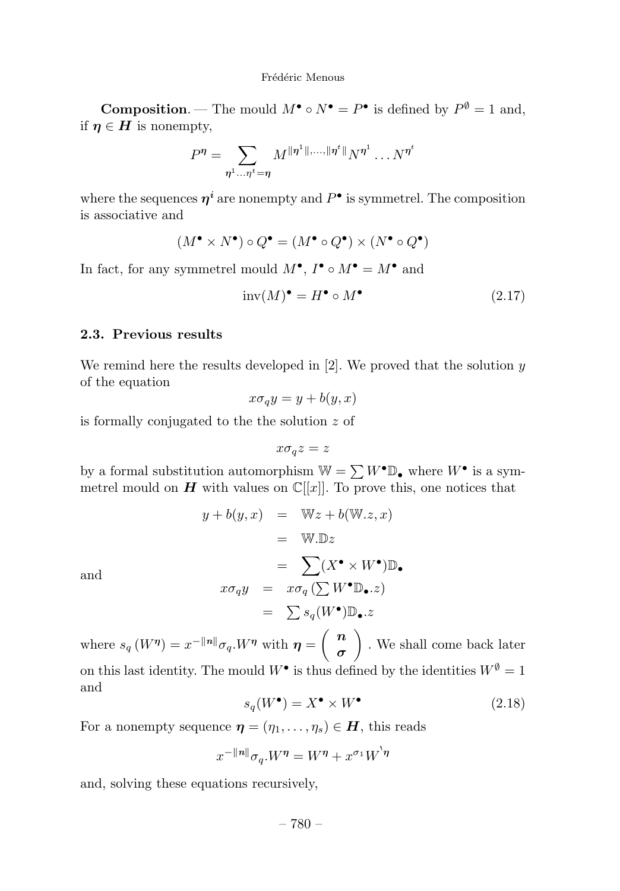**Composition**. — The mould $M^\bullet \circ N^\bullet = P^\bullet$ is defined by $P^\emptyset = 1$ and, if $\boldsymbol{\eta} \in \boldsymbol{H}$ is nonempty,

$$P^{\boldsymbol{\eta}} = \sum_{\boldsymbol{\eta}^1 \ldots \boldsymbol{\eta}^t = \boldsymbol{\eta}} M^{\|\boldsymbol{\eta}^1\|, \ldots, \|\boldsymbol{\eta}^t\|} N^{\boldsymbol{\eta}^1} \ldots N^{\boldsymbol{\eta}^t}$$

where the sequences $\boldsymbol{\eta}^i$ are nonempty and $P^\bullet$ is symmetrel. The composition is associative and

$$(M^\bullet \times N^\bullet) \circ Q^\bullet = (M^\bullet \circ Q^\bullet) \times (N^\bullet \circ Q^\bullet)$$

In fact, for any symmetrel mould $M^\bullet$, $I^\bullet \circ M^\bullet = M^\bullet$ and

$$\text{inv}(M)^\bullet = H^\bullet \circ M^\bullet \tag{2.17}$$

### 2.3. Previous results

We remind here the results developed in [2]. We proved that the solution $y$ of the equation

$$x\sigma_q y = y + b(y, x)$$

is formally conjugated to the the solution $z$ of

$$x\sigma_q z = z$$

by a formal substitution automorphism $\mathbb{W} = \sum W^\bullet \mathbb{D}_\bullet$ where $W^\bullet$ is a symmetrel mould on $\boldsymbol{H}$ with values on $\mathbb{C}[[x]]$. To prove this, one notices that

$$\begin{aligned} y + b(y, x) &= \mathbb{W}z + b(\mathbb{W}.z, x) \\ &= \mathbb{W}.\mathbb{D}z \\ &= \sum (X^\bullet \times W^\bullet)\mathbb{D}_\bullet \end{aligned}$$

and

$$\begin{aligned} x\sigma_q y &= x\sigma_q \left(\textstyle\sum W^\bullet \mathbb{D}_\bullet.z\right) \\ &= \textstyle\sum s_q(W^\bullet)\mathbb{D}_\bullet.z \end{aligned}$$

where $s_q\left(W^{\boldsymbol{\eta}}\right) = x^{-\|\boldsymbol{n}\|}\sigma_q.W^{\boldsymbol{\eta}}$ with $\boldsymbol{\eta} = \begin{pmatrix} \boldsymbol{n} \\ \boldsymbol{\sigma} \end{pmatrix}$. We shall come back later on this last identity. The mould $W^\bullet$ is thus defined by the identities $W^\emptyset = 1$ and

$$s_q(W^\bullet) = X^\bullet \times W^\bullet \tag{2.18}$$

For a nonempty sequence $\boldsymbol{\eta} = (\eta_1, \ldots, \eta_s) \in \boldsymbol{H}$, this reads

$$x^{-\|\boldsymbol{n}\|}\sigma_q.W^{\boldsymbol{\eta}} = W^{\boldsymbol{\eta}} + x^{\sigma_1} W^{`\boldsymbol{\eta}}$$

and, solving these equations recursively,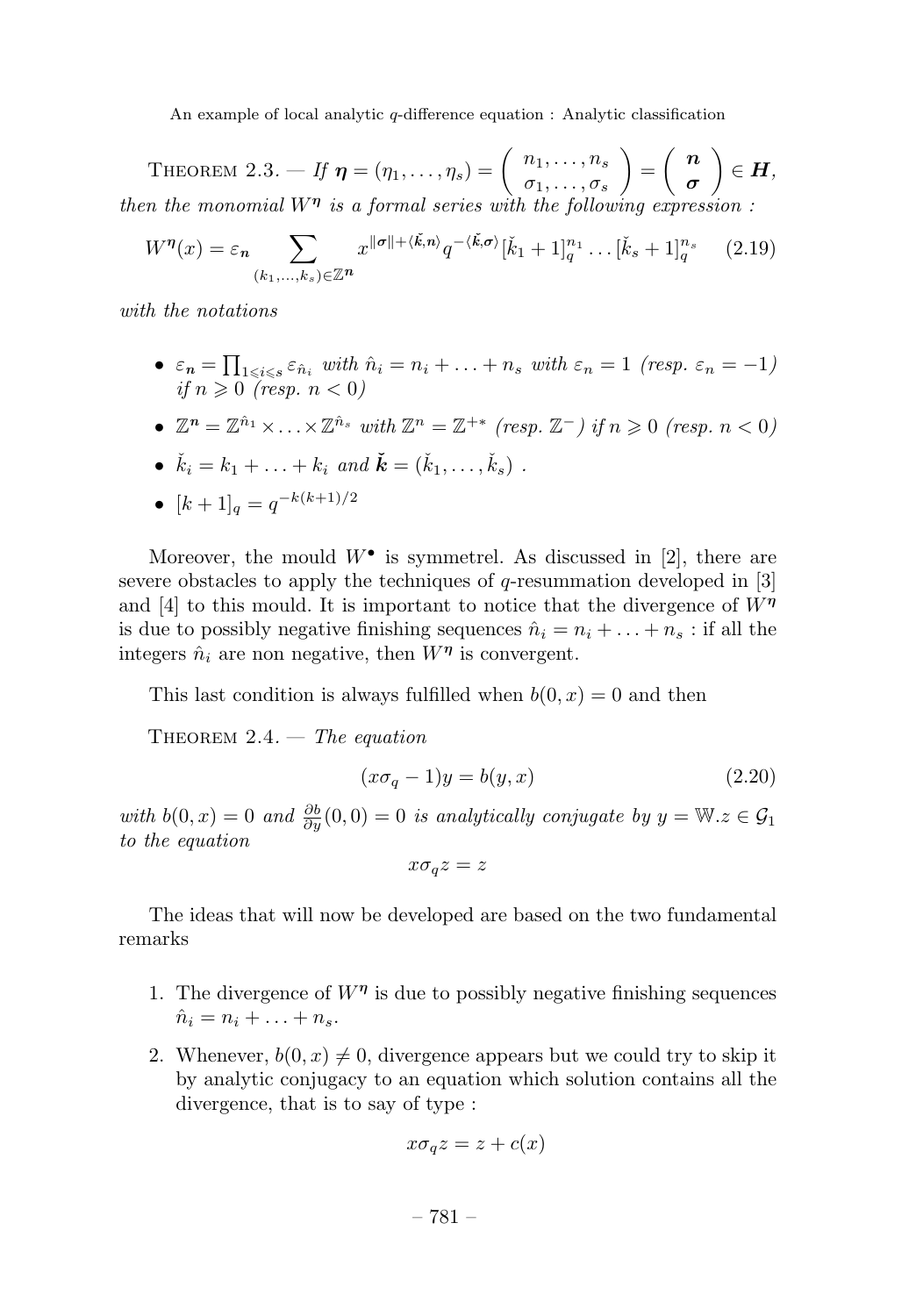Theorem 2.3. — *If* $\boldsymbol{\eta} = (\eta_1, \dots, \eta_s) = \begin{pmatrix} n_1, \dots, n_s \\ \sigma_1, \dots, \sigma_s \end{pmatrix} = \begin{pmatrix} \boldsymbol{n} \\ \boldsymbol{\sigma} \end{pmatrix} \in \boldsymbol{H}$, *then the monomial* $W^{\boldsymbol{\eta}}$ *is a formal series with the following expression :*

$$W^{\boldsymbol{\eta}}(x) = \varepsilon_{\boldsymbol{n}} \sum_{(k_1,\dots,k_s)\in\mathbb{Z}^{\boldsymbol{n}}} x^{\|\boldsymbol{\sigma}\| + \langle \check{\boldsymbol{k}}, \boldsymbol{n}\rangle} q^{-\langle \check{\boldsymbol{k}}, \boldsymbol{\sigma}\rangle} [\check{k}_1 + 1]_q^{n_1} \dots [\check{k}_s + 1]_q^{n_s} \qquad (2.19)$$

*with the notations*

- $\varepsilon_{\boldsymbol{n}} = \prod_{1 \leqslant i \leqslant s} \varepsilon_{\hat{n}_i}$ *with* $\hat{n}_i = n_i + \ldots + n_s$ *with* $\varepsilon_n = 1$ *(resp.* $\varepsilon_n = -1$*) if* $n \geqslant 0$ *(resp.* $n < 0$*)*
- $\mathbb{Z}^{\boldsymbol{n}} = \mathbb{Z}^{\hat{n}_1} \times \ldots \times \mathbb{Z}^{\hat{n}_s}$ *with* $\mathbb{Z}^n = \mathbb{Z}^{+*}$ *(resp.* $\mathbb{Z}^-$*) if* $n \geqslant 0$ *(resp.* $n < 0$*)*
- $\check{k}_i = k_1 + \ldots + k_i$ *and* $\check{\boldsymbol{k}} = (\check{k}_1, \dots, \check{k}_s)$ *.*
- $[k+1]_q = q^{-k(k+1)/2}$

Moreover, the mould $W^\bullet$ is symmetrel. As discussed in [2], there are severe obstacles to apply the techniques of $q$-resummation developed in [3] and [4] to this mould. It is important to notice that the divergence of $W^{\boldsymbol{\eta}}$ is due to possibly negative finishing sequences $\hat{n}_i = n_i + \ldots + n_s$ : if all the integers $\hat{n}_i$ are non negative, then $W^{\boldsymbol{\eta}}$ is convergent.

This last condition is always fulfilled when $b(0, x) = 0$ and then

Theorem 2.4. — *The equation*

$$(x\sigma_q - 1)y = b(y, x) \qquad (2.20)$$

*with* $b(0, x) = 0$ *and* $\frac{\partial b}{\partial y}(0, 0) = 0$ *is analytically conjugate by* $y = \mathbb{W}.z \in \mathcal{G}_1$ *to the equation*

$$x\sigma_q z = z$$

The ideas that will now be developed are based on the two fundamental remarks

1. The divergence of $W^{\boldsymbol{\eta}}$ is due to possibly negative finishing sequences $\hat{n}_i = n_i + \ldots + n_s$.
2. Whenever, $b(0, x) \neq 0$, divergence appears but we could try to skip it by analytic conjugacy to an equation which solution contains all the divergence, that is to say of type :

$$x\sigma_q z = z + c(x)$$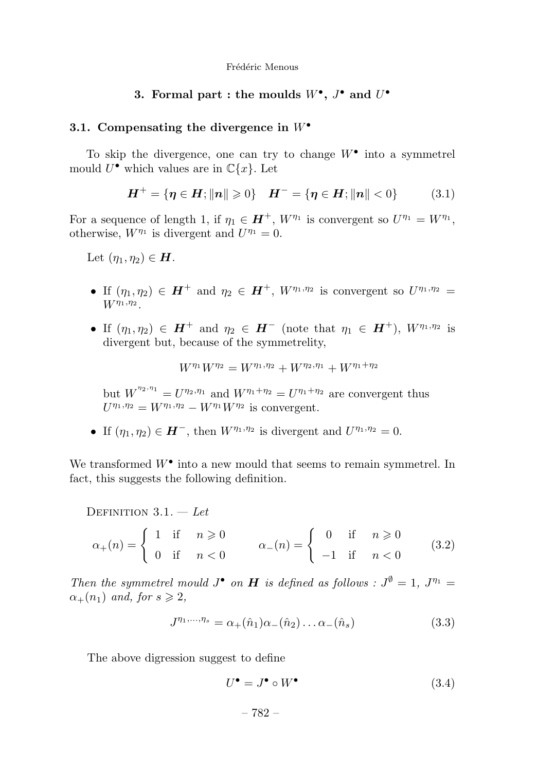## 3. Formal part : the moulds $W^\bullet$, $J^\bullet$ and $U^\bullet$

### 3.1. Compensating the divergence in $W^\bullet$

To skip the divergence, one can try to change $W^\bullet$ into a symmetrel mould $U^\bullet$ which values are in $\mathbb{C}\{x\}$. Let

$$\boldsymbol{H}^+ = \{\boldsymbol{\eta} \in \boldsymbol{H}; \|\boldsymbol{n}\| \geqslant 0\} \quad \boldsymbol{H}^- = \{\boldsymbol{\eta} \in \boldsymbol{H}; \|\boldsymbol{n}\| < 0\} \tag{3.1}$$

For a sequence of length 1, if $\eta_1 \in \boldsymbol{H}^+$, $W^{\eta_1}$ is convergent so $U^{\eta_1} = W^{\eta_1}$, otherwise, $W^{\eta_1}$ is divergent and $U^{\eta_1} = 0$.

Let $(\eta_1, \eta_2) \in \boldsymbol{H}$.

- If $(\eta_1, \eta_2) \in \boldsymbol{H}^+$ and $\eta_2 \in \boldsymbol{H}^+$, $W^{\eta_1,\eta_2}$ is convergent so $U^{\eta_1,\eta_2} = W^{\eta_1,\eta_2}$.
- If $(\eta_1, \eta_2) \in \boldsymbol{H}^+$ and $\eta_2 \in \boldsymbol{H}^-$ (note that $\eta_1 \in \boldsymbol{H}^+$), $W^{\eta_1,\eta_2}$ is divergent but, because of the symmetrelity,

  $$W^{\eta_1} W^{\eta_2} = W^{\eta_1,\eta_2} + W^{\eta_2,\eta_1} + W^{\eta_1+\eta_2}$$

  but $W^{\eta_2,\eta_1} = U^{\eta_2,\eta_1}$ and $W^{\eta_1+\eta_2} = U^{\eta_1+\eta_2}$ are convergent thus $U^{\eta_1,\eta_2} = W^{\eta_1,\eta_2} - W^{\eta_1} W^{\eta_2}$ is convergent.
- If $(\eta_1, \eta_2) \in \boldsymbol{H}^-$, then $W^{\eta_1,\eta_2}$ is divergent and $U^{\eta_1,\eta_2} = 0$.

We transformed $W^\bullet$ into a new mould that seems to remain symmetrel. In fact, this suggests the following definition.

Definition 3.1. — *Let*

$$\alpha_+(n) = \begin{cases} 1 & \text{if} \quad n \geqslant 0 \\ 0 & \text{if} \quad n < 0 \end{cases} \qquad \alpha_-(n) = \begin{cases} 0 & \text{if} \quad n \geqslant 0 \\ -1 & \text{if} \quad n < 0 \end{cases} \tag{3.2}$$

*Then the symmetrel mould $J^\bullet$ on $\boldsymbol{H}$ is defined as follows : $J^\emptyset = 1$, $J^{\eta_1} = \alpha_+(n_1)$ and, for $s \geqslant 2$,*

$$J^{\eta_1,\ldots,\eta_s} = \alpha_+(\hat{n}_1)\alpha_-(\hat{n}_2)\ldots\alpha_-(\hat{n}_s) \tag{3.3}$$

The above digression suggest to define

$$U^\bullet = J^\bullet \circ W^\bullet \tag{3.4}$$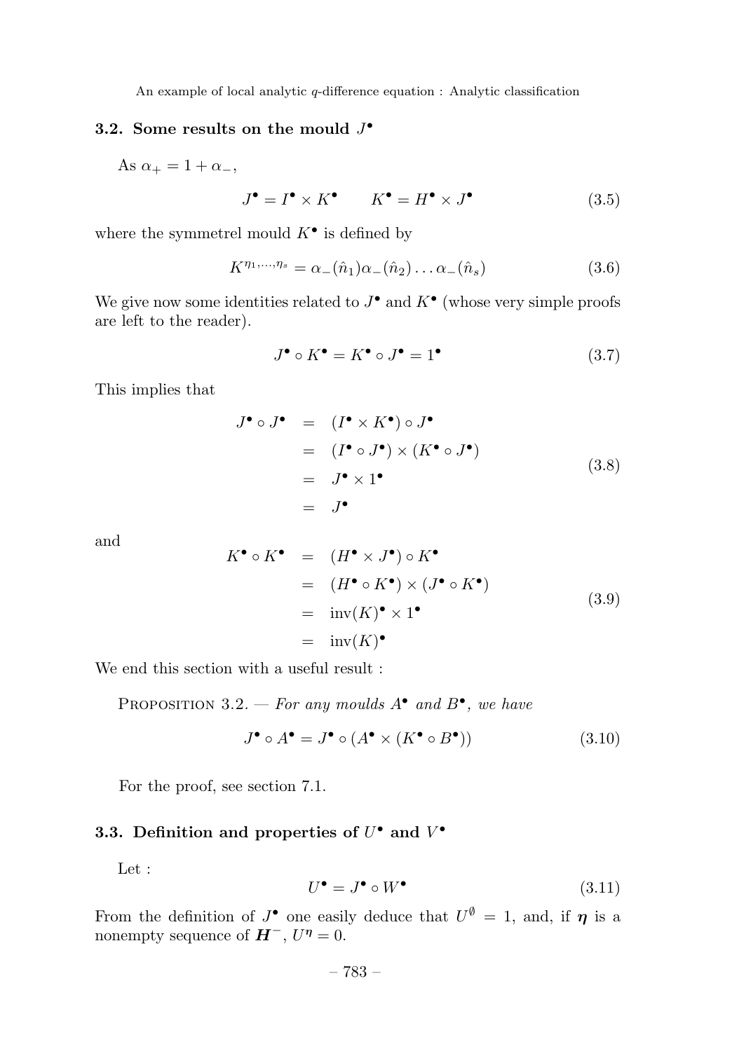### 3.2. Some results on the mould $J^\bullet$

As $\alpha_+ = 1 + \alpha_-$,

$$J^\bullet = I^\bullet \times K^\bullet \qquad K^\bullet = H^\bullet \times J^\bullet \tag{3.5}$$

where the symmetrel mould $K^\bullet$ is defined by

$$K^{\eta_1,\ldots,\eta_s} = \alpha_-(\hat{n}_1)\alpha_-(\hat{n}_2)\ldots\alpha_-(\hat{n}_s) \tag{3.6}$$

We give now some identities related to $J^\bullet$ and $K^\bullet$ (whose very simple proofs are left to the reader).

$$J^\bullet \circ K^\bullet = K^\bullet \circ J^\bullet = 1^\bullet \tag{3.7}$$

This implies that

$$\begin{aligned} J^\bullet \circ J^\bullet &= (I^\bullet \times K^\bullet) \circ J^\bullet \\ &= (I^\bullet \circ J^\bullet) \times (K^\bullet \circ J^\bullet) \\ &= J^\bullet \times 1^\bullet \\ &= J^\bullet \end{aligned} \tag{3.8}$$

and

$$\begin{aligned} K^\bullet \circ K^\bullet &= (H^\bullet \times J^\bullet) \circ K^\bullet \\ &= (H^\bullet \circ K^\bullet) \times (J^\bullet \circ K^\bullet) \\ &= \mathrm{inv}(K)^\bullet \times 1^\bullet \\ &= \mathrm{inv}(K)^\bullet \end{aligned} \tag{3.9}$$

We end this section with a useful result :

Proposition 3.2. — *For any moulds $A^\bullet$ and $B^\bullet$, we have*

$$J^\bullet \circ A^\bullet = J^\bullet \circ (A^\bullet \times (K^\bullet \circ B^\bullet)) \tag{3.10}$$

For the proof, see section 7.1.

### 3.3. Definition and properties of $U^\bullet$ and $V^\bullet$

Let :

$$U^\bullet = J^\bullet \circ W^\bullet \tag{3.11}$$

From the definition of $J^\bullet$ one easily deduce that $U^\emptyset = 1$, and, if $\boldsymbol{\eta}$ is a nonempty sequence of $\boldsymbol{H}^-$, $U^{\boldsymbol{\eta}} = 0$.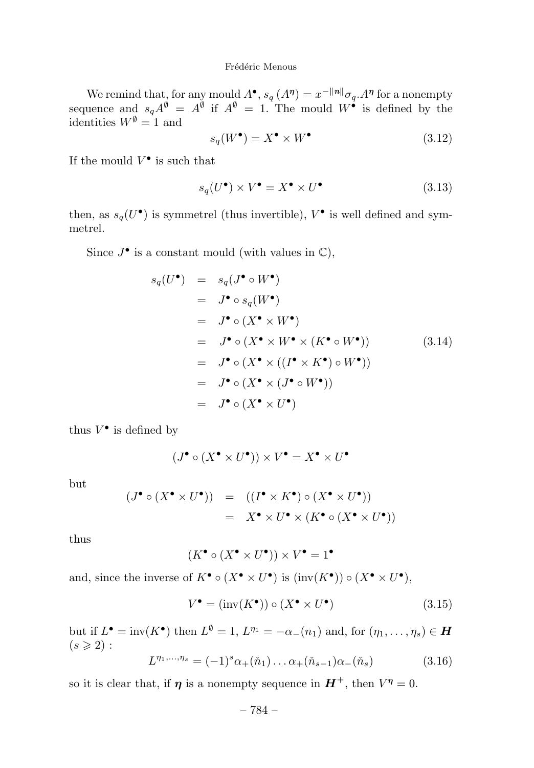We remind that, for any mould $A^\bullet$, $s_q\left(A^{\boldsymbol{\eta}}\right) = x^{-\|\boldsymbol{n}\|}\sigma_q.A^{\boldsymbol{\eta}}$ for a nonempty sequence and $s_q A^\emptyset = A^\emptyset$ if $A^\emptyset = 1$. The mould $W^\bullet$ is defined by the identities $W^\emptyset = 1$ and

$$s_q(W^\bullet) = X^\bullet \times W^\bullet \tag{3.12}$$

If the mould $V^\bullet$ is such that

$$s_q(U^\bullet) \times V^\bullet = X^\bullet \times U^\bullet \tag{3.13}$$

then, as $s_q(U^\bullet)$ is symmetrel (thus invertible), $V^\bullet$ is well defined and symmetrel.

Since $J^\bullet$ is a constant mould (with values in $\mathbb{C}$),

$$\begin{aligned}
s_q(U^\bullet) &= s_q(J^\bullet \circ W^\bullet) \\
&= J^\bullet \circ s_q(W^\bullet) \\
&= J^\bullet \circ (X^\bullet \times W^\bullet) \\
&= J^\bullet \circ (X^\bullet \times W^\bullet \times (K^\bullet \circ W^\bullet)) \\
&= J^\bullet \circ (X^\bullet \times ((I^\bullet \times K^\bullet) \circ W^\bullet)) \\
&= J^\bullet \circ (X^\bullet \times (J^\bullet \circ W^\bullet)) \\
&= J^\bullet \circ (X^\bullet \times U^\bullet)
\end{aligned} \tag{3.14}$$

thus $V^\bullet$ is defined by

$$(J^\bullet \circ (X^\bullet \times U^\bullet)) \times V^\bullet = X^\bullet \times U^\bullet$$

but

$$\begin{aligned}
(J^\bullet \circ (X^\bullet \times U^\bullet)) &= ((I^\bullet \times K^\bullet) \circ (X^\bullet \times U^\bullet)) \\
&= X^\bullet \times U^\bullet \times (K^\bullet \circ (X^\bullet \times U^\bullet))
\end{aligned}$$

thus

$$(K^\bullet \circ (X^\bullet \times U^\bullet)) \times V^\bullet = 1^\bullet$$

and, since the inverse of $K^\bullet \circ (X^\bullet \times U^\bullet)$ is $(\mathrm{inv}(K^\bullet)) \circ (X^\bullet \times U^\bullet)$,

$$V^\bullet = (\mathrm{inv}(K^\bullet)) \circ (X^\bullet \times U^\bullet) \tag{3.15}$$

but if $L^\bullet = \mathrm{inv}(K^\bullet)$ then $L^\emptyset = 1$, $L^{\eta_1} = -\alpha_-(n_1)$ and, for $(\eta_1, \ldots, \eta_s) \in \boldsymbol{H}$ $(s \geqslant 2)$ :

$$L^{\eta_1,\ldots,\eta_s} = (-1)^s \alpha_+(\check{n}_1) \ldots \alpha_+(\check{n}_{s-1})\alpha_-(\check{n}_s) \tag{3.16}$$

so it is clear that, if $\boldsymbol{\eta}$ is a nonempty sequence in $\boldsymbol{H}^+$, then $V^{\boldsymbol{\eta}} = 0$.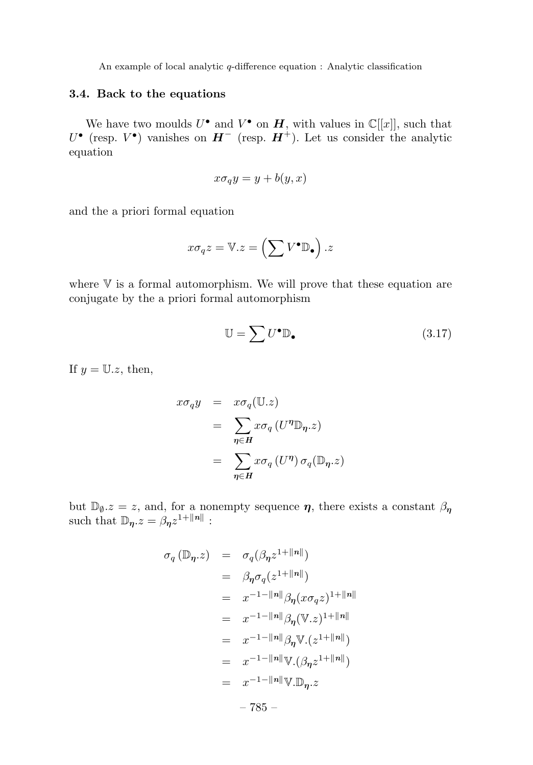### 3.4. Back to the equations

We have two moulds $U^\bullet$ and $V^\bullet$ on $\boldsymbol{H}$, with values in $\mathbb{C}[[x]]$, such that $U^\bullet$ (resp. $V^\bullet$) vanishes on $\boldsymbol{H}^-$ (resp. $\boldsymbol{H}^+$). Let us consider the analytic equation

$$x\sigma_q y = y + b(y,x)$$

and the a priori formal equation

$$x\sigma_q z = \mathbb{V}.z = \left(\sum V^\bullet \mathbb{D}_\bullet\right).z$$

where $\mathbb{V}$ is a formal automorphism. We will prove that these equation are conjugate by the a priori formal automorphism

$$\mathbb{U} = \sum U^\bullet \mathbb{D}_\bullet \tag{3.17}$$

If $y = \mathbb{U}.z$, then,

$$\begin{aligned}
x\sigma_q y &= x\sigma_q(\mathbb{U}.z)\\
&= \sum_{\boldsymbol{\eta}\in\boldsymbol{H}} x\sigma_q\left(U^{\boldsymbol{\eta}}\mathbb{D}_{\boldsymbol{\eta}}.z\right)\\
&= \sum_{\boldsymbol{\eta}\in\boldsymbol{H}} x\sigma_q\left(U^{\boldsymbol{\eta}}\right)\sigma_q(\mathbb{D}_{\boldsymbol{\eta}}.z)
\end{aligned}$$

but $\mathbb{D}_\emptyset.z = z$, and, for a nonempty sequence $\boldsymbol{\eta}$, there exists a constant $\beta_{\boldsymbol{\eta}}$ such that $\mathbb{D}_{\boldsymbol{\eta}}.z = \beta_{\boldsymbol{\eta}} z^{1+\|\boldsymbol{n}\|}$ :

$$\begin{aligned}
\sigma_q\left(\mathbb{D}_{\boldsymbol{\eta}}.z\right) &= \sigma_q(\beta_{\boldsymbol{\eta}} z^{1+\|\boldsymbol{n}\|})\\
&= \beta_{\boldsymbol{\eta}}\sigma_q(z^{1+\|\boldsymbol{n}\|})\\
&= x^{-1-\|\boldsymbol{n}\|}\beta_{\boldsymbol{\eta}}(x\sigma_q z)^{1+\|\boldsymbol{n}\|}\\
&= x^{-1-\|\boldsymbol{n}\|}\beta_{\boldsymbol{\eta}}(\mathbb{V}.z)^{1+\|\boldsymbol{n}\|}\\
&= x^{-1-\|\boldsymbol{n}\|}\beta_{\boldsymbol{\eta}}\mathbb{V}.(z^{1+\|\boldsymbol{n}\|})\\
&= x^{-1-\|\boldsymbol{n}\|}\mathbb{V}.(\beta_{\boldsymbol{\eta}} z^{1+\|\boldsymbol{n}\|})\\
&= x^{-1-\|\boldsymbol{n}\|}\mathbb{V}.\mathbb{D}_{\boldsymbol{\eta}}.z
\end{aligned}$$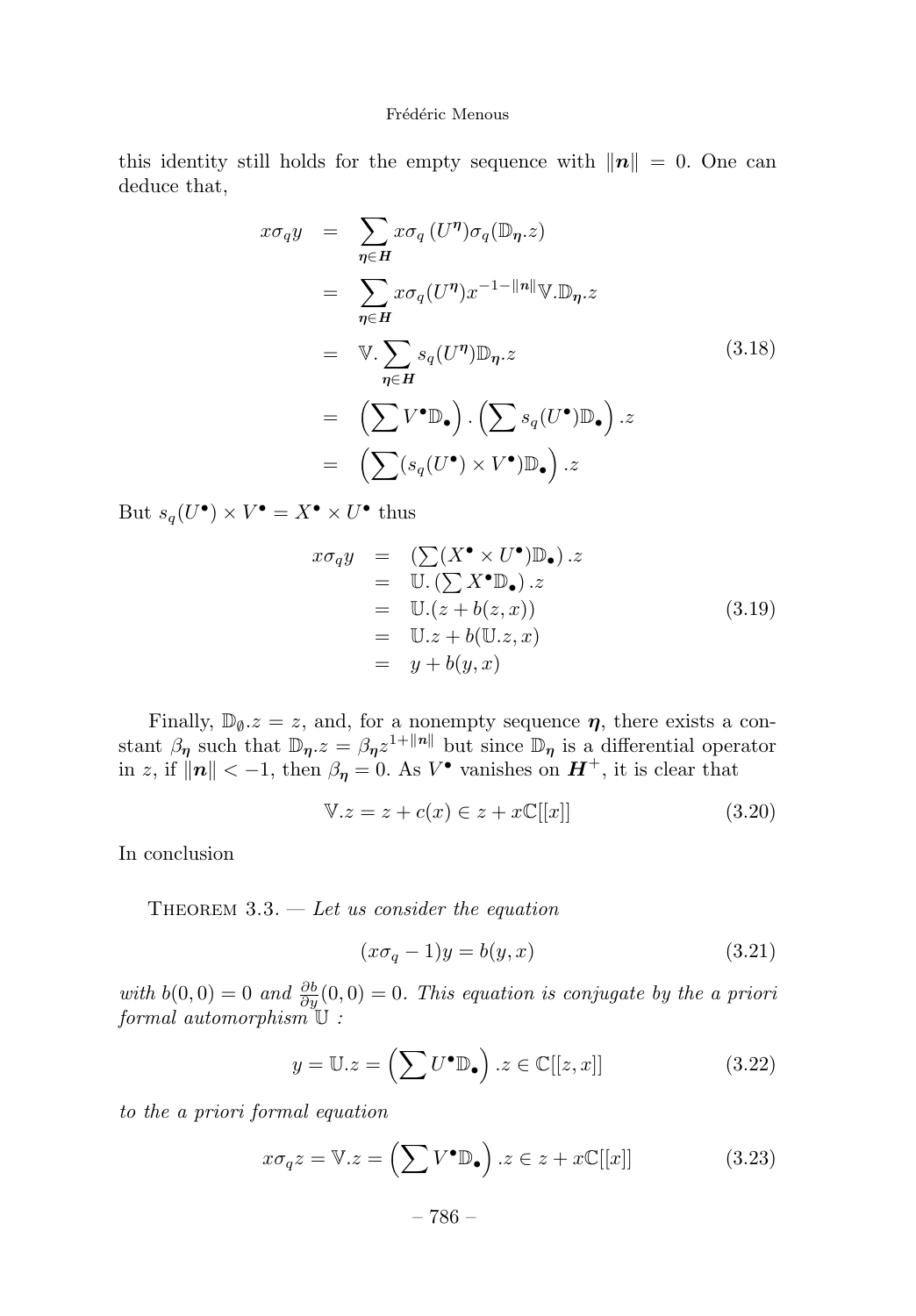this identity still holds for the empty sequence with $\|\boldsymbol{n}\| = 0$. One can deduce that,

$$
\begin{aligned}
x\sigma_q y &= \sum_{\boldsymbol{\eta}\in \boldsymbol{H}} x\sigma_q\,(U^{\boldsymbol{\eta}})\sigma_q(\mathbb{D}_{\boldsymbol{\eta}}.z) \\
&= \sum_{\boldsymbol{\eta}\in \boldsymbol{H}} x\sigma_q(U^{\boldsymbol{\eta}})x^{-1-\|\boldsymbol{n}\|}\mathbb{V}.\mathbb{D}_{\boldsymbol{\eta}}.z \\
&= \mathbb{V}.\sum_{\boldsymbol{\eta}\in \boldsymbol{H}} s_q(U^{\boldsymbol{\eta}})\mathbb{D}_{\boldsymbol{\eta}}.z \\
&= \left(\sum V^{\bullet}\mathbb{D}_{\bullet}\right).\left(\sum s_q(U^{\bullet})\mathbb{D}_{\bullet}\right).z \\
&= \left(\sum (s_q(U^{\bullet})\times V^{\bullet})\mathbb{D}_{\bullet}\right).z
\end{aligned}
\tag{3.18}
$$

But $s_q(U^{\bullet})\times V^{\bullet} = X^{\bullet}\times U^{\bullet}$ thus

$$
\begin{aligned}
x\sigma_q y &= \left(\sum (X^{\bullet}\times U^{\bullet})\mathbb{D}_{\bullet}\right).z \\
&= \mathbb{U}.\left(\sum X^{\bullet}\mathbb{D}_{\bullet}\right).z \\
&= \mathbb{U}.(z+b(z,x)) \\
&= \mathbb{U}.z + b(\mathbb{U}.z,x) \\
&= y + b(y,x)
\end{aligned}
\tag{3.19}
$$

Finally, $\mathbb{D}_{\emptyset}.z = z$, and, for a nonempty sequence $\boldsymbol{\eta}$, there exists a constant $\beta_{\boldsymbol{\eta}}$ such that $\mathbb{D}_{\boldsymbol{\eta}}.z = \beta_{\boldsymbol{\eta}}z^{1+\|\boldsymbol{n}\|}$ but since $\mathbb{D}_{\boldsymbol{\eta}}$ is a differential operator in $z$, if $\|\boldsymbol{n}\| < -1$, then $\beta_{\boldsymbol{\eta}} = 0$. As $V^{\bullet}$ vanishes on $\boldsymbol{H}^{+}$, it is clear that

$$
\mathbb{V}.z = z + c(x) \in z + x\mathbb{C}[[x]]
\tag{3.20}
$$

In conclusion

Theorem 3.3. — *Let us consider the equation*

$$
(x\sigma_q - 1)y = b(y,x)
\tag{3.21}
$$

*with* $b(0,0)=0$ *and* $\frac{\partial b}{\partial y}(0,0) = 0$. *This equation is conjugate by the a priori formal automorphism* $\mathbb{U}$ *:*

$$
y = \mathbb{U}.z = \left(\sum U^{\bullet}\mathbb{D}_{\bullet}\right).z \in \mathbb{C}[[z,x]]
\tag{3.22}
$$

*to the a priori formal equation*

$$
x\sigma_q z = \mathbb{V}.z = \left(\sum V^{\bullet}\mathbb{D}_{\bullet}\right).z \in z + x\mathbb{C}[[x]]
\tag{3.23}
$$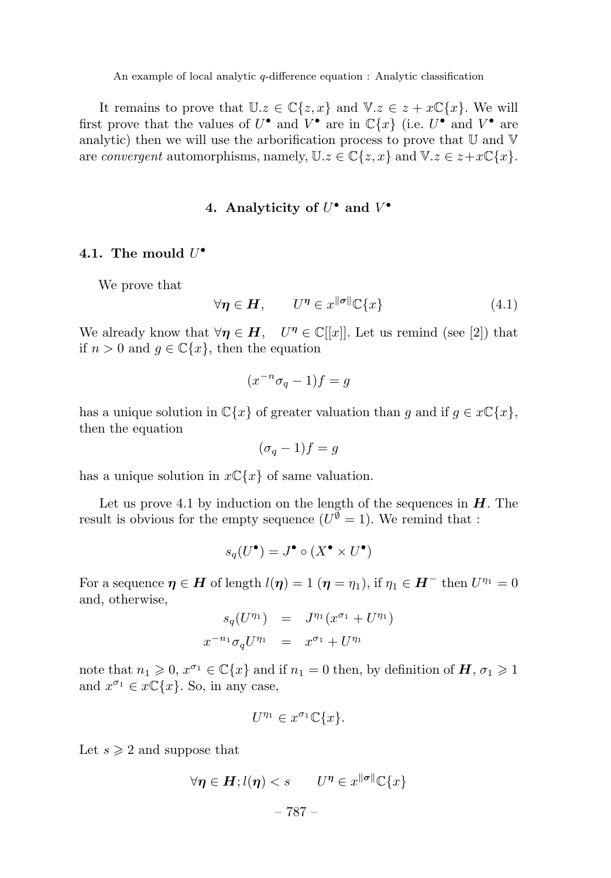It remains to prove that $\mathbb{U}.z \in \mathbb{C}\{z, x\}$ and $\mathbb{V}.z \in z + x\mathbb{C}\{x\}$. We will first prove that the values of $U^\bullet$ and $V^\bullet$ are in $\mathbb{C}\{x\}$ (i.e. $U^\bullet$ and $V^\bullet$ are analytic) then we will use the arborification process to prove that $\mathbb{U}$ and $\mathbb{V}$ are *convergent* automorphisms, namely, $\mathbb{U}.z \in \mathbb{C}\{z, x\}$ and $\mathbb{V}.z \in z + x\mathbb{C}\{x\}$.

## 4. Analyticity of $U^\bullet$ and $V^\bullet$

### 4.1. The mould $U^\bullet$

We prove that

$$\forall \boldsymbol{\eta} \in \boldsymbol{H}, \qquad U^{\boldsymbol{\eta}} \in x^{\|\boldsymbol{\sigma}\|}\mathbb{C}\{x\} \tag{4.1}$$

We already know that $\forall \boldsymbol{\eta} \in \boldsymbol{H}, \quad U^{\boldsymbol{\eta}} \in \mathbb{C}[[x]]$. Let us remind (see [2]) that if $n > 0$ and $g \in \mathbb{C}\{x\}$, then the equation

$$(x^{-n}\sigma_q - 1)f = g$$

has a unique solution in $\mathbb{C}\{x\}$ of greater valuation than $g$ and if $g \in x\mathbb{C}\{x\}$, then the equation

$$(\sigma_q - 1)f = g$$

has a unique solution in $x\mathbb{C}\{x\}$ of same valuation.

Let us prove 4.1 by induction on the length of the sequences in $\boldsymbol{H}$. The result is obvious for the empty sequence ($U^\emptyset = 1$). We remind that :

$$s_q(U^\bullet) = J^\bullet \circ (X^\bullet \times U^\bullet)$$

For a sequence $\boldsymbol{\eta} \in \boldsymbol{H}$ of length $l(\boldsymbol{\eta}) = 1$ ($\boldsymbol{\eta} = \eta_1$), if $\eta_1 \in \boldsymbol{H}^-$ then $U^{\eta_1} = 0$ and, otherwise,

$$\begin{aligned} s_q(U^{\eta_1}) &= J^{\eta_1}(x^{\sigma_1} + U^{\eta_1}) \\ x^{-n_1}\sigma_q U^{\eta_1} &= x^{\sigma_1} + U^{\eta_1} \end{aligned}$$

note that $n_1 \geqslant 0$, $x^{\sigma_1} \in \mathbb{C}\{x\}$ and if $n_1 = 0$ then, by definition of $\boldsymbol{H}$, $\sigma_1 \geqslant 1$ and $x^{\sigma_1} \in x\mathbb{C}\{x\}$. So, in any case,

$$U^{\eta_1} \in x^{\sigma_1}\mathbb{C}\{x\}.$$

Let $s \geqslant 2$ and suppose that

$$\forall \boldsymbol{\eta} \in \boldsymbol{H}; l(\boldsymbol{\eta}) < s \qquad U^{\boldsymbol{\eta}} \in x^{\|\boldsymbol{\sigma}\|}\mathbb{C}\{x\}$$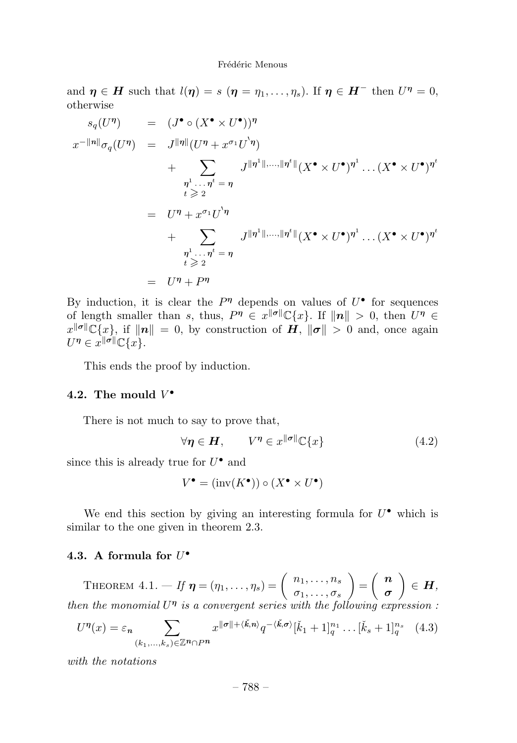and $\boldsymbol{\eta} \in \boldsymbol{H}$ such that $l(\boldsymbol{\eta}) = s$ ($\boldsymbol{\eta} = \eta_1, \ldots, \eta_s$). If $\boldsymbol{\eta} \in \boldsymbol{H}^-$ then $U^{\boldsymbol{\eta}} = 0$, otherwise

$$
\begin{aligned}
s_q(U^{\boldsymbol{\eta}}) &= (J^\bullet \circ (X^\bullet \times U^\bullet))^{\boldsymbol{\eta}} \\
x^{-\|\boldsymbol{n}\|}\sigma_q(U^{\boldsymbol{\eta}}) &= J^{\|\boldsymbol{\eta}\|}(U^{\boldsymbol{\eta}} + x^{\sigma_1} U^{`\boldsymbol{\eta}}) \\
&\quad + \sum_{\substack{\boldsymbol{\eta}^1 \ldots \boldsymbol{\eta}^t = \boldsymbol{\eta} \\ t \geqslant 2}} J^{\|\boldsymbol{\eta}^1\|, \ldots, \|\boldsymbol{\eta}^t\|}(X^\bullet \times U^\bullet)^{\boldsymbol{\eta}^1} \ldots (X^\bullet \times U^\bullet)^{\boldsymbol{\eta}^t} \\
&= U^{\boldsymbol{\eta}} + x^{\sigma_1} U^{`\boldsymbol{\eta}} \\
&\quad + \sum_{\substack{\boldsymbol{\eta}^1 \ldots \boldsymbol{\eta}^t = \boldsymbol{\eta} \\ t \geqslant 2}} J^{\|\boldsymbol{\eta}^1\|, \ldots, \|\boldsymbol{\eta}^t\|}(X^\bullet \times U^\bullet)^{\boldsymbol{\eta}^1} \ldots (X^\bullet \times U^\bullet)^{\boldsymbol{\eta}^t} \\
&= U^{\boldsymbol{\eta}} + P^{\boldsymbol{\eta}}
\end{aligned}
$$

By induction, it is clear the $P^{\boldsymbol{\eta}}$ depends on values of $U^\bullet$ for sequences of length smaller than $s$, thus, $P^{\boldsymbol{\eta}} \in x^{\|\boldsymbol{\sigma}\|}\mathbb{C}\{x\}$. If $\|\boldsymbol{n}\| > 0$, then $U^{\boldsymbol{\eta}} \in x^{\|\boldsymbol{\sigma}\|}\mathbb{C}\{x\}$, if $\|\boldsymbol{n}\| = 0$, by construction of $\boldsymbol{H}$, $\|\boldsymbol{\sigma}\| > 0$ and, once again $U^{\boldsymbol{\eta}} \in x^{\|\boldsymbol{\sigma}\|}\mathbb{C}\{x\}$.

This ends the proof by induction.

### 4.2. The mould $V^\bullet$

There is not much to say to prove that,

$$
\forall \boldsymbol{\eta} \in \boldsymbol{H}, \qquad V^{\boldsymbol{\eta}} \in x^{\|\boldsymbol{\sigma}\|}\mathbb{C}\{x\} \tag{4.2}
$$

since this is already true for $U^\bullet$ and

$$
V^\bullet = (\mathrm{inv}(K^\bullet)) \circ (X^\bullet \times U^\bullet)
$$

We end this section by giving an interesting formula for $U^\bullet$ which is similar to the one given in theorem 2.3.

### 4.3. A formula for $U^\bullet$

Theorem 4.1. — *If $\boldsymbol{\eta} = (\eta_1, \ldots, \eta_s) = \begin{pmatrix} n_1, \ldots, n_s \\ \sigma_1, \ldots, \sigma_s \end{pmatrix} = \begin{pmatrix} \boldsymbol{n} \\ \boldsymbol{\sigma} \end{pmatrix} \in \boldsymbol{H}$, then the monomial $U^{\boldsymbol{\eta}}$ is a convergent series with the following expression :*

$$
U^{\boldsymbol{\eta}}(x) = \varepsilon_{\boldsymbol{n}} \sum_{(k_1, \ldots, k_s) \in \mathbb{Z}^{\boldsymbol{n}} \cap P^{\boldsymbol{n}}} x^{\|\boldsymbol{\sigma}\| + \langle \check{\boldsymbol{k}}, \boldsymbol{n} \rangle} q^{-\langle \check{\boldsymbol{k}}, \boldsymbol{\sigma} \rangle} [\check{k}_1 + 1]_q^{n_1} \ldots [\check{k}_s + 1]_q^{n_s} \tag{4.3}
$$

*with the notations*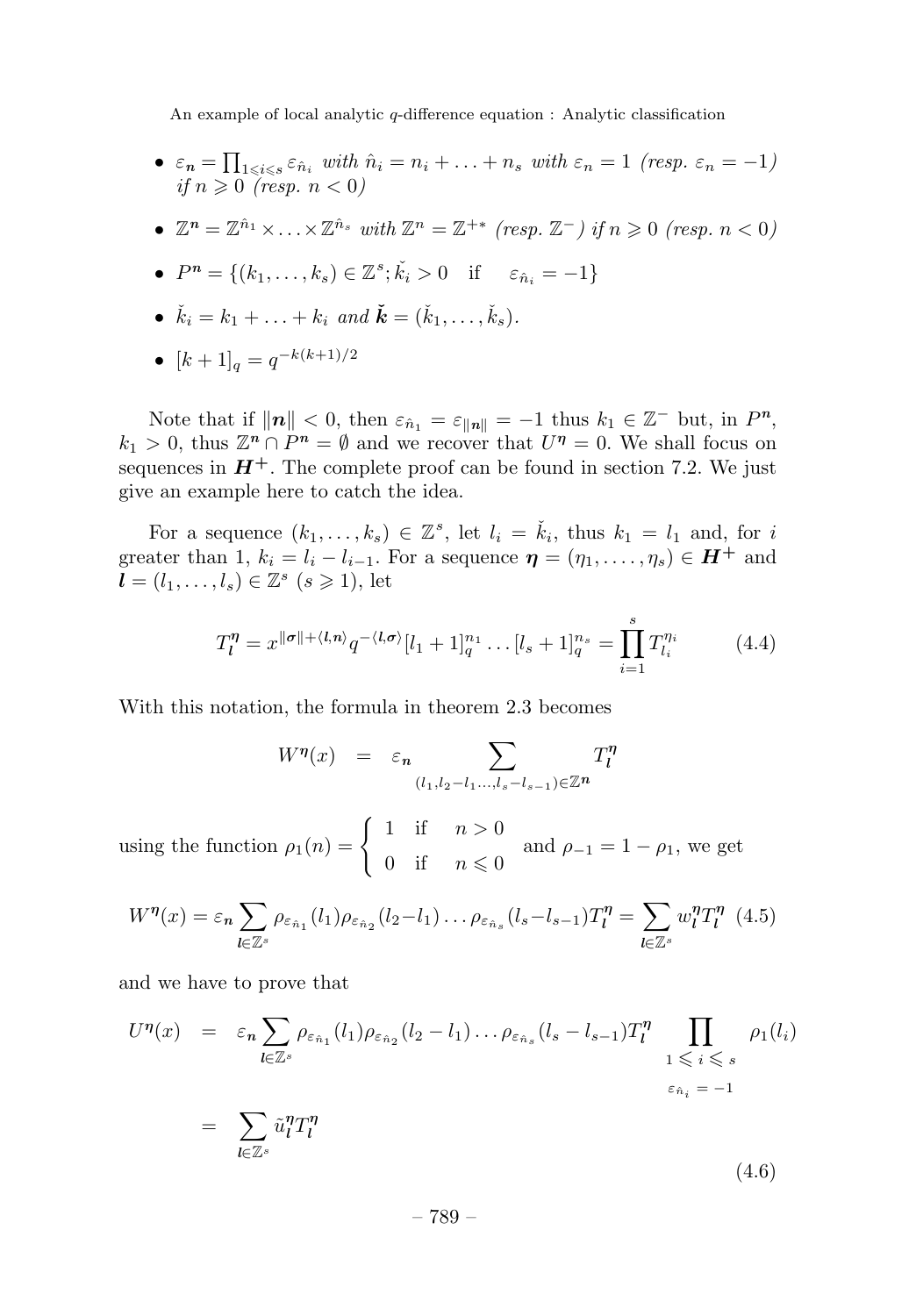- $\varepsilon_{\boldsymbol{n}} = \prod_{1 \leqslant i \leqslant s} \varepsilon_{\hat{n}_i}$ *with* $\hat{n}_i = n_i + \ldots + n_s$ *with* $\varepsilon_n = 1$ *(resp.* $\varepsilon_n = -1$*) if* $n \geqslant 0$ *(resp.* $n < 0$*)*

- $\mathbb{Z}^{\boldsymbol{n}} = \mathbb{Z}^{\hat{n}_1} \times \ldots \times \mathbb{Z}^{\hat{n}_s}$ *with* $\mathbb{Z}^n = \mathbb{Z}^{+*}$ *(resp.* $\mathbb{Z}^-$*) if* $n \geqslant 0$ *(resp.* $n < 0$*)*

- $P^{\boldsymbol{n}} = \{(k_1, \ldots, k_s) \in \mathbb{Z}^s ; \check{k}_i > 0 \quad \text{if} \quad \varepsilon_{\hat{n}_i} = -1\}$

- $\check{k}_i = k_1 + \ldots + k_i$ *and* $\check{\boldsymbol{k}} = (\check{k}_1, \ldots, \check{k}_s)$.

- $[k+1]_q = q^{-k(k+1)/2}$

Note that if $\|\boldsymbol{n}\| < 0$, then $\varepsilon_{\hat{n}_1} = \varepsilon_{\|\boldsymbol{n}\|} = -1$ thus $k_1 \in \mathbb{Z}^-$ but, in $P^{\boldsymbol{n}}$, $k_1 > 0$, thus $\mathbb{Z}^{\boldsymbol{n}} \cap P^{\boldsymbol{n}} = \emptyset$ and we recover that $U^{\boldsymbol{\eta}} = 0$. We shall focus on sequences in $\boldsymbol{H}^+$. The complete proof can be found in section 7.2. We just give an example here to catch the idea.

For a sequence $(k_1, \ldots, k_s) \in \mathbb{Z}^s$, let $l_i = \check{k}_i$, thus $k_1 = l_1$ and, for $i$ greater than 1, $k_i = l_i - l_{i-1}$. For a sequence $\boldsymbol{\eta} = (\eta_1, \ldots, \eta_s) \in \boldsymbol{H}^+$ and $\boldsymbol{l} = (l_1, \ldots, l_s) \in \mathbb{Z}^s$ ($s \geqslant 1$), let

$$T_{\boldsymbol{l}}^{\boldsymbol{\eta}} = x^{\|\boldsymbol{\sigma}\| + \langle \boldsymbol{l}, \boldsymbol{n} \rangle} q^{-\langle \boldsymbol{l}, \boldsymbol{\sigma} \rangle} [l_1 + 1]_q^{n_1} \ldots [l_s + 1]_q^{n_s} = \prod_{i=1}^{s} T_{l_i}^{\eta_i} \tag{4.4}$$

With this notation, the formula in theorem 2.3 becomes

$$W^{\boldsymbol{\eta}}(x) = \varepsilon_{\boldsymbol{n}} \sum_{(l_1, l_2 - l_1 \ldots, l_s - l_{s-1}) \in \mathbb{Z}^{\boldsymbol{n}}} T_{\boldsymbol{l}}^{\boldsymbol{\eta}}$$

using the function $\rho_1(n) = \begin{cases} 1 & \text{if} \quad n > 0 \\ 0 & \text{if} \quad n \leqslant 0 \end{cases}$ and $\rho_{-1} = 1 - \rho_1$, we get

$$W^{\boldsymbol{\eta}}(x) = \varepsilon_{\boldsymbol{n}} \sum_{\boldsymbol{l} \in \mathbb{Z}^s} \rho_{\varepsilon_{\hat{n}_1}}(l_1) \rho_{\varepsilon_{\hat{n}_2}}(l_2 - l_1) \ldots \rho_{\varepsilon_{\hat{n}_s}}(l_s - l_{s-1}) T_{\boldsymbol{l}}^{\boldsymbol{\eta}} = \sum_{\boldsymbol{l} \in \mathbb{Z}^s} w_{\boldsymbol{l}}^{\boldsymbol{\eta}} T_{\boldsymbol{l}}^{\boldsymbol{\eta}} \tag{4.5}$$

and we have to prove that

$$\begin{aligned} U^{\boldsymbol{\eta}}(x) &= \varepsilon_{\boldsymbol{n}} \sum_{\boldsymbol{l} \in \mathbb{Z}^s} \rho_{\varepsilon_{\hat{n}_1}}(l_1) \rho_{\varepsilon_{\hat{n}_2}}(l_2 - l_1) \ldots \rho_{\varepsilon_{\hat{n}_s}}(l_s - l_{s-1}) T_{\boldsymbol{l}}^{\boldsymbol{\eta}} \prod_{\substack{1 \leqslant i \leqslant s \\ \varepsilon_{\hat{n}_i} = -1}} \rho_1(l_i) \\ &= \sum_{\boldsymbol{l} \in \mathbb{Z}^s} \tilde{u}_{\boldsymbol{l}}^{\boldsymbol{\eta}} T_{\boldsymbol{l}}^{\boldsymbol{\eta}} \end{aligned} \tag{4.6}$$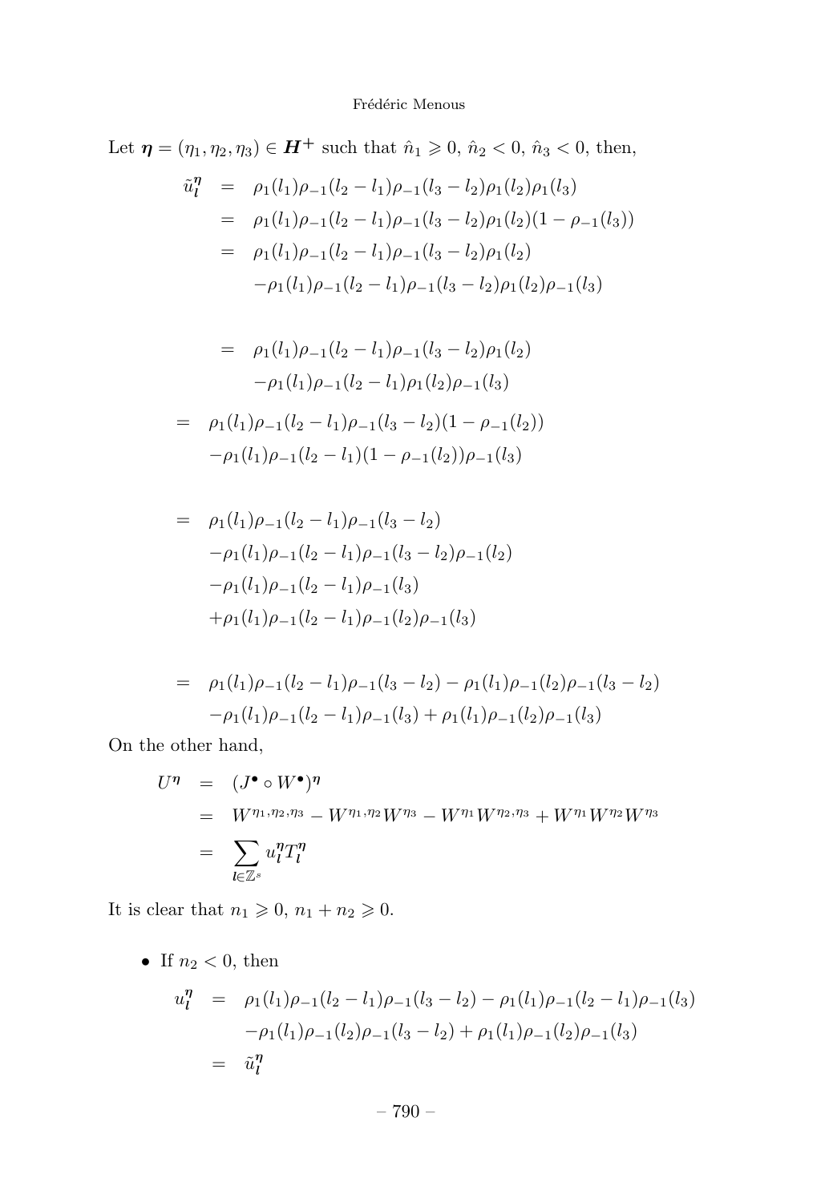Let $\boldsymbol{\eta} = (\eta_1, \eta_2, \eta_3) \in \boldsymbol{H}^+$ such that $\hat{n}_1 \geqslant 0$, $\hat{n}_2 < 0$, $\hat{n}_3 < 0$, then,

$$
\begin{aligned}
\tilde{u}_{\boldsymbol{l}}^{\boldsymbol{\eta}} &= \rho_1(l_1)\rho_{-1}(l_2 - l_1)\rho_{-1}(l_3 - l_2)\rho_1(l_2)\rho_1(l_3) \\
&= \rho_1(l_1)\rho_{-1}(l_2 - l_1)\rho_{-1}(l_3 - l_2)\rho_1(l_2)(1 - \rho_{-1}(l_3)) \\
&= \rho_1(l_1)\rho_{-1}(l_2 - l_1)\rho_{-1}(l_3 - l_2)\rho_1(l_2) \\
&\quad -\rho_1(l_1)\rho_{-1}(l_2 - l_1)\rho_{-1}(l_3 - l_2)\rho_1(l_2)\rho_{-1}(l_3) \\
&= \rho_1(l_1)\rho_{-1}(l_2 - l_1)\rho_{-1}(l_3 - l_2)\rho_1(l_2) \\
&\quad -\rho_1(l_1)\rho_{-1}(l_2 - l_1)\rho_1(l_2)\rho_{-1}(l_3) \\
&= \rho_1(l_1)\rho_{-1}(l_2 - l_1)\rho_{-1}(l_3 - l_2)(1 - \rho_{-1}(l_2)) \\
&\quad -\rho_1(l_1)\rho_{-1}(l_2 - l_1)(1 - \rho_{-1}(l_2))\rho_{-1}(l_3) \\
&= \rho_1(l_1)\rho_{-1}(l_2 - l_1)\rho_{-1}(l_3 - l_2) \\
&\quad -\rho_1(l_1)\rho_{-1}(l_2 - l_1)\rho_{-1}(l_3 - l_2)\rho_{-1}(l_2) \\
&\quad -\rho_1(l_1)\rho_{-1}(l_2 - l_1)\rho_{-1}(l_3) \\
&\quad +\rho_1(l_1)\rho_{-1}(l_2 - l_1)\rho_{-1}(l_2)\rho_{-1}(l_3) \\
&= \rho_1(l_1)\rho_{-1}(l_2 - l_1)\rho_{-1}(l_3 - l_2) - \rho_1(l_1)\rho_{-1}(l_2)\rho_{-1}(l_3 - l_2) \\
&\quad -\rho_1(l_1)\rho_{-1}(l_2 - l_1)\rho_{-1}(l_3) + \rho_1(l_1)\rho_{-1}(l_2)\rho_{-1}(l_3)
\end{aligned}
$$

On the other hand,

$$
\begin{aligned}
U^{\boldsymbol{\eta}} &= (J^\bullet \circ W^\bullet)^{\boldsymbol{\eta}} \\
&= W^{\eta_1,\eta_2,\eta_3} - W^{\eta_1,\eta_2}W^{\eta_3} - W^{\eta_1}W^{\eta_2,\eta_3} + W^{\eta_1}W^{\eta_2}W^{\eta_3} \\
&= \sum_{\boldsymbol{l} \in \mathbb{Z}^s} u_{\boldsymbol{l}}^{\boldsymbol{\eta}} T_{\boldsymbol{l}}^{\boldsymbol{\eta}}
\end{aligned}
$$

It is clear that $n_1 \geqslant 0$, $n_1 + n_2 \geqslant 0$.

- If $n_2 < 0$, then

$$
\begin{aligned}
u_{\boldsymbol{l}}^{\boldsymbol{\eta}} &= \rho_1(l_1)\rho_{-1}(l_2 - l_1)\rho_{-1}(l_3 - l_2) - \rho_1(l_1)\rho_{-1}(l_2 - l_1)\rho_{-1}(l_3) \\
&\quad -\rho_1(l_1)\rho_{-1}(l_2)\rho_{-1}(l_3 - l_2) + \rho_1(l_1)\rho_{-1}(l_2)\rho_{-1}(l_3) \\
&= \tilde{u}_{\boldsymbol{l}}^{\boldsymbol{\eta}}
\end{aligned}
$$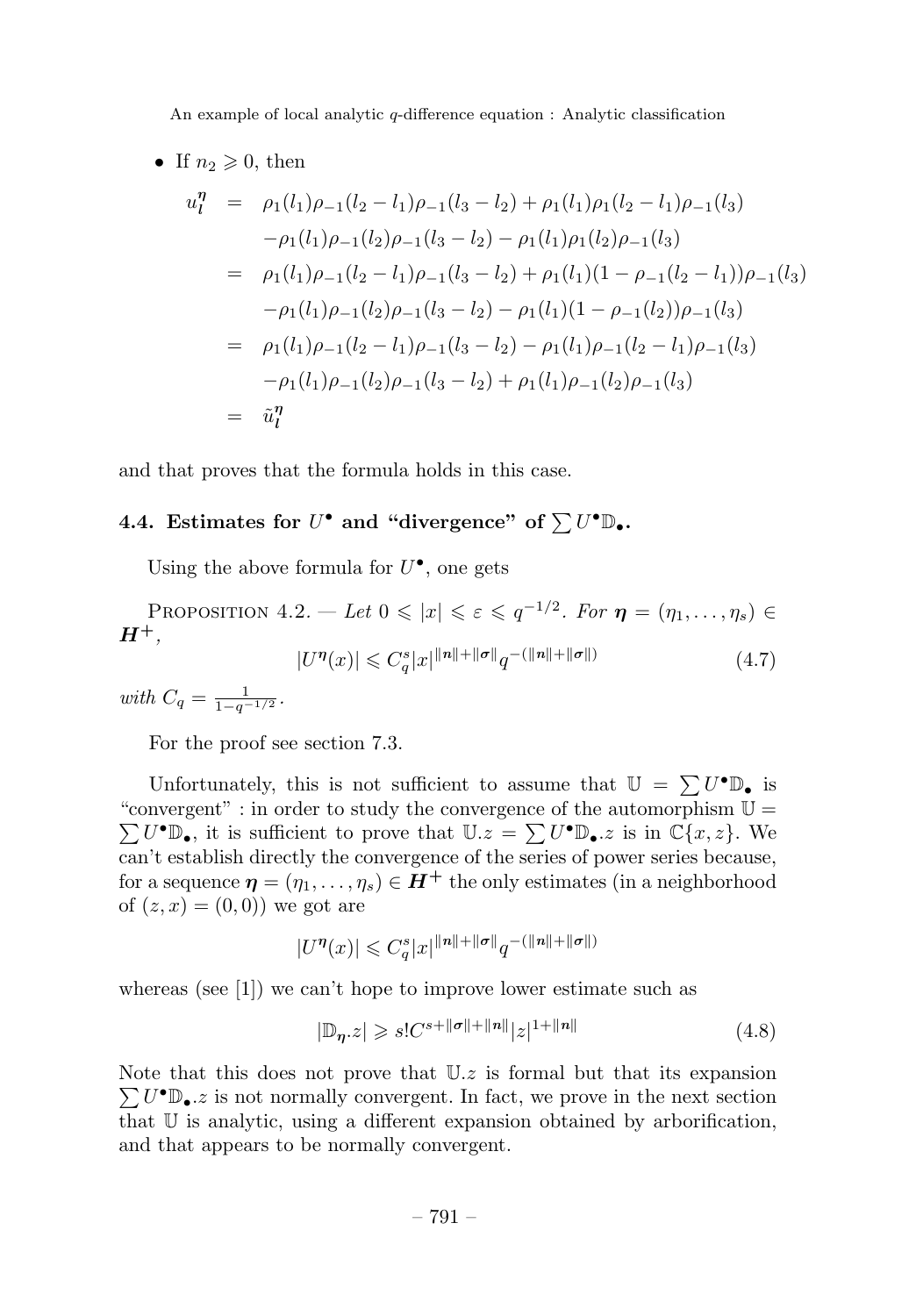- If $n_2 \geqslant 0$, then

$$
\begin{aligned}
u_{\boldsymbol{l}}^{\boldsymbol{\eta}} &= \rho_1(l_1)\rho_{-1}(l_2-l_1)\rho_{-1}(l_3-l_2) + \rho_1(l_1)\rho_1(l_2-l_1)\rho_{-1}(l_3) \\
&\quad -\rho_1(l_1)\rho_{-1}(l_2)\rho_{-1}(l_3-l_2) - \rho_1(l_1)\rho_1(l_2)\rho_{-1}(l_3) \\
&= \rho_1(l_1)\rho_{-1}(l_2-l_1)\rho_{-1}(l_3-l_2) + \rho_1(l_1)(1-\rho_{-1}(l_2-l_1))\rho_{-1}(l_3) \\
&\quad -\rho_1(l_1)\rho_{-1}(l_2)\rho_{-1}(l_3-l_2) - \rho_1(l_1)(1-\rho_{-1}(l_2))\rho_{-1}(l_3) \\
&= \rho_1(l_1)\rho_{-1}(l_2-l_1)\rho_{-1}(l_3-l_2) - \rho_1(l_1)\rho_{-1}(l_2-l_1)\rho_{-1}(l_3) \\
&\quad -\rho_1(l_1)\rho_{-1}(l_2)\rho_{-1}(l_3-l_2) + \rho_1(l_1)\rho_{-1}(l_2)\rho_{-1}(l_3) \\
&= \tilde{u}_{\boldsymbol{l}}^{\boldsymbol{\eta}}
\end{aligned}
$$

and that proves that the formula holds in this case.

### 4.4. Estimates for $U^\bullet$ and "divergence" of $\sum U^\bullet \mathbb{D}_\bullet$.

Using the above formula for $U^\bullet$, one gets

Proposition 4.2. — *Let $0 \leqslant |x| \leqslant \varepsilon \leqslant q^{-1/2}$. For $\boldsymbol{\eta} = (\eta_1, \ldots, \eta_s) \in \boldsymbol{H}^+$,*

$$
|U^{\boldsymbol{\eta}}(x)| \leqslant C_q^s |x|^{\|\boldsymbol{n}\|+\|\boldsymbol{\sigma}\|} q^{-(\|\boldsymbol{n}\|+\|\boldsymbol{\sigma}\|)} \tag{4.7}
$$

*with $C_q = \frac{1}{1-q^{-1/2}}$.*

For the proof see section 7.3.

Unfortunately, this is not sufficient to assume that $\mathbb{U} = \sum U^\bullet \mathbb{D}_\bullet$ is "convergent" : in order to study the convergence of the automorphism $\mathbb{U} = \sum U^\bullet \mathbb{D}_\bullet$, it is sufficient to prove that $\mathbb{U}.z = \sum U^\bullet \mathbb{D}_\bullet.z$ is in $\mathbb{C}\{x, z\}$. We can't establish directly the convergence of the series of power series because, for a sequence $\boldsymbol{\eta} = (\eta_1, \ldots, \eta_s) \in \boldsymbol{H}^+$ the only estimates (in a neighborhood of $(z, x) = (0, 0)$) we got are

$$
|U^{\boldsymbol{\eta}}(x)| \leqslant C_q^s |x|^{\|\boldsymbol{n}\|+\|\boldsymbol{\sigma}\|} q^{-(\|\boldsymbol{n}\|+\|\boldsymbol{\sigma}\|)}
$$

whereas (see [1]) we can't hope to improve lower estimate such as

$$
|\mathbb{D}_{\boldsymbol{\eta}}.z| \geqslant s! C^{s+\|\boldsymbol{\sigma}\|+\|\boldsymbol{n}\|} |z|^{1+\|\boldsymbol{n}\|} \tag{4.8}
$$

Note that this does not prove that $\mathbb{U}.z$ is formal but that its expansion $\sum U^\bullet \mathbb{D}_\bullet.z$ is not normally convergent. In fact, we prove in the next section that $\mathbb{U}$ is analytic, using a different expansion obtained by arborification, and that appears to be normally convergent.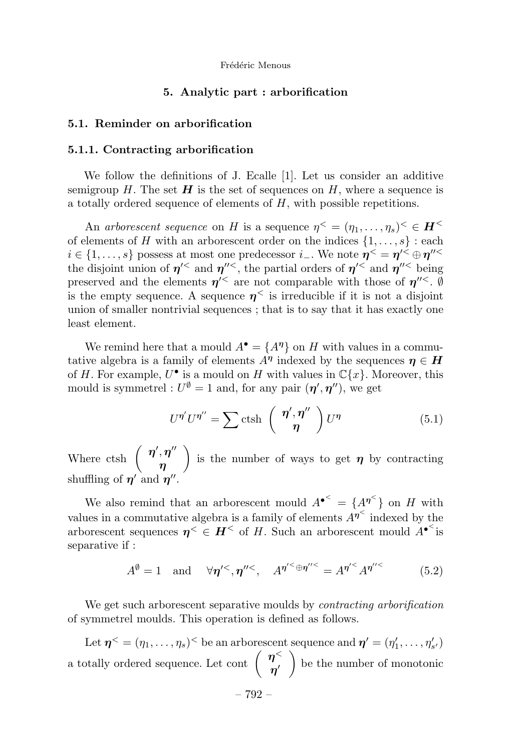## 5. Analytic part : arborification

### 5.1. Reminder on arborification

#### 5.1.1. Contracting arborification

We follow the definitions of J. Ecalle [1]. Let us consider an additive semigroup $H$. The set $\boldsymbol{H}$ is the set of sequences on $H$, where a sequence is a totally ordered sequence of elements of $H$, with possible repetitions.

An *arborescent sequence* on $H$ is a sequence $\eta^< = (\eta_1, \ldots, \eta_s)^< \in \boldsymbol{H}^<$ of elements of $H$ with an arborescent order on the indices $\{1, \ldots, s\}$ : each $i \in \{1, \ldots, s\}$ possess at most one predecessor $i_-$. We note $\boldsymbol{\eta}^< = \boldsymbol{\eta}'^< \oplus \boldsymbol{\eta}''^<$ the disjoint union of $\boldsymbol{\eta}'^<$ and $\boldsymbol{\eta}''^<$, the partial orders of $\boldsymbol{\eta}'^<$ and $\boldsymbol{\eta}''^<$ being preserved and the elements $\boldsymbol{\eta}'^<$ are not comparable with those of $\boldsymbol{\eta}''^<$. $\emptyset$ is the empty sequence. A sequence $\boldsymbol{\eta}^<$ is irreducible if it is not a disjoint union of smaller nontrivial sequences ; that is to say that it has exactly one least element.

We remind here that a mould $A^\bullet = \{A^{\boldsymbol{\eta}}\}$ on $H$ with values in a commutative algebra is a family of elements $A^{\boldsymbol{\eta}}$ indexed by the sequences $\boldsymbol{\eta} \in \boldsymbol{H}$ of $H$. For example, $U^\bullet$ is a mould on $H$ with values in $\mathbb{C}\{x\}$. Moreover, this mould is symmetrel : $U^\emptyset = 1$ and, for any pair $(\boldsymbol{\eta}', \boldsymbol{\eta}'')$, we get

$$U^{\boldsymbol{\eta}'} U^{\boldsymbol{\eta}''} = \sum \operatorname{ctsh} \left( \begin{array}{c} \boldsymbol{\eta}', \boldsymbol{\eta}'' \\ \boldsymbol{\eta} \end{array} \right) U^{\boldsymbol{\eta}} \tag{5.1}$$

Where $\operatorname{ctsh} \left( \begin{array}{c} \boldsymbol{\eta}', \boldsymbol{\eta}'' \\ \boldsymbol{\eta} \end{array} \right)$ is the number of ways to get $\boldsymbol{\eta}$ by contracting shuffling of $\boldsymbol{\eta}'$ and $\boldsymbol{\eta}''$.

We also remind that an arborescent mould $A^{\bullet^<} = \{A^{\boldsymbol{\eta}^<}\}$ on $H$ with values in a commutative algebra is a family of elements $A^{\boldsymbol{\eta}^<}$ indexed by the arborescent sequences $\boldsymbol{\eta}^< \in \boldsymbol{H}^<$ of $H$. Such an arborescent mould $A^{\bullet^<}$is separative if :

$$A^\emptyset = 1 \quad \text{and} \quad \forall \boldsymbol{\eta}'^<, \boldsymbol{\eta}''^<, \quad A^{\boldsymbol{\eta}'^< \oplus \boldsymbol{\eta}''^<} = A^{\boldsymbol{\eta}'^<} A^{\boldsymbol{\eta}''^<} \tag{5.2}$$

We get such arborescent separative moulds by *contracting arborification* of symmetrel moulds. This operation is defined as follows.

Let $\boldsymbol{\eta}^< = (\eta_1, \ldots, \eta_s)^<$ be an arborescent sequence and $\boldsymbol{\eta}' = (\eta'_1, \ldots, \eta'_{s'})$ a totally ordered sequence. Let $\operatorname{cont} \left( \begin{array}{c} \boldsymbol{\eta}^< \\ \boldsymbol{\eta}' \end{array} \right)$ be the number of monotonic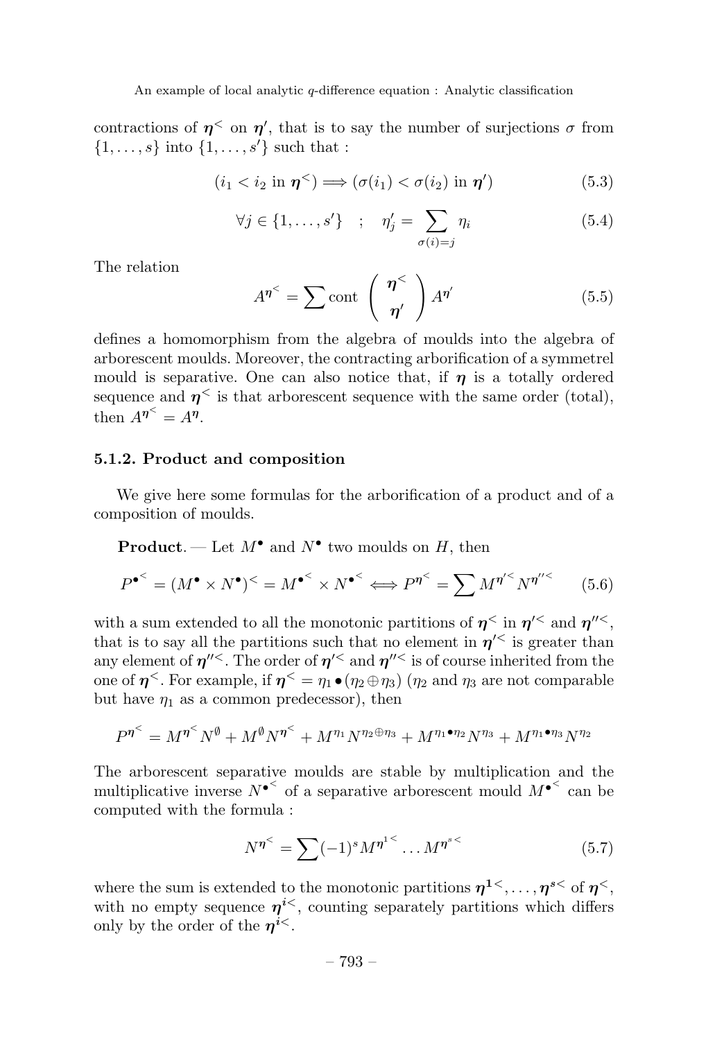contractions of $\boldsymbol{\eta}^<$ on $\boldsymbol{\eta}'$, that is to say the number of surjections $\sigma$ from $\{1,\dots,s\}$ into $\{1,\dots,s'\}$ such that :

$$(i_1 < i_2 \text{ in } \boldsymbol{\eta}^<) \Longrightarrow (\sigma(i_1) < \sigma(i_2) \text{ in } \boldsymbol{\eta}') \tag{5.3}$$

$$\forall j \in \{1,\dots,s'\} \quad ; \quad \eta'_j = \sum_{\sigma(i)=j} \eta_i \tag{5.4}$$

The relation

$$A^{\boldsymbol{\eta}^<} = \sum \operatorname{cont} \begin{pmatrix} \boldsymbol{\eta}^< \\ \boldsymbol{\eta}' \end{pmatrix} A^{\boldsymbol{\eta}'} \tag{5.5}$$

defines a homomorphism from the algebra of moulds into the algebra of arborescent moulds. Moreover, the contracting arborification of a symmetrel mould is separative. One can also notice that, if $\boldsymbol{\eta}$ is a totally ordered sequence and $\boldsymbol{\eta}^<$ is that arborescent sequence with the same order (total), then $A^{\boldsymbol{\eta}^<} = A^{\boldsymbol{\eta}}$.

### 5.1.2. Product and composition

We give here some formulas for the arborification of a product and of a composition of moulds.

**Product**. — Let $M^\bullet$ and $N^\bullet$ two moulds on $H$, then

$$P^{\bullet^<} = (M^\bullet \times N^\bullet)^< = M^{\bullet^<} \times N^{\bullet^<} \Longleftrightarrow P^{\boldsymbol{\eta}^<} = \sum M^{\boldsymbol{\eta}'^<} N^{\boldsymbol{\eta}''^<} \tag{5.6}$$

with a sum extended to all the monotonic partitions of $\boldsymbol{\eta}^<$ in $\boldsymbol{\eta}'^<$ and $\boldsymbol{\eta}''^<$, that is to say all the partitions such that no element in $\boldsymbol{\eta}'^<$ is greater than any element of $\boldsymbol{\eta}''^<$. The order of $\boldsymbol{\eta}'^<$ and $\boldsymbol{\eta}''^<$ is of course inherited from the one of $\boldsymbol{\eta}^<$. For example, if $\boldsymbol{\eta}^< = \eta_1 \bullet (\eta_2 \oplus \eta_3)$ ($\eta_2$ and $\eta_3$ are not comparable but have $\eta_1$ as a common predecessor), then

$$P^{\boldsymbol{\eta}^<} = M^{\boldsymbol{\eta}^<} N^{\emptyset} + M^{\emptyset} N^{\boldsymbol{\eta}^<} + M^{\eta_1} N^{\eta_2 \oplus \eta_3} + M^{\eta_1 \bullet \eta_2} N^{\eta_3} + M^{\eta_1 \bullet \eta_3} N^{\eta_2}$$

The arborescent separative moulds are stable by multiplication and the multiplicative inverse $N^{\bullet^<}$ of a separative arborescent mould $M^{\bullet^<}$ can be computed with the formula :

$$N^{\boldsymbol{\eta}^<} = \sum (-1)^s M^{\boldsymbol{\eta}^{1<}} \dots M^{\boldsymbol{\eta}^{s<}} \tag{5.7}$$

where the sum is extended to the monotonic partitions $\boldsymbol{\eta}^{\mathbf{1}<},\dots,\boldsymbol{\eta}^{\boldsymbol{s}<}$ of $\boldsymbol{\eta}^<$, with no empty sequence $\boldsymbol{\eta}^{\boldsymbol{i}<}$, counting separately partitions which differs only by the order of the $\boldsymbol{\eta}^{\boldsymbol{i}<}$.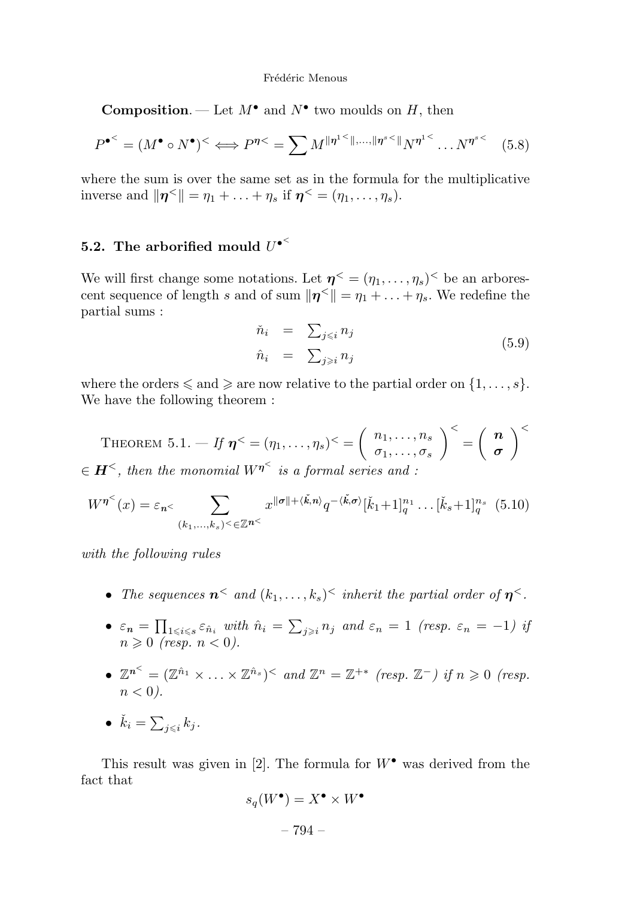**Composition**. — Let $M^\bullet$ and $N^\bullet$ two moulds on $H$, then

$$P^{\bullet^<} = (M^\bullet \circ N^\bullet)^< \Longleftrightarrow P^{\eta^<} = \sum M^{\|\eta^{1<}\|,\ldots,\|\eta^{s<}\|} N^{\eta^{1<}} \ldots N^{\eta^{s<}} \quad (5.8)$$

where the sum is over the same set as in the formula for the multiplicative inverse and $\|\boldsymbol{\eta}^<\| = \eta_1 + \ldots + \eta_s$ if $\boldsymbol{\eta}^< = (\eta_1, \ldots, \eta_s)$.

## 5.2. The arborified mould $U^{\bullet^<}$

We will first change some notations. Let $\boldsymbol{\eta}^< = (\eta_1, \ldots, \eta_s)^<$ be an arborescent sequence of length $s$ and of sum $\|\boldsymbol{\eta}^<\| = \eta_1 + \ldots + \eta_s$. We redefine the partial sums :

$$\begin{array}{rcl} \check{n}_i & = & \sum_{j \leqslant i} n_j \\ \hat{n}_i & = & \sum_{j \geqslant i} n_j \end{array} \quad (5.9)$$

where the orders $\leqslant$ and $\geqslant$ are now relative to the partial order on $\{1, \ldots, s\}$. We have the following theorem :

Theorem 5.1. — *If* $\boldsymbol{\eta}^< = (\eta_1, \ldots, \eta_s)^< = \begin{pmatrix} n_1, \ldots, n_s \\ \sigma_1, \ldots, \sigma_s \end{pmatrix}^< = \begin{pmatrix} \boldsymbol{n} \\ \boldsymbol{\sigma} \end{pmatrix}^<$ $\in \boldsymbol{H}^<$, *then the monomial* $W^{\boldsymbol{\eta}^<}$ *is a formal series and :*

$$W^{\boldsymbol{\eta}^<}(x) = \varepsilon_{\boldsymbol{n}^<} \sum_{(k_1,\ldots,k_s)^< \in \mathbb{Z}^{\boldsymbol{n}^<}} x^{\|\boldsymbol{\sigma}\| + \langle \check{\boldsymbol{k}}, \boldsymbol{n} \rangle} q^{-\langle \check{\boldsymbol{k}}, \boldsymbol{\sigma} \rangle} [\check{k}_1 + 1]_q^{n_1} \ldots [\check{k}_s + 1]_q^{n_s} \quad (5.10)$$

*with the following rules*

- *The sequences* $\boldsymbol{n}^<$ *and* $(k_1, \ldots, k_s)^<$ *inherit the partial order of* $\boldsymbol{\eta}^<$.
- $\varepsilon_{\boldsymbol{n}} = \prod_{1 \leqslant i \leqslant s} \varepsilon_{\hat{n}_i}$ *with* $\hat{n}_i = \sum_{j \geqslant i} n_j$ *and* $\varepsilon_n = 1$ *(resp.* $\varepsilon_n = -1$*) if* $n \geqslant 0$ *(resp.* $n < 0$*).*
- $\mathbb{Z}^{\boldsymbol{n}^<} = (\mathbb{Z}^{\hat{n}_1} \times \ldots \times \mathbb{Z}^{\hat{n}_s})^<$ *and* $\mathbb{Z}^n = \mathbb{Z}^{+*}$ *(resp.* $\mathbb{Z}^-$*) if* $n \geqslant 0$ *(resp.* $n < 0$*).*
- $\check{k}_i = \sum_{j \leqslant i} k_j$.

This result was given in [2]. The formula for $W^\bullet$ was derived from the fact that

$$s_q(W^\bullet) = X^\bullet \times W^\bullet$$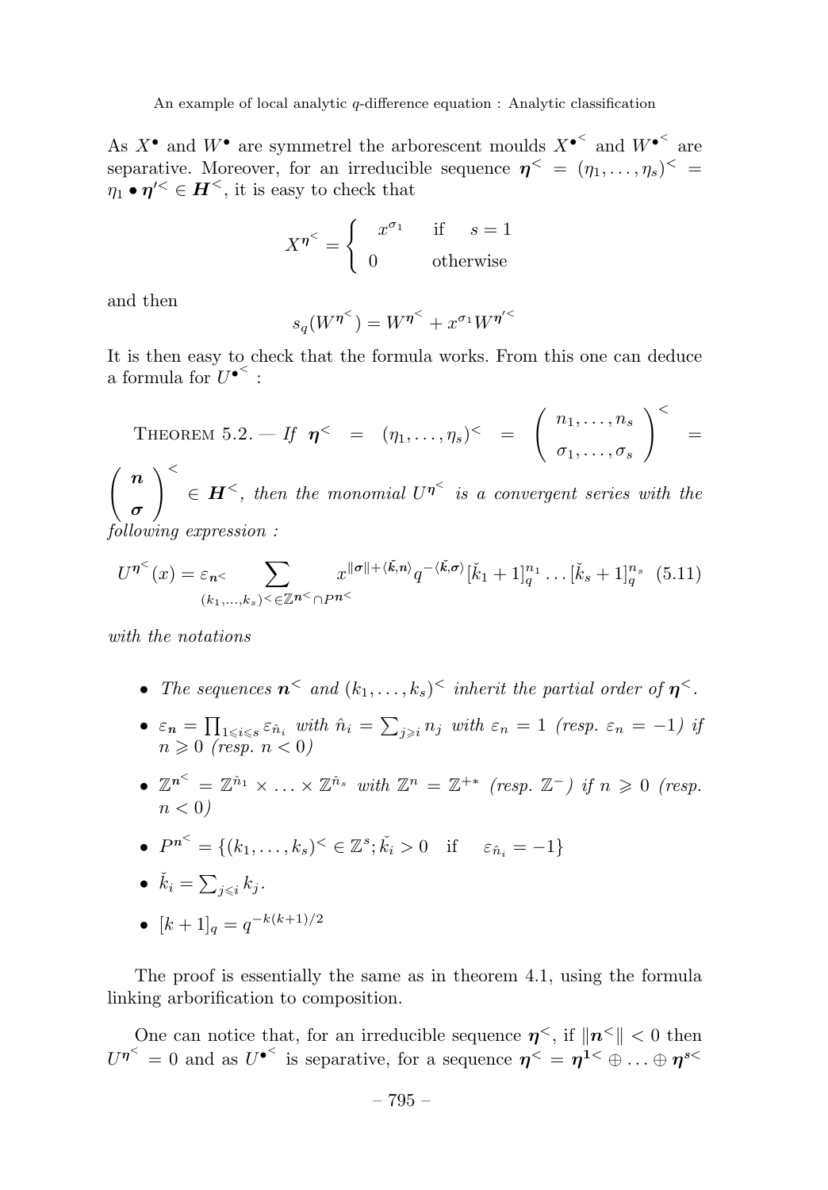As $X^\bullet$ and $W^\bullet$ are symmetrel the arborescent moulds $X^{\bullet^<}$ and $W^{\bullet^<}$ are separative. Moreover, for an irreducible sequence $\boldsymbol{\eta}^< = (\eta_1, \ldots, \eta_s)^< = \eta_1 \bullet \boldsymbol{\eta}'^< \in \boldsymbol{H}^<$, it is easy to check that

$$X^{\boldsymbol{\eta}^<} = \begin{cases} x^{\sigma_1} & \text{if} \quad s = 1 \\ 0 & \text{otherwise} \end{cases}$$

and then

$$s_q(W^{\boldsymbol{\eta}^<}) = W^{\boldsymbol{\eta}^<} + x^{\sigma_1} W^{\boldsymbol{\eta}'^<}$$

It is then easy to check that the formula works. From this one can deduce a formula for $U^{\bullet^<}$ :

Theorem 5.2. — *If* $\boldsymbol{\eta}^< = (\eta_1, \ldots, \eta_s)^< = \begin{pmatrix} n_1, \ldots, n_s \\ \sigma_1, \ldots, \sigma_s \end{pmatrix}^< = \begin{pmatrix} \boldsymbol{n} \\ \boldsymbol{\sigma} \end{pmatrix}^< \in \boldsymbol{H}^<$, *then the monomial* $U^{\boldsymbol{\eta}^<}$ *is a convergent series with the following expression :*

$$U^{\boldsymbol{\eta}^<}(x) = \varepsilon_{\boldsymbol{n}^<} \sum_{(k_1,\ldots,k_s)^< \in \mathbb{Z}^{\boldsymbol{n}^<} \cap P^{\boldsymbol{n}^<}} x^{\|\boldsymbol{\sigma}\| + \langle \check{\boldsymbol{k}}, \boldsymbol{n} \rangle} q^{-\langle \check{\boldsymbol{k}}, \boldsymbol{\sigma} \rangle} [\check{k}_1 + 1]_q^{n_1} \ldots [\check{k}_s + 1]_q^{n_s} \quad (5.11)$$

*with the notations*

- *The sequences* $\boldsymbol{n}^<$ *and* $(k_1, \ldots, k_s)^<$ *inherit the partial order of* $\boldsymbol{\eta}^<$.
- $\varepsilon_{\boldsymbol{n}} = \prod_{1 \leqslant i \leqslant s} \varepsilon_{\hat{n}_i}$ *with* $\hat{n}_i = \sum_{j \geqslant i} n_j$ *with* $\varepsilon_n = 1$ *(resp.* $\varepsilon_n = -1$*) if* $n \geqslant 0$ *(resp.* $n < 0$*)*
- $\mathbb{Z}^{\boldsymbol{n}^<} = \mathbb{Z}^{\hat{n}_1} \times \ldots \times \mathbb{Z}^{\hat{n}_s}$ *with* $\mathbb{Z}^n = \mathbb{Z}^{+*}$ *(resp.* $\mathbb{Z}^-$*) if* $n \geqslant 0$ *(resp.* $n < 0$*)*
- $P^{\boldsymbol{n}^<} = \{(k_1, \ldots, k_s)^< \in \mathbb{Z}^s; \check{k}_i > 0 \quad \text{if} \quad \varepsilon_{\hat{n}_i} = -1\}$
- $\check{k}_i = \sum_{j \leqslant i} k_j$.
- $[k+1]_q = q^{-k(k+1)/2}$

The proof is essentially the same as in theorem 4.1, using the formula linking arborification to composition.

One can notice that, for an irreducible sequence $\boldsymbol{\eta}^<$, if $\|\boldsymbol{n}^<\| < 0$ then $U^{\boldsymbol{\eta}^<} = 0$ and as $U^{\bullet^<}$ is separative, for a sequence $\boldsymbol{\eta}^< = \boldsymbol{\eta}^{\boldsymbol{1}<} \oplus \ldots \oplus \boldsymbol{\eta}^{\boldsymbol{s}<}$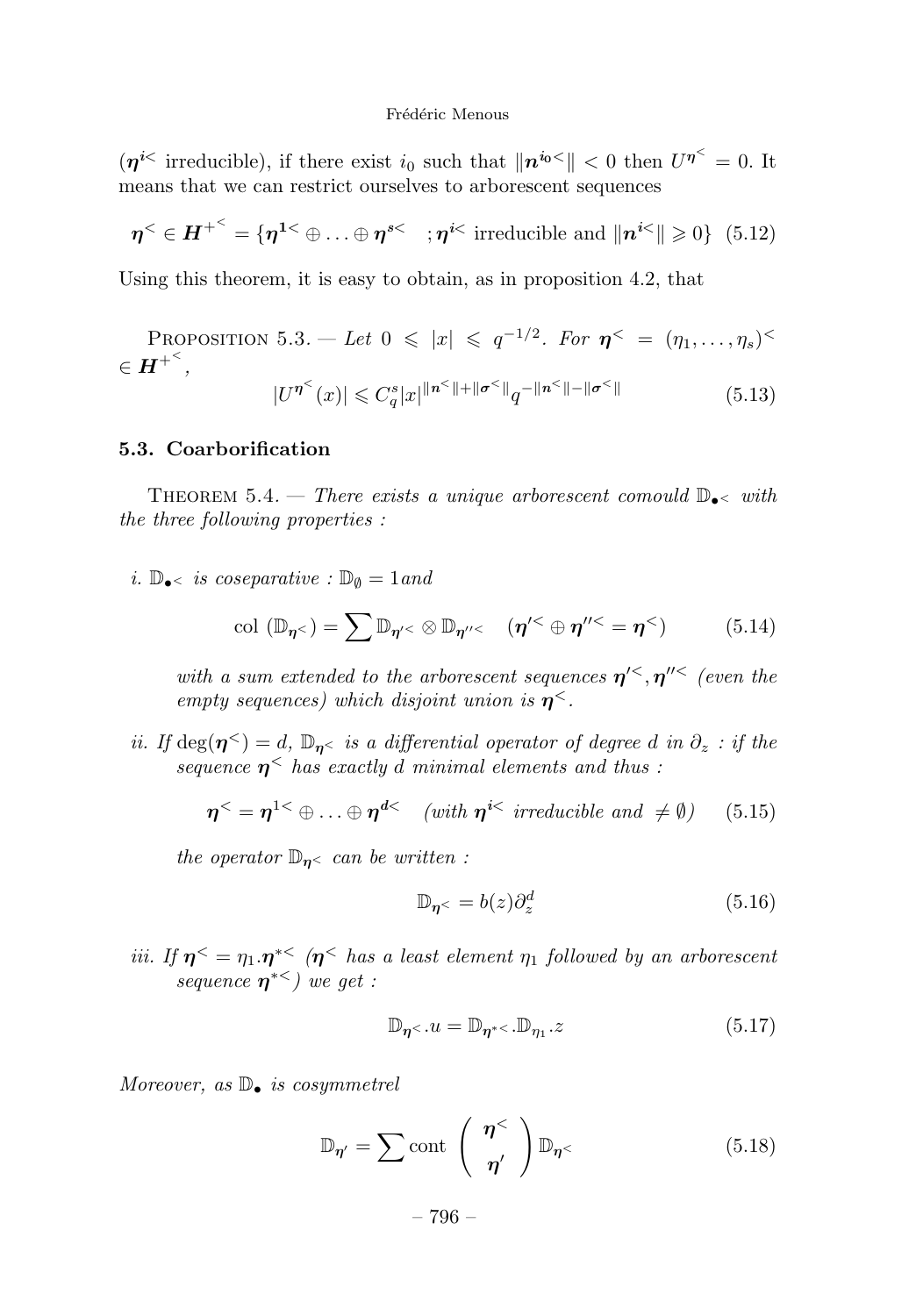($\boldsymbol{\eta}^{i<}$ irreducible), if there exist $i_0$ such that $\|\boldsymbol{n}^{i_0<}\| < 0$ then $U^{\boldsymbol{\eta}^<} = 0$. It means that we can restrict ourselves to arborescent sequences

$$\boldsymbol{\eta}^< \in \boldsymbol{H}^{+^<} = \{\boldsymbol{\eta}^{1<} \oplus \ldots \oplus \boldsymbol{\eta}^{s<} \quad ; \boldsymbol{\eta}^{i<} \text{ irreducible and } \|\boldsymbol{n}^{i<}\| \geqslant 0\} \quad (5.12)$$

Using this theorem, it is easy to obtain, as in proposition 4.2, that

Proposition 5.3. — *Let $0 \leqslant |x| \leqslant q^{-1/2}$. For $\boldsymbol{\eta}^< = (\eta_1, \ldots, \eta_s)^< \in \boldsymbol{H}^{+^<}$,*

$$|U^{\boldsymbol{\eta}^<}(x)| \leqslant C_q^s |x|^{\|\boldsymbol{n}^<\| + \|\boldsymbol{\sigma}^<\|} q^{-\|\boldsymbol{n}^<\| - \|\boldsymbol{\sigma}^<\|} \quad (5.13)$$

### 5.3. Coarborification

Theorem 5.4. — *There exists a unique arborescent comould $\mathbb{D}_{\bullet^<}$ with the three following properties :*

*i. $\mathbb{D}_{\bullet^<}$ is coseparative : $\mathbb{D}_\emptyset = 1$ and*

$$\text{col } (\mathbb{D}_{\boldsymbol{\eta}^<}) = \sum \mathbb{D}_{\boldsymbol{\eta}'^<} \otimes \mathbb{D}_{\boldsymbol{\eta}''^<} \quad (\boldsymbol{\eta}'^< \oplus \boldsymbol{\eta}''^< = \boldsymbol{\eta}^<) \quad (5.14)$$

*with a sum extended to the arborescent sequences $\boldsymbol{\eta}'^<, \boldsymbol{\eta}''^<$ (even the empty sequences) which disjoint union is $\boldsymbol{\eta}^<$.*

*ii. If $\deg(\boldsymbol{\eta}^<) = d$, $\mathbb{D}_{\boldsymbol{\eta}^<}$ is a differential operator of degree $d$ in $\partial_z$ : if the sequence $\boldsymbol{\eta}^<$ has exactly $d$ minimal elements and thus :*

$$\boldsymbol{\eta}^< = \boldsymbol{\eta}^{1<} \oplus \ldots \oplus \boldsymbol{\eta}^{d<} \quad (\text{with } \boldsymbol{\eta}^{i<} \text{ irreducible and } \neq \emptyset) \quad (5.15)$$

*the operator $\mathbb{D}_{\boldsymbol{\eta}^<}$ can be written :*

$$\mathbb{D}_{\boldsymbol{\eta}^<} = b(z)\partial_z^d \quad (5.16)$$

*iii. If $\boldsymbol{\eta}^< = \eta_1.\boldsymbol{\eta}^{*<}$ ($\boldsymbol{\eta}^<$ has a least element $\eta_1$ followed by an arborescent sequence $\boldsymbol{\eta}^{*<}$) we get :*

$$\mathbb{D}_{\boldsymbol{\eta}^<}.u = \mathbb{D}_{\boldsymbol{\eta}^{*<}}.\mathbb{D}_{\eta_1}.z \quad (5.17)$$

*Moreover, as $\mathbb{D}_\bullet$ is cosymmetrel*

$$\mathbb{D}_{\boldsymbol{\eta}'} = \sum \text{cont} \begin{pmatrix} \boldsymbol{\eta}^< \\ \boldsymbol{\eta}' \end{pmatrix} \mathbb{D}_{\boldsymbol{\eta}^<} \quad (5.18)$$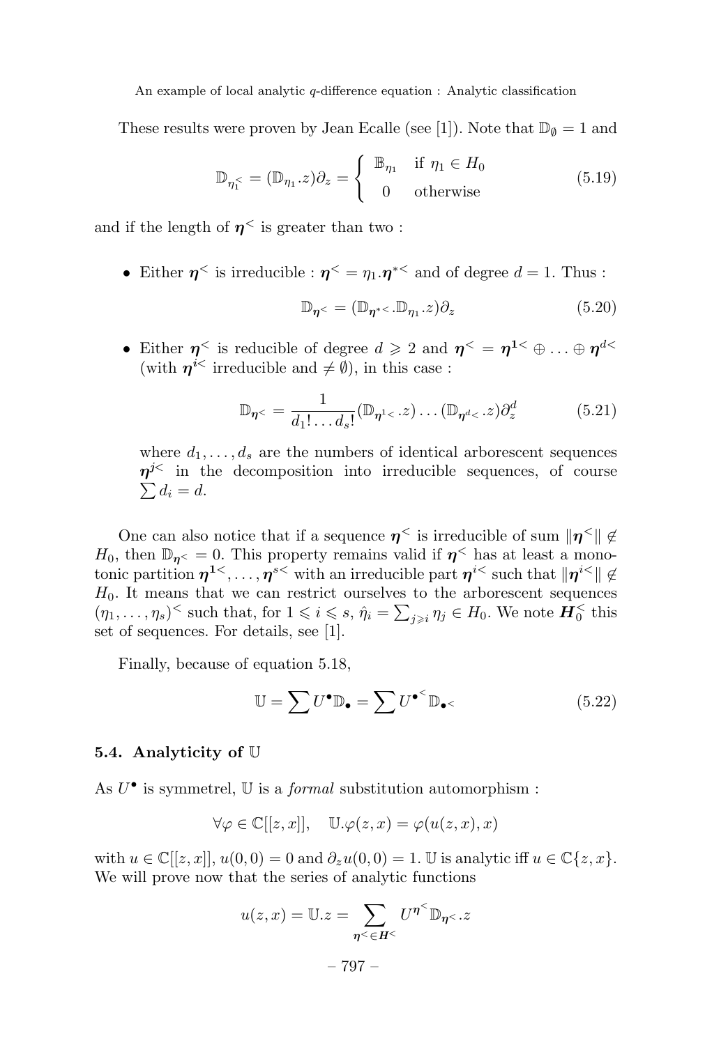These results were proven by Jean Ecalle (see [1]). Note that $\mathbb{D}_\emptyset = 1$ and

$$\mathbb{D}_{\eta_1^<} = (\mathbb{D}_{\eta_1}.z)\partial_z = \begin{cases} \mathbb{B}_{\eta_1} & \text{if } \eta_1 \in H_0 \\ 0 & \text{otherwise} \end{cases} \tag{5.19}$$

and if the length of $\boldsymbol{\eta}^<$ is greater than two :

- Either $\boldsymbol{\eta}^<$ is irreducible : $\boldsymbol{\eta}^< = \eta_1.\boldsymbol{\eta}^{*<}$ and of degree $d = 1$. Thus :

$$\mathbb{D}_{\boldsymbol{\eta}^<} = (\mathbb{D}_{\boldsymbol{\eta}^{*<}}.\mathbb{D}_{\eta_1}.z)\partial_z \tag{5.20}$$

- Either $\boldsymbol{\eta}^<$ is reducible of degree $d \geqslant 2$ and $\boldsymbol{\eta}^< = \boldsymbol{\eta}^{\mathbf{1}<} \oplus \ldots \oplus \boldsymbol{\eta}^{d<}$ (with $\boldsymbol{\eta}^{i<}$ irreducible and $\neq \emptyset$), in this case :

$$\mathbb{D}_{\boldsymbol{\eta}^<} = \frac{1}{d_1! \ldots d_s!}(\mathbb{D}_{\boldsymbol{\eta}^{1<}}.z)\ldots(\mathbb{D}_{\boldsymbol{\eta}^{d<}}.z)\partial_z^d \tag{5.21}$$

  where $d_1, \ldots, d_s$ are the numbers of identical arborescent sequences $\boldsymbol{\eta}^{j<}$ in the decomposition into irreducible sequences, of course $\sum d_i = d$.

One can also notice that if a sequence $\boldsymbol{\eta}^<$ is irreducible of sum $\|\boldsymbol{\eta}^<\| \notin H_0$, then $\mathbb{D}_{\boldsymbol{\eta}^<} = 0$. This property remains valid if $\boldsymbol{\eta}^<$ has at least a monotonic partition $\boldsymbol{\eta}^{\mathbf{1}<}, \ldots, \boldsymbol{\eta}^{s<}$ with an irreducible part $\boldsymbol{\eta}^{i<}$ such that $\|\boldsymbol{\eta}^{i<}\| \notin H_0$. It means that we can restrict ourselves to the arborescent sequences $(\eta_1, \ldots, \eta_s)^<$ such that, for $1 \leqslant i \leqslant s$, $\hat{\eta}_i = \sum_{j \geqslant i} \eta_j \in H_0$. We note $\boldsymbol{H}_0^<$ this set of sequences. For details, see [1].

Finally, because of equation 5.18,

$$\mathbb{U} = \sum U^\bullet \mathbb{D}_\bullet = \sum U^{\bullet^<} \mathbb{D}_{\bullet^<} \tag{5.22}$$

### 5.4. Analyticity of $\mathbb{U}$

As $U^\bullet$ is symmetrel, $\mathbb{U}$ is a *formal* substitution automorphism :

$$\forall \varphi \in \mathbb{C}[[z,x]], \quad \mathbb{U}.\varphi(z,x) = \varphi(u(z,x),x)$$

with $u \in \mathbb{C}[[z,x]]$, $u(0,0) = 0$ and $\partial_z u(0,0) = 1$. $\mathbb{U}$ is analytic iff $u \in \mathbb{C}\{z,x\}$. We will prove now that the series of analytic functions

$$u(z,x) = \mathbb{U}.z = \sum_{\boldsymbol{\eta}^< \in \boldsymbol{H}^<} U^{\boldsymbol{\eta}^<} \mathbb{D}_{\boldsymbol{\eta}^<}.z$$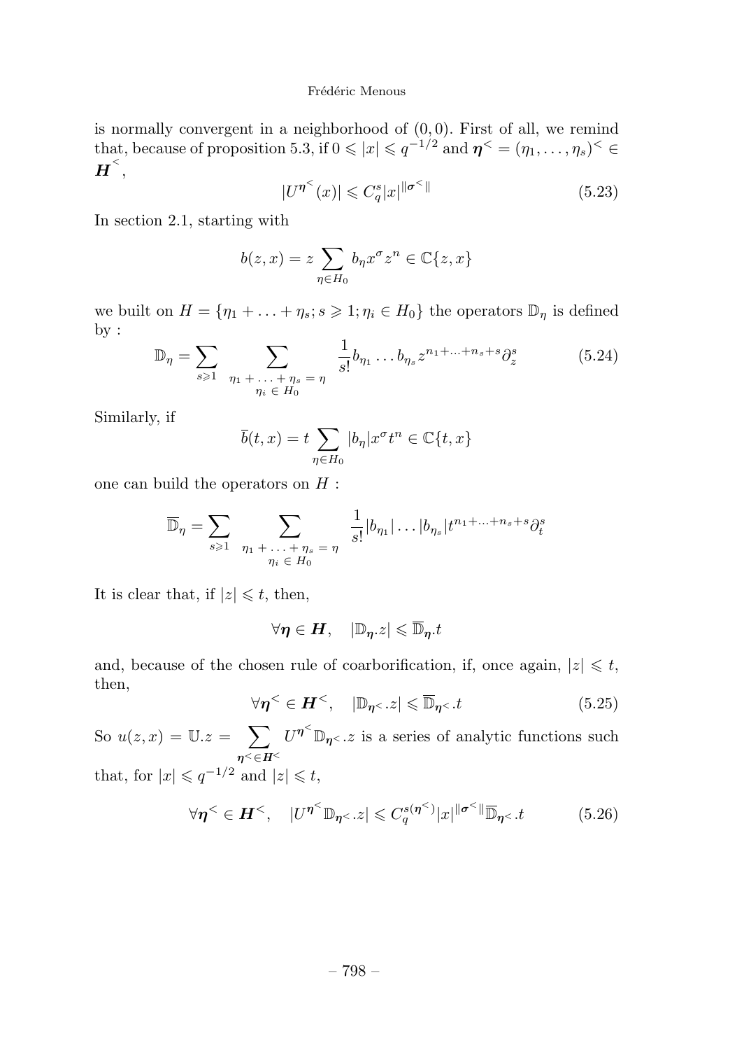is normally convergent in a neighborhood of $(0,0)$. First of all, we remind that, because of proposition 5.3, if $0 \leqslant |x| \leqslant q^{-1/2}$ and $\boldsymbol{\eta}^< = (\eta_1, \ldots, \eta_s)^< \in \boldsymbol{H}^<$,

$$|U^{\boldsymbol{\eta}^<}(x)| \leqslant C_q^s |x|^{\|\boldsymbol{\sigma}^<\|} \tag{5.23}$$

In section 2.1, starting with

$$b(z,x) = z \sum_{\eta \in H_0} b_\eta x^\sigma z^n \in \mathbb{C}\{z,x\}$$

we built on $H = \{\eta_1 + \ldots + \eta_s; s \geqslant 1; \eta_i \in H_0\}$ the operators $\mathbb{D}_\eta$ is defined by :

$$\mathbb{D}_\eta = \sum_{s \geqslant 1} \sum_{\substack{\eta_1 + \ldots + \eta_s = \eta \\ \eta_i \in H_0}} \frac{1}{s!} b_{\eta_1} \ldots b_{\eta_s} z^{n_1 + \ldots + n_s + s} \partial_z^s \tag{5.24}$$

Similarly, if

$$\overline{b}(t,x) = t \sum_{\eta \in H_0} |b_\eta| x^\sigma t^n \in \mathbb{C}\{t,x\}$$

one can build the operators on $H$ :

$$\overline{\mathbb{D}}_\eta = \sum_{s \geqslant 1} \sum_{\substack{\eta_1 + \ldots + \eta_s = \eta \\ \eta_i \in H_0}} \frac{1}{s!} |b_{\eta_1}| \ldots |b_{\eta_s}| t^{n_1 + \ldots + n_s + s} \partial_t^s$$

It is clear that, if $|z| \leqslant t$, then,

$$\forall \boldsymbol{\eta} \in \boldsymbol{H}, \quad |\mathbb{D}_{\boldsymbol{\eta}}.z| \leqslant \overline{\mathbb{D}}_{\boldsymbol{\eta}}.t$$

and, because of the chosen rule of coarborification, if, once again, $|z| \leqslant t$, then,

$$\forall \boldsymbol{\eta}^< \in \boldsymbol{H}^<, \quad |\mathbb{D}_{\boldsymbol{\eta}^<}.z| \leqslant \overline{\mathbb{D}}_{\boldsymbol{\eta}^<}.t \tag{5.25}$$

So $u(z,x) = \mathbb{U}.z = \sum_{\boldsymbol{\eta}^< \in \boldsymbol{H}^<} U^{\boldsymbol{\eta}^<} \mathbb{D}_{\boldsymbol{\eta}^<}.z$ is a series of analytic functions such that, for $|x| \leqslant q^{-1/2}$ and $|z| \leqslant t$,

$$\forall \boldsymbol{\eta}^< \in \boldsymbol{H}^<, \quad |U^{\boldsymbol{\eta}^<} \mathbb{D}_{\boldsymbol{\eta}^<}.z| \leqslant C_q^{s(\boldsymbol{\eta}^<)} |x|^{\|\boldsymbol{\sigma}^<\|} \overline{\mathbb{D}}_{\boldsymbol{\eta}^<}.t \tag{5.26}$$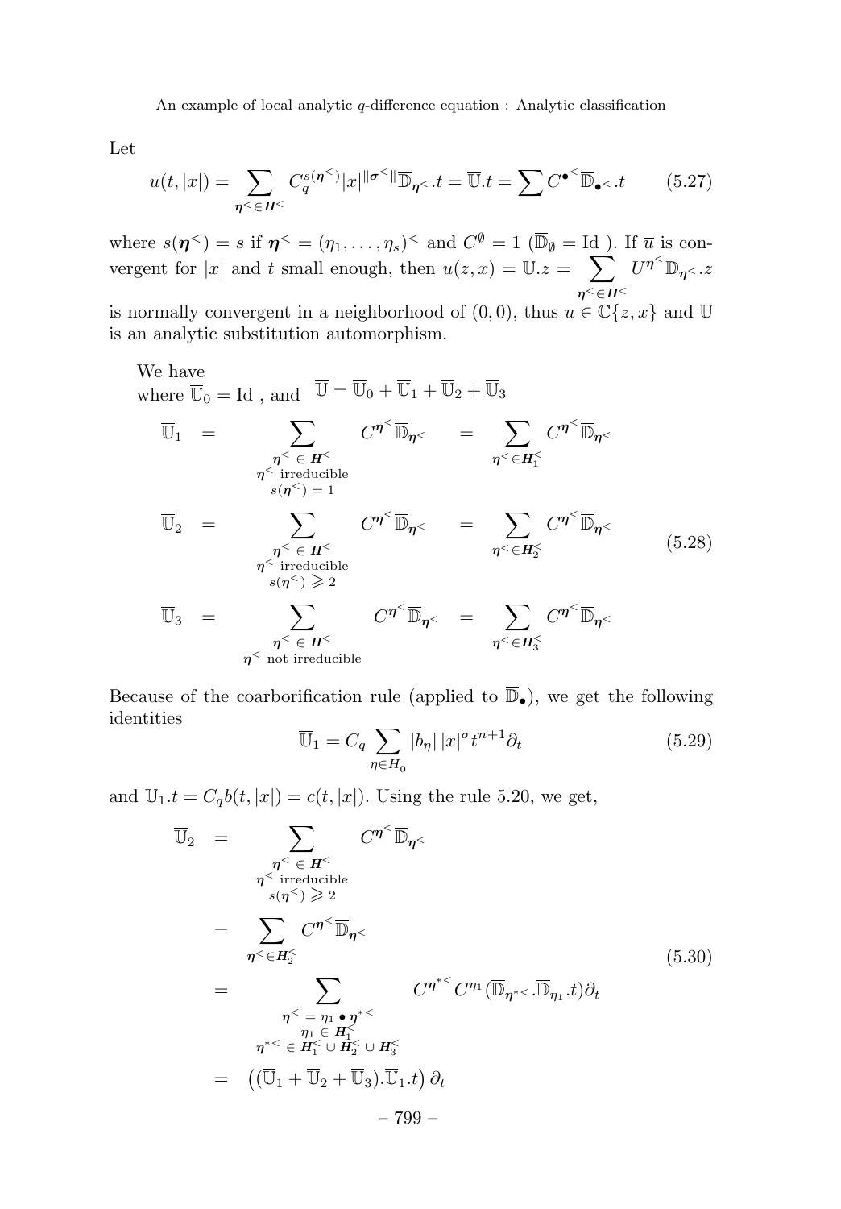Let

$$\overline{u}(t,|x|) = \sum_{\boldsymbol{\eta}^< \in \boldsymbol{H}^<} C_q^{s(\boldsymbol{\eta}^<)} |x|^{\|\boldsymbol{\sigma}^<\|} \overline{\mathbb{D}}_{\boldsymbol{\eta}^<}.t = \overline{\mathbb{U}}.t = \sum C^{\bullet^<} \overline{\mathbb{D}}_{\bullet^<}.t \tag{5.27}$$

where $s(\boldsymbol{\eta}^<) = s$ if $\boldsymbol{\eta}^< = (\eta_1, \dots, \eta_s)^<$ and $C^{\emptyset} = 1$ ($\overline{\mathbb{D}}_{\emptyset} = \mathrm{Id}$ ). If $\overline{u}$ is convergent for $|x|$ and $t$ small enough, then $u(z,x) = \mathbb{U}.z = \sum_{\boldsymbol{\eta}^< \in \boldsymbol{H}^<} U^{\boldsymbol{\eta}^<} \mathbb{D}_{\boldsymbol{\eta}^<}.z$ is normally convergent in a neighborhood of $(0,0)$, thus $u \in \mathbb{C}\{z,x\}$ and $\mathbb{U}$ is an analytic substitution automorphism.

We have
where $\overline{\mathbb{U}}_0 = \mathrm{Id}$ , and $\overline{\mathbb{U}} = \overline{\mathbb{U}}_0 + \overline{\mathbb{U}}_1 + \overline{\mathbb{U}}_2 + \overline{\mathbb{U}}_3$

$$\begin{aligned}
\overline{\mathbb{U}}_1 &= \sum_{\substack{\boldsymbol{\eta}^< \in \boldsymbol{H}^< \\ \boldsymbol{\eta}^< \text{ irreducible} \\ s(\boldsymbol{\eta}^<) = 1}} C^{\boldsymbol{\eta}^<} \overline{\mathbb{D}}_{\boldsymbol{\eta}^<} &= \sum_{\boldsymbol{\eta}^< \in \boldsymbol{H}_1^<} C^{\boldsymbol{\eta}^<} \overline{\mathbb{D}}_{\boldsymbol{\eta}^<} \\
\overline{\mathbb{U}}_2 &= \sum_{\substack{\boldsymbol{\eta}^< \in \boldsymbol{H}^< \\ \boldsymbol{\eta}^< \text{ irreducible} \\ s(\boldsymbol{\eta}^<) \geqslant 2}} C^{\boldsymbol{\eta}^<} \overline{\mathbb{D}}_{\boldsymbol{\eta}^<} &= \sum_{\boldsymbol{\eta}^< \in \boldsymbol{H}_2^<} C^{\boldsymbol{\eta}^<} \overline{\mathbb{D}}_{\boldsymbol{\eta}^<} \\
\overline{\mathbb{U}}_3 &= \sum_{\substack{\boldsymbol{\eta}^< \in \boldsymbol{H}^< \\ \boldsymbol{\eta}^< \text{ not irreducible}}} C^{\boldsymbol{\eta}^<} \overline{\mathbb{D}}_{\boldsymbol{\eta}^<} &= \sum_{\boldsymbol{\eta}^< \in \boldsymbol{H}_3^<} C^{\boldsymbol{\eta}^<} \overline{\mathbb{D}}_{\boldsymbol{\eta}^<}
\end{aligned} \tag{5.28}$$

Because of the coarborification rule (applied to $\overline{\mathbb{D}}_\bullet$), we get the following identities

$$\overline{\mathbb{U}}_1 = C_q \sum_{\eta \in H_0} |b_\eta| \, |x|^\sigma t^{n+1} \partial_t \tag{5.29}$$

and $\overline{\mathbb{U}}_1.t = C_q b(t,|x|) = c(t,|x|)$. Using the rule 5.20, we get,

$$\begin{aligned}
\overline{\mathbb{U}}_2 &= \sum_{\substack{\boldsymbol{\eta}^< \in \boldsymbol{H}^< \\ \boldsymbol{\eta}^< \text{ irreducible} \\ s(\boldsymbol{\eta}^<) \geqslant 2}} C^{\boldsymbol{\eta}^<} \overline{\mathbb{D}}_{\boldsymbol{\eta}^<} \\
&= \sum_{\boldsymbol{\eta}^< \in \boldsymbol{H}_2^<} C^{\boldsymbol{\eta}^<} \overline{\mathbb{D}}_{\boldsymbol{\eta}^<} \\
&= \sum_{\substack{\boldsymbol{\eta}^< = \eta_1 \bullet \boldsymbol{\eta}^{*<} \\ \eta_1 \in \boldsymbol{H}_1^< \\ \boldsymbol{\eta}^{*<} \in \boldsymbol{H}_1^< \cup \boldsymbol{H}_2^< \cup \boldsymbol{H}_3^<}} C^{\boldsymbol{\eta}^{*<}} C^{\eta_1} (\overline{\mathbb{D}}_{\boldsymbol{\eta}^{*<}}.\overline{\mathbb{D}}_{\eta_1}.t) \partial_t \\
&= \left( (\overline{\mathbb{U}}_1 + \overline{\mathbb{U}}_2 + \overline{\mathbb{U}}_3).\overline{\mathbb{U}}_1.t \right) \partial_t
\end{aligned} \tag{5.30}$$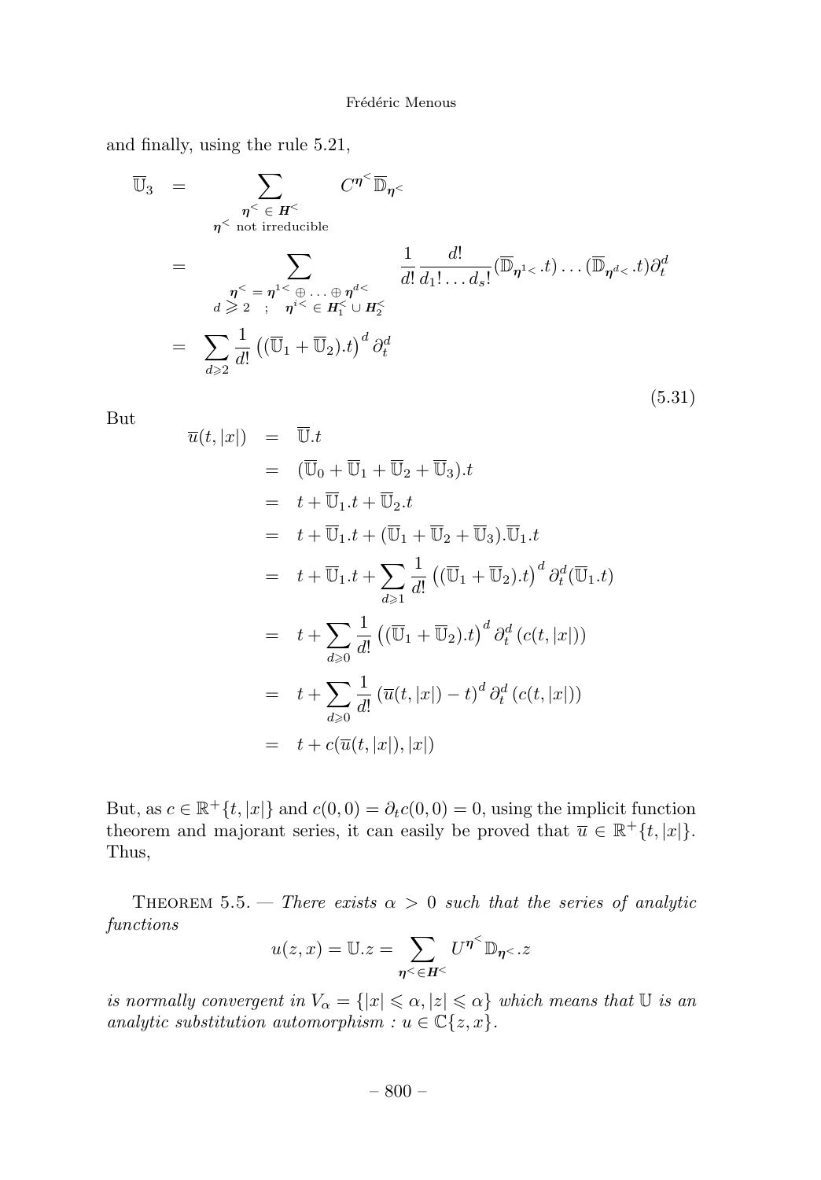and finally, using the rule 5.21,

$$
\begin{aligned}
\overline{\mathbb{U}}_3 &= \sum_{\substack{\boldsymbol{\eta}^< \in \boldsymbol{H}^< \\ \boldsymbol{\eta}^< \text{ not irreducible}}} C^{\boldsymbol{\eta}^<} \overline{\mathbb{D}}_{\boldsymbol{\eta}^<} \\
&= \sum_{\substack{\boldsymbol{\eta}^< = \boldsymbol{\eta}^{1<} \oplus \ldots \oplus \boldsymbol{\eta}^{d<} \\ d \geqslant 2 \quad ; \quad \boldsymbol{\eta}^{i<} \in \boldsymbol{H}_1^< \cup \boldsymbol{H}_2^<}} \frac{1}{d!} \frac{d!}{d_1! \ldots d_s!} (\overline{\mathbb{D}}_{\boldsymbol{\eta}^{1<}}.t) \ldots (\overline{\mathbb{D}}_{\boldsymbol{\eta}^{d<}}.t) \partial_t^d \\
&= \sum_{d \geqslant 2} \frac{1}{d!} \left( (\overline{\mathbb{U}}_1 + \overline{\mathbb{U}}_2).t \right)^d \partial_t^d
\end{aligned}
\tag{5.31}
$$

But

$$
\begin{aligned}
\overline{u}(t,|x|) &= \overline{\mathbb{U}}.t \\
&= (\overline{\mathbb{U}}_0 + \overline{\mathbb{U}}_1 + \overline{\mathbb{U}}_2 + \overline{\mathbb{U}}_3).t \\
&= t + \overline{\mathbb{U}}_1.t + \overline{\mathbb{U}}_2.t \\
&= t + \overline{\mathbb{U}}_1.t + (\overline{\mathbb{U}}_1 + \overline{\mathbb{U}}_2 + \overline{\mathbb{U}}_3).\overline{\mathbb{U}}_1.t \\
&= t + \overline{\mathbb{U}}_1.t + \sum_{d \geqslant 1} \frac{1}{d!} \left( (\overline{\mathbb{U}}_1 + \overline{\mathbb{U}}_2).t \right)^d \partial_t^d (\overline{\mathbb{U}}_1.t) \\
&= t + \sum_{d \geqslant 0} \frac{1}{d!} \left( (\overline{\mathbb{U}}_1 + \overline{\mathbb{U}}_2).t \right)^d \partial_t^d \left( c(t,|x|) \right) \\
&= t + \sum_{d \geqslant 0} \frac{1}{d!} \left( \overline{u}(t,|x|) - t \right)^d \partial_t^d \left( c(t,|x|) \right) \\
&= t + c(\overline{u}(t,|x|),|x|)
\end{aligned}
$$

But, as $c \in \mathbb{R}^+\{t,|x|\}$ and $c(0,0) = \partial_t c(0,0) = 0$, using the implicit function theorem and majorant series, it can easily be proved that $\overline{u} \in \mathbb{R}^+\{t,|x|\}$. Thus,

Theorem 5.5. — *There exists $\alpha > 0$ such that the series of analytic functions*

$$
u(z,x) = \mathbb{U}.z = \sum_{\boldsymbol{\eta}^< \in \boldsymbol{H}^<} U^{\boldsymbol{\eta}^<} \mathbb{D}_{\boldsymbol{\eta}^<}.z
$$

*is normally convergent in $V_\alpha = \{|x| \leqslant \alpha, |z| \leqslant \alpha\}$ which means that $\mathbb{U}$ is an analytic substitution automorphism : $u \in \mathbb{C}\{z,x\}$.*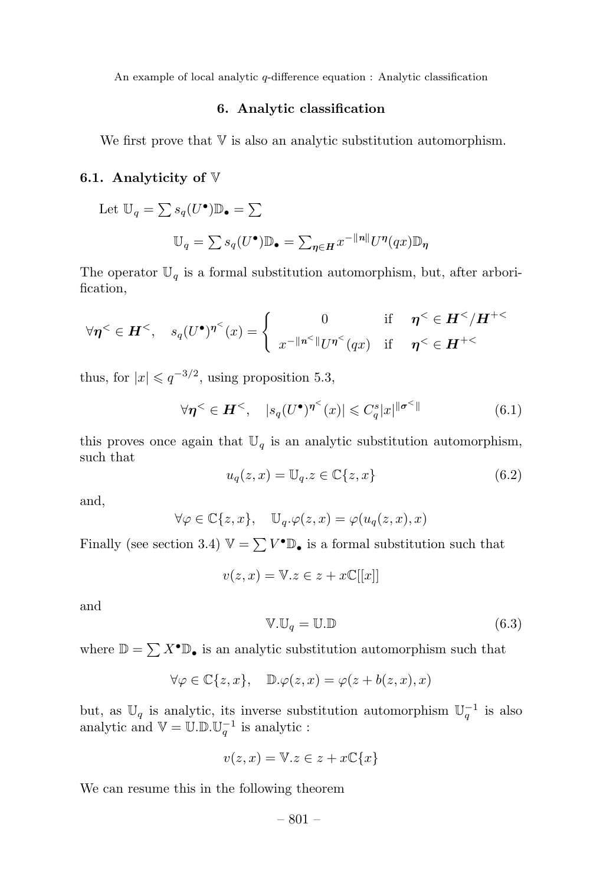## 6. Analytic classification

We first prove that $\mathbb{V}$ is also an analytic substitution automorphism.

### 6.1. Analyticity of $\mathbb{V}$

Let $\mathbb{U}_q = \sum s_q(U^\bullet)\mathbb{D}_\bullet = \sum$

$$\mathbb{U}_q = \sum s_q(U^\bullet)\mathbb{D}_\bullet = \sum\nolimits_{\boldsymbol{\eta}\in \boldsymbol{H}} x^{-\|\boldsymbol{n}\|}U^{\boldsymbol{\eta}}(qx)\mathbb{D}_{\boldsymbol{\eta}}$$

The operator $\mathbb{U}_q$ is a formal substitution automorphism, but, after arborification,

$$\forall \boldsymbol{\eta}^< \in \boldsymbol{H}^<, \quad s_q(U^\bullet)^{\boldsymbol{\eta}^<}(x) = \begin{cases} 0 & \text{if} \quad \boldsymbol{\eta}^< \in \boldsymbol{H}^</\boldsymbol{H}^{+<} \\ x^{-\|\boldsymbol{n}^<\|}U^{\boldsymbol{\eta}^<}(qx) & \text{if} \quad \boldsymbol{\eta}^< \in \boldsymbol{H}^{+<} \end{cases}$$

thus, for $|x| \leqslant q^{-3/2}$, using proposition 5.3,

$$\forall \boldsymbol{\eta}^< \in \boldsymbol{H}^<, \quad |s_q(U^\bullet)^{\boldsymbol{\eta}^<}(x)| \leqslant C_q^s |x|^{\|\boldsymbol{\sigma}^<\|} \tag{6.1}$$

this proves once again that $\mathbb{U}_q$ is an analytic substitution automorphism, such that

$$u_q(z,x) = \mathbb{U}_q.z \in \mathbb{C}\{z,x\} \tag{6.2}$$

and,

$$\forall \varphi \in \mathbb{C}\{z,x\}, \quad \mathbb{U}_q.\varphi(z,x) = \varphi(u_q(z,x),x)$$

Finally (see section 3.4) $\mathbb{V} = \sum V^\bullet \mathbb{D}_\bullet$ is a formal substitution such that

$$v(z,x) = \mathbb{V}.z \in z + x\mathbb{C}[[x]]$$

and

$$\mathbb{V}.\mathbb{U}_q = \mathbb{U}.\mathbb{D} \tag{6.3}$$

where $\mathbb{D} = \sum X^\bullet \mathbb{D}_\bullet$ is an analytic substitution automorphism such that

$$\forall \varphi \in \mathbb{C}\{z,x\}, \quad \mathbb{D}.\varphi(z,x) = \varphi(z + b(z,x), x)$$

but, as $\mathbb{U}_q$ is analytic, its inverse substitution automorphism $\mathbb{U}_q^{-1}$ is also analytic and $\mathbb{V} = \mathbb{U}.\mathbb{D}.\mathbb{U}_q^{-1}$ is analytic :

$$v(z,x) = \mathbb{V}.z \in z + x\mathbb{C}\{x\}$$

We can resume this in the following theorem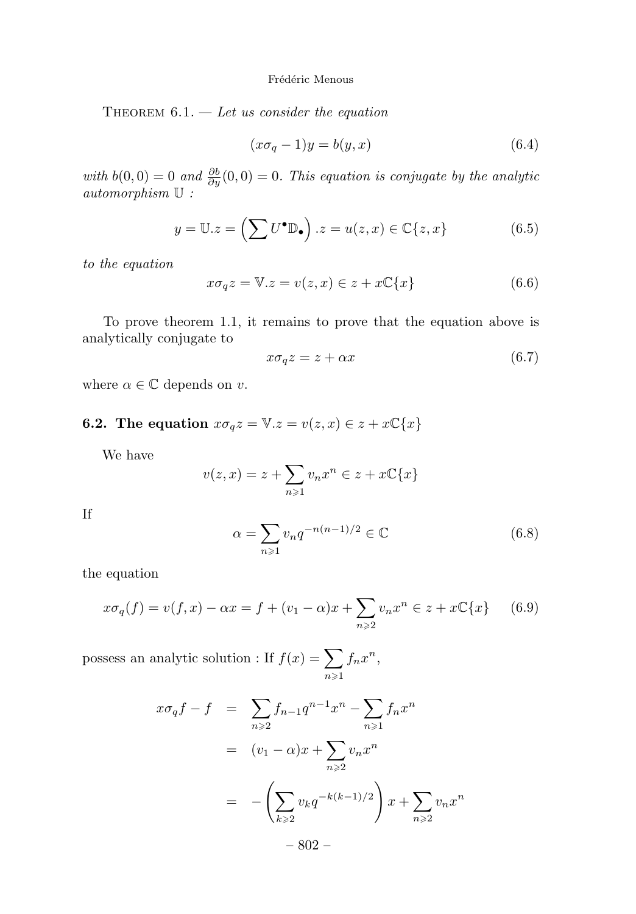Theorem 6.1. — *Let us consider the equation*

$$(x\sigma_q - 1)y = b(y, x) \tag{6.4}$$

*with $b(0,0) = 0$ and $\frac{\partial b}{\partial y}(0,0) = 0$. This equation is conjugate by the analytic automorphism $\mathbb{U}$ :*

$$y = \mathbb{U}.z = \left(\sum U^\bullet \mathbb{D}_\bullet\right).z = u(z, x) \in \mathbb{C}\{z, x\} \tag{6.5}$$

*to the equation*

$$x\sigma_q z = \mathbb{V}.z = v(z, x) \in z + x\mathbb{C}\{x\} \tag{6.6}$$

To prove theorem 1.1, it remains to prove that the equation above is analytically conjugate to

$$x\sigma_q z = z + \alpha x \tag{6.7}$$

where $\alpha \in \mathbb{C}$ depends on $v$.

### 6.2. The equation $x\sigma_q z = \mathbb{V}.z = v(z, x) \in z + x\mathbb{C}\{x\}$

We have

$$v(z, x) = z + \sum_{n \geqslant 1} v_n x^n \in z + x\mathbb{C}\{x\}$$

If

$$\alpha = \sum_{n \geqslant 1} v_n q^{-n(n-1)/2} \in \mathbb{C} \tag{6.8}$$

the equation

$$x\sigma_q(f) = v(f, x) - \alpha x = f + (v_1 - \alpha)x + \sum_{n \geqslant 2} v_n x^n \in z + x\mathbb{C}\{x\} \tag{6.9}$$

possess an analytic solution : If $f(x) = \sum_{n \geqslant 1} f_n x^n$,

$$\begin{aligned}
x\sigma_q f - f &= \sum_{n \geqslant 2} f_{n-1} q^{n-1} x^n - \sum_{n \geqslant 1} f_n x^n \\
&= (v_1 - \alpha)x + \sum_{n \geqslant 2} v_n x^n \\
&= -\left(\sum_{k \geqslant 2} v_k q^{-k(k-1)/2}\right) x + \sum_{n \geqslant 2} v_n x^n
\end{aligned}$$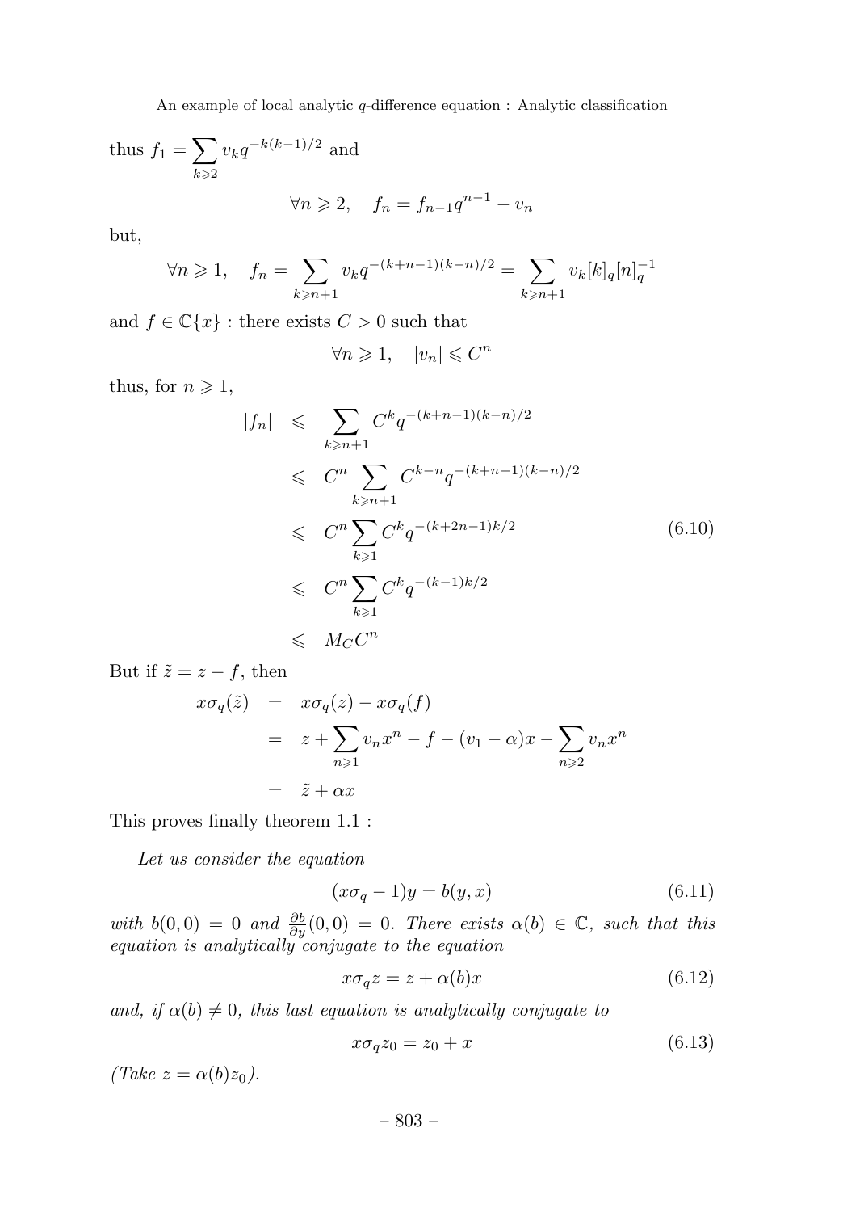thus $f_1 = \sum_{k \geqslant 2} v_k q^{-k(k-1)/2}$ and

$$\forall n \geqslant 2, \quad f_n = f_{n-1} q^{n-1} - v_n$$

but,

$$\forall n \geqslant 1, \quad f_n = \sum_{k \geqslant n+1} v_k q^{-(k+n-1)(k-n)/2} = \sum_{k \geqslant n+1} v_k [k]_q [n]_q^{-1}$$

and $f \in \mathbb{C}\{x\}$ : there exists $C > 0$ such that

$$\forall n \geqslant 1, \quad |v_n| \leqslant C^n$$

thus, for $n \geqslant 1$,

$$\begin{aligned}
|f_n| &\leqslant \sum_{k \geqslant n+1} C^k q^{-(k+n-1)(k-n)/2} \\
&\leqslant C^n \sum_{k \geqslant n+1} C^{k-n} q^{-(k+n-1)(k-n)/2} \\
&\leqslant C^n \sum_{k \geqslant 1} C^k q^{-(k+2n-1)k/2} \\
&\leqslant C^n \sum_{k \geqslant 1} C^k q^{-(k-1)k/2} \\
&\leqslant M_C C^n
\end{aligned} \tag{6.10}$$

But if $\tilde{z} = z - f$, then

$$\begin{aligned}
x\sigma_q(\tilde{z}) &= x\sigma_q(z) - x\sigma_q(f) \\
&= z + \sum_{n \geqslant 1} v_n x^n - f - (v_1 - \alpha)x - \sum_{n \geqslant 2} v_n x^n \\
&= \tilde{z} + \alpha x
\end{aligned}$$

This proves finally theorem 1.1 :

*Let us consider the equation*

$$(x\sigma_q - 1)y = b(y, x) \tag{6.11}$$

*with $b(0,0) = 0$ and $\frac{\partial b}{\partial y}(0,0) = 0$. There exists $\alpha(b) \in \mathbb{C}$, such that this equation is analytically conjugate to the equation*

$$x\sigma_q z = z + \alpha(b)x \tag{6.12}$$

*and, if $\alpha(b) \neq 0$, this last equation is analytically conjugate to*

$$x\sigma_q z_0 = z_0 + x \tag{6.13}$$

*(Take $z = \alpha(b) z_0$).*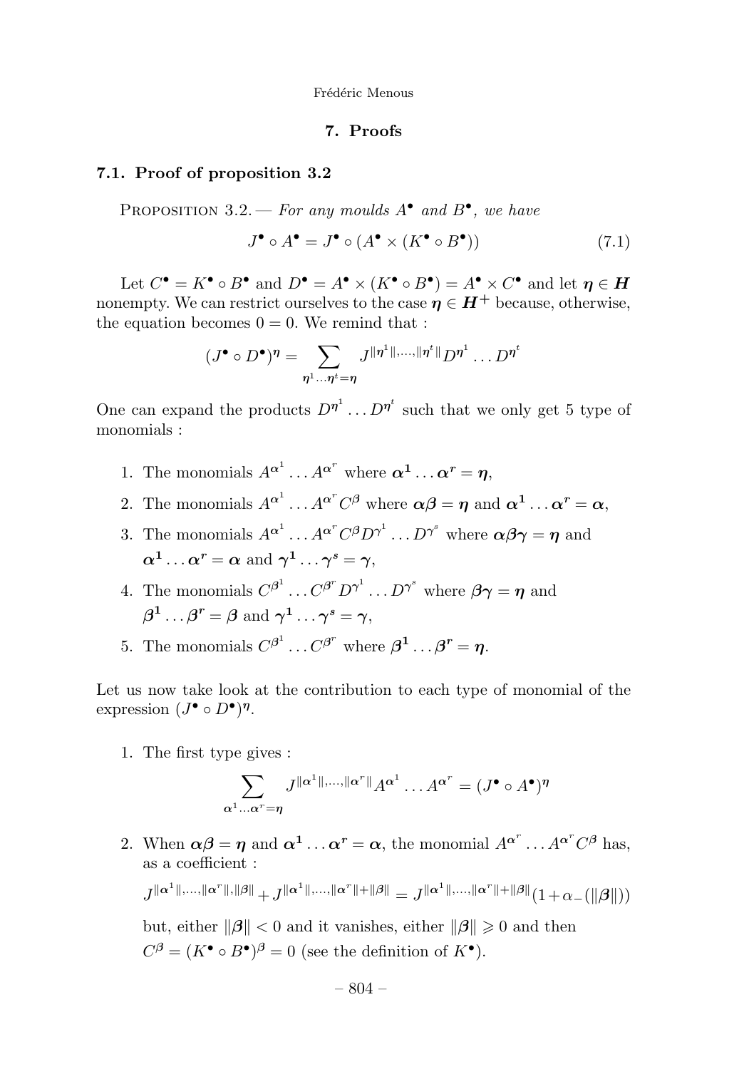## 7. Proofs

### 7.1. Proof of proposition 3.2

PROPOSITION 3.2. — *For any moulds $A^\bullet$ and $B^\bullet$, we have*

$$J^\bullet \circ A^\bullet = J^\bullet \circ (A^\bullet \times (K^\bullet \circ B^\bullet)) \tag{7.1}$$

Let $C^\bullet = K^\bullet \circ B^\bullet$ and $D^\bullet = A^\bullet \times (K^\bullet \circ B^\bullet) = A^\bullet \times C^\bullet$ and let $\boldsymbol{\eta} \in \boldsymbol{H}$ nonempty. We can restrict ourselves to the case $\boldsymbol{\eta} \in \boldsymbol{H}^+$ because, otherwise, the equation becomes $0 = 0$. We remind that :

$$(J^\bullet \circ D^\bullet)^{\boldsymbol{\eta}} = \sum_{\boldsymbol{\eta}^1 \dots \boldsymbol{\eta}^t = \boldsymbol{\eta}} J^{\|\boldsymbol{\eta}^1\|, \dots, \|\boldsymbol{\eta}^t\|} D^{\boldsymbol{\eta}^1} \dots D^{\boldsymbol{\eta}^t}$$

One can expand the products $D^{\boldsymbol{\eta}^1} \dots D^{\boldsymbol{\eta}^t}$ such that we only get 5 type of monomials :

1. The monomials $A^{\boldsymbol{\alpha}^1} \dots A^{\boldsymbol{\alpha}^r}$ where $\boldsymbol{\alpha}^1 \dots \boldsymbol{\alpha}^r = \boldsymbol{\eta}$,
2. The monomials $A^{\boldsymbol{\alpha}^1} \dots A^{\boldsymbol{\alpha}^r} C^{\boldsymbol{\beta}}$ where $\boldsymbol{\alpha\beta} = \boldsymbol{\eta}$ and $\boldsymbol{\alpha}^1 \dots \boldsymbol{\alpha}^r = \boldsymbol{\alpha}$,
3. The monomials $A^{\boldsymbol{\alpha}^1} \dots A^{\boldsymbol{\alpha}^r} C^{\boldsymbol{\beta}} D^{\boldsymbol{\gamma}^1} \dots D^{\boldsymbol{\gamma}^s}$ where $\boldsymbol{\alpha\beta\gamma} = \boldsymbol{\eta}$ and $\boldsymbol{\alpha}^1 \dots \boldsymbol{\alpha}^r = \boldsymbol{\alpha}$ and $\boldsymbol{\gamma}^1 \dots \boldsymbol{\gamma}^s = \boldsymbol{\gamma}$,
4. The monomials $C^{\boldsymbol{\beta}^1} \dots C^{\boldsymbol{\beta}^r} D^{\boldsymbol{\gamma}^1} \dots D^{\boldsymbol{\gamma}^s}$ where $\boldsymbol{\beta\gamma} = \boldsymbol{\eta}$ and $\boldsymbol{\beta}^1 \dots \boldsymbol{\beta}^r = \boldsymbol{\beta}$ and $\boldsymbol{\gamma}^1 \dots \boldsymbol{\gamma}^s = \boldsymbol{\gamma}$,
5. The monomials $C^{\boldsymbol{\beta}^1} \dots C^{\boldsymbol{\beta}^r}$ where $\boldsymbol{\beta}^1 \dots \boldsymbol{\beta}^r = \boldsymbol{\eta}$.

Let us now take look at the contribution to each type of monomial of the expression $(J^\bullet \circ D^\bullet)^{\boldsymbol{\eta}}$.

1. The first type gives :

$$\sum_{\boldsymbol{\alpha}^1 \dots \boldsymbol{\alpha}^r = \boldsymbol{\eta}} J^{\|\boldsymbol{\alpha}^1\|, \dots, \|\boldsymbol{\alpha}^r\|} A^{\boldsymbol{\alpha}^1} \dots A^{\boldsymbol{\alpha}^r} = (J^\bullet \circ A^\bullet)^{\boldsymbol{\eta}}$$

2. When $\boldsymbol{\alpha\beta} = \boldsymbol{\eta}$ and $\boldsymbol{\alpha}^1 \dots \boldsymbol{\alpha}^r = \boldsymbol{\alpha}$, the monomial $A^{\boldsymbol{\alpha}^r} \dots A^{\boldsymbol{\alpha}^r} C^{\boldsymbol{\beta}}$ has, as a coefficient :

$$J^{\|\boldsymbol{\alpha}^1\|, \dots, \|\boldsymbol{\alpha}^r\|, \|\boldsymbol{\beta}\|} + J^{\|\boldsymbol{\alpha}^1\|, \dots, \|\boldsymbol{\alpha}^r\| + \|\boldsymbol{\beta}\|} = J^{\|\boldsymbol{\alpha}^1\|, \dots, \|\boldsymbol{\alpha}^r\| + \|\boldsymbol{\beta}\|} (1 + \alpha_-(\|\boldsymbol{\beta}\|))$$

but, either $\|\boldsymbol{\beta}\| < 0$ and it vanishes, either $\|\boldsymbol{\beta}\| \geqslant 0$ and then $C^{\boldsymbol{\beta}} = (K^\bullet \circ B^\bullet)^{\boldsymbol{\beta}} = 0$ (see the definition of $K^\bullet$).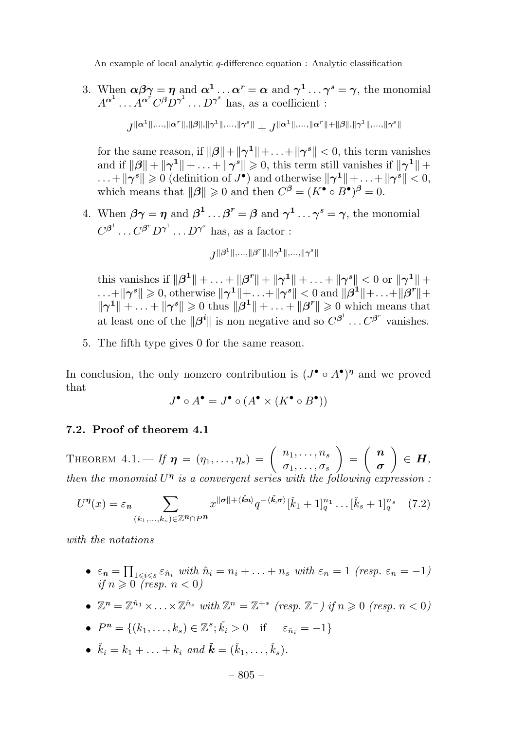3. When $\boldsymbol{\alpha\beta\gamma} = \boldsymbol{\eta}$ and $\boldsymbol{\alpha^1} \dots \boldsymbol{\alpha^r} = \boldsymbol{\alpha}$ and $\boldsymbol{\gamma^1} \dots \boldsymbol{\gamma^s} = \boldsymbol{\gamma}$, the monomial $A^{\boldsymbol{\alpha}^1} \dots A^{\boldsymbol{\alpha}^r} C^{\boldsymbol{\beta}} D^{\boldsymbol{\gamma}^1} \dots D^{\boldsymbol{\gamma}^s}$ has, as a coefficient :

$$J^{\|\boldsymbol{\alpha}^1\|,\dots,\|\boldsymbol{\alpha}^r\|,\|\boldsymbol{\beta}\|,\|\boldsymbol{\gamma}^1\|,\dots,\|\boldsymbol{\gamma}^s\|} + J^{\|\boldsymbol{\alpha}^1\|,\dots,\|\boldsymbol{\alpha}^r\|+\|\boldsymbol{\beta}\|,\|\boldsymbol{\gamma}^1\|,\dots,\|\boldsymbol{\gamma}^s\|}$$

for the same reason, if $\|\boldsymbol{\beta}\| + \|\boldsymbol{\gamma^1}\| + \dots + \|\boldsymbol{\gamma^s}\| < 0$, this term vanishes and if $\|\boldsymbol{\beta}\| + \|\boldsymbol{\gamma^1}\| + \dots + \|\boldsymbol{\gamma^s}\| \geqslant 0$, this term still vanishes if $\|\boldsymbol{\gamma^1}\| + \dots + \|\boldsymbol{\gamma^s}\| \geqslant 0$ (definition of $J^\bullet$) and otherwise $\|\boldsymbol{\gamma^1}\| + \dots + \|\boldsymbol{\gamma^s}\| < 0$, which means that $\|\boldsymbol{\beta}\| \geqslant 0$ and then $C^{\boldsymbol{\beta}} = (K^\bullet \circ B^\bullet)^{\boldsymbol{\beta}} = 0$.

4. When $\boldsymbol{\beta\gamma} = \boldsymbol{\eta}$ and $\boldsymbol{\beta^1} \dots \boldsymbol{\beta^r} = \boldsymbol{\beta}$ and $\boldsymbol{\gamma^1} \dots \boldsymbol{\gamma^s} = \boldsymbol{\gamma}$, the monomial $C^{\boldsymbol{\beta}^1} \dots C^{\boldsymbol{\beta}^r} D^{\boldsymbol{\gamma}^1} \dots D^{\boldsymbol{\gamma}^s}$ has, as a factor :

$$J^{\|\boldsymbol{\beta}^1\|,\dots,\|\boldsymbol{\beta}^r\|,\|\boldsymbol{\gamma}^1\|,\dots,\|\boldsymbol{\gamma}^s\|}$$

this vanishes if $\|\boldsymbol{\beta^1}\| + \dots + \|\boldsymbol{\beta^r}\| + \|\boldsymbol{\gamma^1}\| + \dots + \|\boldsymbol{\gamma^s}\| < 0$ or $\|\boldsymbol{\gamma^1}\| + \dots + \|\boldsymbol{\gamma^s}\| \geqslant 0$, otherwise $\|\boldsymbol{\gamma^1}\| + \dots + \|\boldsymbol{\gamma^s}\| < 0$ and $\|\boldsymbol{\beta^1}\| + \dots + \|\boldsymbol{\beta^r}\| + \|\boldsymbol{\gamma^1}\| + \dots + \|\boldsymbol{\gamma^s}\| \geqslant 0$ thus $\|\boldsymbol{\beta^1}\| + \dots + \|\boldsymbol{\beta^r}\| \geqslant 0$ which means that at least one of the $\|\boldsymbol{\beta^i}\|$ is non negative and so $C^{\boldsymbol{\beta}^1} \dots C^{\boldsymbol{\beta}^r}$ vanishes.

5. The fifth type gives 0 for the same reason.

In conclusion, the only nonzero contribution is $(J^\bullet \circ A^\bullet)^{\boldsymbol{\eta}}$ and we proved that

$$J^\bullet \circ A^\bullet = J^\bullet \circ (A^\bullet \times (K^\bullet \circ B^\bullet))$$

### 7.2. Proof of theorem 4.1

Theorem 4.1. — *If* $\boldsymbol{\eta} = (\eta_1, \dots, \eta_s) = \begin{pmatrix} n_1, \dots, n_s \\ \sigma_1, \dots, \sigma_s \end{pmatrix} = \begin{pmatrix} \boldsymbol{n} \\ \boldsymbol{\sigma} \end{pmatrix} \in \boldsymbol{H}$, *then the monomial* $U^{\boldsymbol{\eta}}$ *is a convergent series with the following expression :*

$$U^{\boldsymbol{\eta}}(x) = \varepsilon_{\boldsymbol{n}} \sum_{(k_1,\dots,k_s) \in \mathbb{Z}^{\boldsymbol{n}} \cap P^{\boldsymbol{n}}} x^{\|\boldsymbol{\sigma}\| + \langle \check{\boldsymbol{k}} \boldsymbol{n} \rangle} q^{-\langle \check{\boldsymbol{k}}, \boldsymbol{\sigma} \rangle} [\check{k}_1 + 1]_q^{n_1} \dots [\check{k}_s + 1]_q^{n_s} \quad (7.2)$$

*with the notations*

- $\varepsilon_{\boldsymbol{n}} = \prod_{1 \leqslant i \leqslant s} \varepsilon_{\hat{n}_i}$ *with* $\hat{n}_i = n_i + \dots + n_s$ *with* $\varepsilon_n = 1$ *(resp.* $\varepsilon_n = -1$*) if* $n \geqslant 0$ *(resp.* $n < 0$*)*
- $\mathbb{Z}^{\boldsymbol{n}} = \mathbb{Z}^{\hat{n}_1} \times \dots \times \mathbb{Z}^{\hat{n}_s}$ *with* $\mathbb{Z}^n = \mathbb{Z}^{+*}$ *(resp.* $\mathbb{Z}^-$*) if* $n \geqslant 0$ *(resp.* $n < 0$*)*
- $P^{\boldsymbol{n}} = \{(k_1, \dots, k_s) \in \mathbb{Z}^s ; \check{k}_i > 0 \quad \text{if} \quad \varepsilon_{\hat{n}_i} = -1\}$
- $\check{k}_i = k_1 + \dots + k_i$ *and* $\check{\boldsymbol{k}} = (\check{k}_1, \dots, \check{k}_s)$.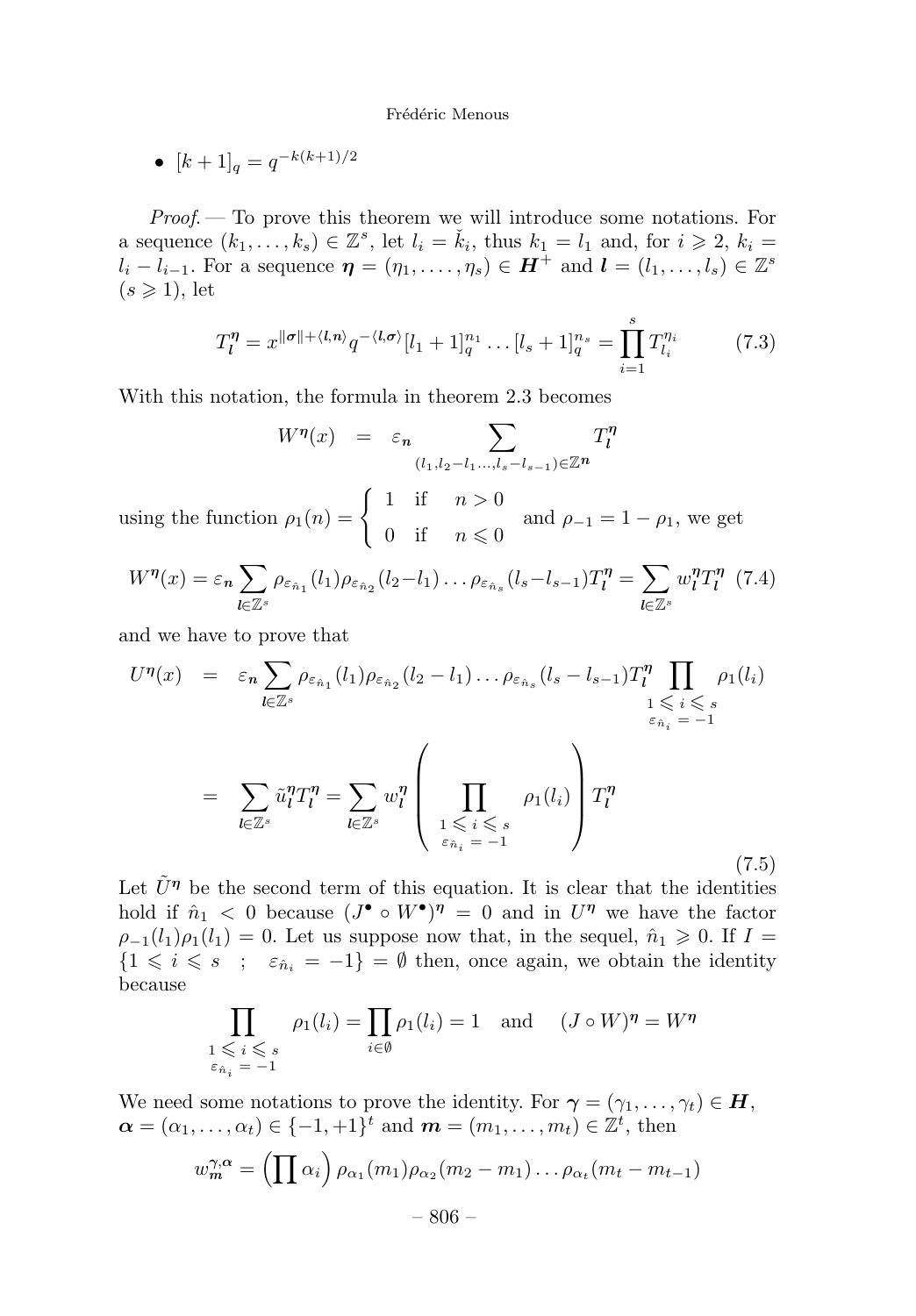- $[k+1]_q = q^{-k(k+1)/2}$

*Proof.* — To prove this theorem we will introduce some notations. For a sequence $(k_1, \ldots, k_s) \in \mathbb{Z}^s$, let $l_i = \check{k}_i$, thus $k_1 = l_1$ and, for $i \geqslant 2$, $k_i = l_i - l_{i-1}$. For a sequence $\boldsymbol{\eta} = (\eta_1, \ldots, \eta_s) \in \boldsymbol{H}^+$ and $\boldsymbol{l} = (l_1, \ldots, l_s) \in \mathbb{Z}^s$ $(s \geqslant 1)$, let

$$T_{\boldsymbol{l}}^{\boldsymbol{\eta}} = x^{\|\boldsymbol{\sigma}\| + \langle \boldsymbol{l}, \boldsymbol{n} \rangle} q^{-\langle \boldsymbol{l}, \boldsymbol{\sigma} \rangle} [l_1 + 1]_q^{n_1} \ldots [l_s + 1]_q^{n_s} = \prod_{i=1}^{s} T_{l_i}^{\eta_i} \tag{7.3}$$

With this notation, the formula in theorem 2.3 becomes

$$W^{\boldsymbol{\eta}}(x) = \varepsilon_{\boldsymbol{n}} \sum_{(l_1, l_2 - l_1 \ldots, l_s - l_{s-1}) \in \mathbb{Z}^{\boldsymbol{n}}} T_{\boldsymbol{l}}^{\boldsymbol{\eta}}$$

using the function $\rho_1(n) = \begin{cases} 1 & \text{if} \quad n > 0 \\ 0 & \text{if} \quad n \leqslant 0 \end{cases}$ and $\rho_{-1} = 1 - \rho_1$, we get

$$W^{\boldsymbol{\eta}}(x) = \varepsilon_{\boldsymbol{n}} \sum_{\boldsymbol{l} \in \mathbb{Z}^s} \rho_{\varepsilon_{\hat{n}_1}}(l_1) \rho_{\varepsilon_{\hat{n}_2}}(l_2 - l_1) \ldots \rho_{\varepsilon_{\hat{n}_s}}(l_s - l_{s-1}) T_{\boldsymbol{l}}^{\boldsymbol{\eta}} = \sum_{\boldsymbol{l} \in \mathbb{Z}^s} w_{\boldsymbol{l}}^{\boldsymbol{\eta}} T_{\boldsymbol{l}}^{\boldsymbol{\eta}} \tag{7.4}$$

and we have to prove that

$$\begin{aligned} U^{\boldsymbol{\eta}}(x) &= \varepsilon_{\boldsymbol{n}} \sum_{\boldsymbol{l} \in \mathbb{Z}^s} \rho_{\varepsilon_{\hat{n}_1}}(l_1) \rho_{\varepsilon_{\hat{n}_2}}(l_2 - l_1) \ldots \rho_{\varepsilon_{\hat{n}_s}}(l_s - l_{s-1}) T_{\boldsymbol{l}}^{\boldsymbol{\eta}} \prod_{\substack{1 \leqslant i \leqslant s \\ \varepsilon_{\hat{n}_i} = -1}} \rho_1(l_i) \\ &= \sum_{\boldsymbol{l} \in \mathbb{Z}^s} \tilde{u}_{\boldsymbol{l}}^{\boldsymbol{\eta}} T_{\boldsymbol{l}}^{\boldsymbol{\eta}} = \sum_{\boldsymbol{l} \in \mathbb{Z}^s} w_{\boldsymbol{l}}^{\boldsymbol{\eta}} \left( \prod_{\substack{1 \leqslant i \leqslant s \\ \varepsilon_{\hat{n}_i} = -1}} \rho_1(l_i) \right) T_{\boldsymbol{l}}^{\boldsymbol{\eta}} \end{aligned} \tag{7.5}$$

Let $\tilde{U}^{\boldsymbol{\eta}}$ be the second term of this equation. It is clear that the identities hold if $\hat{n}_1 < 0$ because $(J^\bullet \circ W^\bullet)^{\boldsymbol{\eta}} = 0$ and in $U^{\boldsymbol{\eta}}$ we have the factor $\rho_{-1}(l_1)\rho_1(l_1) = 0$. Let us suppose now that, in the sequel, $\hat{n}_1 \geqslant 0$. If $I = \{1 \leqslant i \leqslant s \quad ; \quad \varepsilon_{\hat{n}_i} = -1\} = \emptyset$ then, once again, we obtain the identity because

$$\prod_{\substack{1 \leqslant i \leqslant s \\ \varepsilon_{\hat{n}_i} = -1}} \rho_1(l_i) = \prod_{i \in \emptyset} \rho_1(l_i) = 1 \quad \text{and} \quad (J \circ W)^{\boldsymbol{\eta}} = W^{\boldsymbol{\eta}}$$

We need some notations to prove the identity. For $\boldsymbol{\gamma} = (\gamma_1, \ldots, \gamma_t) \in \boldsymbol{H}$, $\boldsymbol{\alpha} = (\alpha_1, \ldots, \alpha_t) \in \{-1, +1\}^t$ and $\boldsymbol{m} = (m_1, \ldots, m_t) \in \mathbb{Z}^t$, then

$$w_{\boldsymbol{m}}^{\boldsymbol{\gamma}, \boldsymbol{\alpha}} = \left( \prod \alpha_i \right) \rho_{\alpha_1}(m_1) \rho_{\alpha_2}(m_2 - m_1) \ldots \rho_{\alpha_t}(m_t - m_{t-1})$$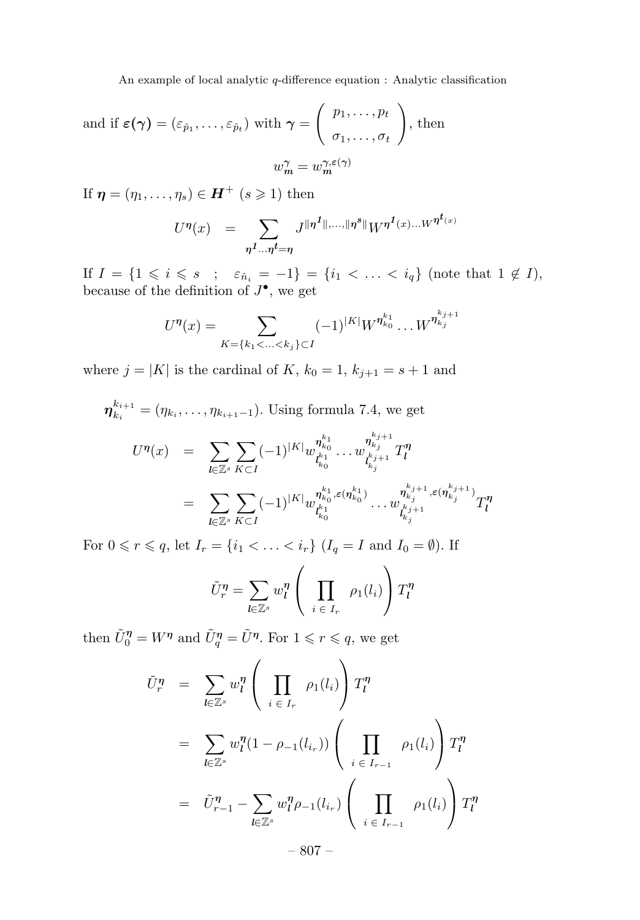and if $\boldsymbol{\varepsilon(\gamma)} = (\varepsilon_{\hat{p}_1}, \ldots, \varepsilon_{\hat{p}_t})$ with $\boldsymbol{\gamma} = \begin{pmatrix} p_1, \ldots, p_t \\ \sigma_1, \ldots, \sigma_t \end{pmatrix}$, then

$$w_{\boldsymbol{m}}^{\boldsymbol{\gamma}} = w_{\boldsymbol{m}}^{\boldsymbol{\gamma}, \boldsymbol{\varepsilon(\gamma)}}$$

If $\boldsymbol{\eta} = (\eta_1, \ldots, \eta_s) \in \boldsymbol{H}^+$ $(s \geqslant 1)$ then

$$U^{\boldsymbol{\eta}}(x) \quad = \sum_{\boldsymbol{\eta^1} \ldots \boldsymbol{\eta^t} = \boldsymbol{\eta}} J^{\|\boldsymbol{\eta^1}\|, \ldots, \|\boldsymbol{\eta^s}\|} W^{\boldsymbol{\eta^1}(x) \ldots W^{\boldsymbol{\eta^t}(x)}}$$

If $I = \{1 \leqslant i \leqslant s \quad ; \quad \varepsilon_{\hat{n}_i} = -1\} = \{i_1 < \ldots < i_q\}$ (note that $1 \notin I$), because of the definition of $J^{\bullet}$, we get

$$U^{\boldsymbol{\eta}}(x) = \sum_{K = \{k_1 < \ldots < k_j\} \subset I} (-1)^{|K|} W^{\boldsymbol{\eta}_{k_0}^{k_1}} \ldots W^{\boldsymbol{\eta}_{k_j}^{k_{j+1}}}$$

where $j = |K|$ is the cardinal of $K$, $k_0 = 1$, $k_{j+1} = s + 1$ and

$\boldsymbol{\eta}_{k_i}^{k_{i+1}} = (\eta_{k_i}, \ldots, \eta_{k_{i+1}-1})$. Using formula 7.4, we get

$$\begin{aligned}
U^{\boldsymbol{\eta}}(x) \quad &= \quad \sum_{\boldsymbol{l} \in \mathbb{Z}^s} \sum_{K \subset I} (-1)^{|K|} w_{\boldsymbol{l}_{k_0}^{k_1}}^{\boldsymbol{\eta}_{k_0}^{k_1}} \ldots w_{\boldsymbol{l}_{k_j}^{k_{j+1}}}^{\boldsymbol{\eta}_{k_j}^{k_{j+1}}} T_{\boldsymbol{l}}^{\boldsymbol{\eta}} \\
&= \quad \sum_{\boldsymbol{l} \in \mathbb{Z}^s} \sum_{K \subset I} (-1)^{|K|} w_{\boldsymbol{l}_{k_0}^{k_1}}^{\boldsymbol{\eta}_{k_0}^{k_1}, \boldsymbol{\varepsilon}(\boldsymbol{\eta}_{k_0}^{k_1})} \ldots w_{\boldsymbol{l}_{k_j}^{k_{j+1}}}^{\boldsymbol{\eta}_{k_j}^{k_{j+1}}, \boldsymbol{\varepsilon}(\boldsymbol{\eta}_{k_j}^{k_{j+1}})} T_{\boldsymbol{l}}^{\boldsymbol{\eta}}
\end{aligned}$$

For $0 \leqslant r \leqslant q$, let $I_r = \{i_1 < \ldots < i_r\}$ ($I_q = I$ and $I_0 = \emptyset$). If

$$\tilde{U}_r^{\boldsymbol{\eta}} = \sum_{\boldsymbol{l} \in \mathbb{Z}^s} w_{\boldsymbol{l}}^{\boldsymbol{\eta}} \left( \prod_{i \,\in\, I_r} \rho_1(l_i) \right) T_{\boldsymbol{l}}^{\boldsymbol{\eta}}$$

then $\tilde{U}_0^{\boldsymbol{\eta}} = W^{\boldsymbol{\eta}}$ and $\tilde{U}_q^{\boldsymbol{\eta}} = \tilde{U}^{\boldsymbol{\eta}}$. For $1 \leqslant r \leqslant q$, we get

$$\begin{aligned}
\tilde{U}_r^{\boldsymbol{\eta}} \quad &= \quad \sum_{\boldsymbol{l} \in \mathbb{Z}^s} w_{\boldsymbol{l}}^{\boldsymbol{\eta}} \left( \prod_{i \,\in\, I_r} \rho_1(l_i) \right) T_{\boldsymbol{l}}^{\boldsymbol{\eta}} \\
&= \quad \sum_{\boldsymbol{l} \in \mathbb{Z}^s} w_{\boldsymbol{l}}^{\boldsymbol{\eta}} (1 - \rho_{-1}(l_{i_r})) \left( \prod_{i \,\in\, I_{r-1}} \rho_1(l_i) \right) T_{\boldsymbol{l}}^{\boldsymbol{\eta}} \\
&= \quad \tilde{U}_{r-1}^{\boldsymbol{\eta}} - \sum_{\boldsymbol{l} \in \mathbb{Z}^s} w_{\boldsymbol{l}}^{\boldsymbol{\eta}} \rho_{-1}(l_{i_r}) \left( \prod_{i \,\in\, I_{r-1}} \rho_1(l_i) \right) T_{\boldsymbol{l}}^{\boldsymbol{\eta}}
\end{aligned}$$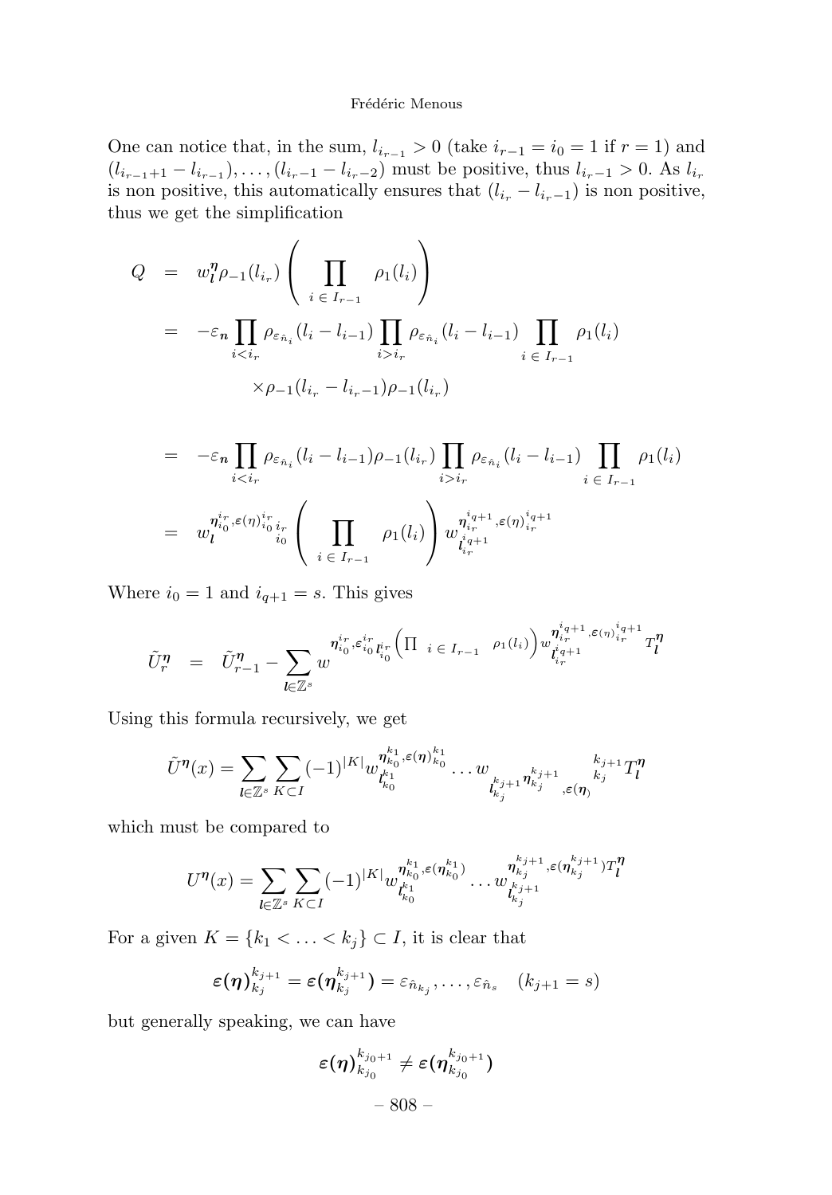One can notice that, in the sum, $l_{i_{r-1}} > 0$ (take $i_{r-1} = i_0 = 1$ if $r = 1$) and $(l_{i_{r-1}+1} - l_{i_{r-1}}), \ldots, (l_{i_r-1} - l_{i_r-2})$ must be positive, thus $l_{i_r-1} > 0$. As $l_{i_r}$ is non positive, this automatically ensures that $(l_{i_r} - l_{i_r-1})$ is non positive, thus we get the simplification

$$
\begin{aligned}
Q &= w^{\boldsymbol{\eta}}_{\boldsymbol{l}} \rho_{-1}(l_{i_r}) \left( \prod_{i \,\in\, I_{r-1}} \rho_1(l_i) \right) \\
&= -\varepsilon_{\boldsymbol{n}} \prod_{i<i_r} \rho_{\varepsilon_{\hat{n}_i}}(l_i - l_{i-1}) \prod_{i>i_r} \rho_{\varepsilon_{\hat{n}_i}}(l_i - l_{i-1}) \prod_{i \,\in\, I_{r-1}} \rho_1(l_i) \\
&\qquad \times \rho_{-1}(l_{i_r} - l_{i_r-1}) \rho_{-1}(l_{i_r}) \\
&= -\varepsilon_{\boldsymbol{n}} \prod_{i<i_r} \rho_{\varepsilon_{\hat{n}_i}}(l_i - l_{i-1}) \rho_{-1}(l_{i_r}) \prod_{i>i_r} \rho_{\varepsilon_{\hat{n}_i}}(l_i - l_{i-1}) \prod_{i \,\in\, I_{r-1}} \rho_1(l_i) \\
&= w^{\boldsymbol{\eta}_{i_0}^{i_r}, \boldsymbol{\varepsilon}(\eta)_{i_0}^{i_r}}_{\boldsymbol{l}_{i_0}^{i_r}} \left( \prod_{i \,\in\, I_{r-1}} \rho_1(l_i) \right) w^{\boldsymbol{\eta}_{i_r}^{i_{q+1}}, \boldsymbol{\varepsilon}(\eta)_{i_r}^{i_{q+1}}}_{\boldsymbol{l}_{i_r}^{i_{q+1}}}
\end{aligned}
$$

Where $i_0 = 1$ and $i_{q+1} = s$. This gives

$$
\tilde{U}^{\boldsymbol{\eta}}_r = \tilde{U}^{\boldsymbol{\eta}}_{r-1} - \sum_{\boldsymbol{l} \in \mathbb{Z}^s} w^{\boldsymbol{\eta}_{i_0}^{i_r}, \boldsymbol{\varepsilon}_{i_0}^{i_r}}_{\boldsymbol{l}_{i_0}^{i_r}} \left( \prod_{i \,\in\, I_{r-1}} \rho_1(l_i) \right) w^{\boldsymbol{\eta}_{i_r}^{i_{q+1}}, \boldsymbol{\varepsilon}(\eta)_{i_r}^{i_{q+1}}}_{\boldsymbol{l}_{i_r}^{i_{q+1}}} T^{\boldsymbol{\eta}}_{\boldsymbol{l}}
$$

Using this formula recursively, we get

$$
\tilde{U}^{\boldsymbol{\eta}}(x) = \sum_{\boldsymbol{l} \in \mathbb{Z}^s} \sum_{K \subset I} (-1)^{|K|} w^{\boldsymbol{\eta}_{k_0}^{k_1}, \boldsymbol{\varepsilon}(\boldsymbol{\eta})_{k_0}^{k_1}}_{\boldsymbol{l}_{k_0}^{k_1}} \ldots w^{\boldsymbol{\eta}_{k_j}^{k_{j+1}}, \boldsymbol{\varepsilon}(\boldsymbol{\eta})_{k_j}^{k_{j+1}}}_{\boldsymbol{l}_{k_j}^{k_{j+1}}} T^{\boldsymbol{\eta}}_{\boldsymbol{l}}
$$

which must be compared to

$$
U^{\boldsymbol{\eta}}(x) = \sum_{\boldsymbol{l} \in \mathbb{Z}^s} \sum_{K \subset I} (-1)^{|K|} w^{\boldsymbol{\eta}_{k_0}^{k_1}, \boldsymbol{\varepsilon}(\boldsymbol{\eta}_{k_0}^{k_1})}_{\boldsymbol{l}_{k_0}^{k_1}} \ldots w^{\boldsymbol{\eta}_{k_j}^{k_{j+1}}, \boldsymbol{\varepsilon}(\boldsymbol{\eta}_{k_j}^{k_{j+1}})}_{\boldsymbol{l}_{k_j}^{k_{j+1}}} T^{\boldsymbol{\eta}}_{\boldsymbol{l}}
$$

For a given $K = \{k_1 < \ldots < k_j\} \subset I$, it is clear that

$$
\boldsymbol{\varepsilon}(\boldsymbol{\eta})_{k_j}^{k_{j+1}} = \boldsymbol{\varepsilon}(\boldsymbol{\eta}_{k_j}^{k_{j+1}}) = \varepsilon_{\hat{n}_{k_j}}, \ldots, \varepsilon_{\hat{n}_s} \quad (k_{j+1} = s)
$$

but generally speaking, we can have

$$
\boldsymbol{\varepsilon}(\boldsymbol{\eta})_{k_{j_0}}^{k_{j_0+1}} \neq \boldsymbol{\varepsilon}(\boldsymbol{\eta}_{k_{j_0}}^{k_{j_0+1}})
$$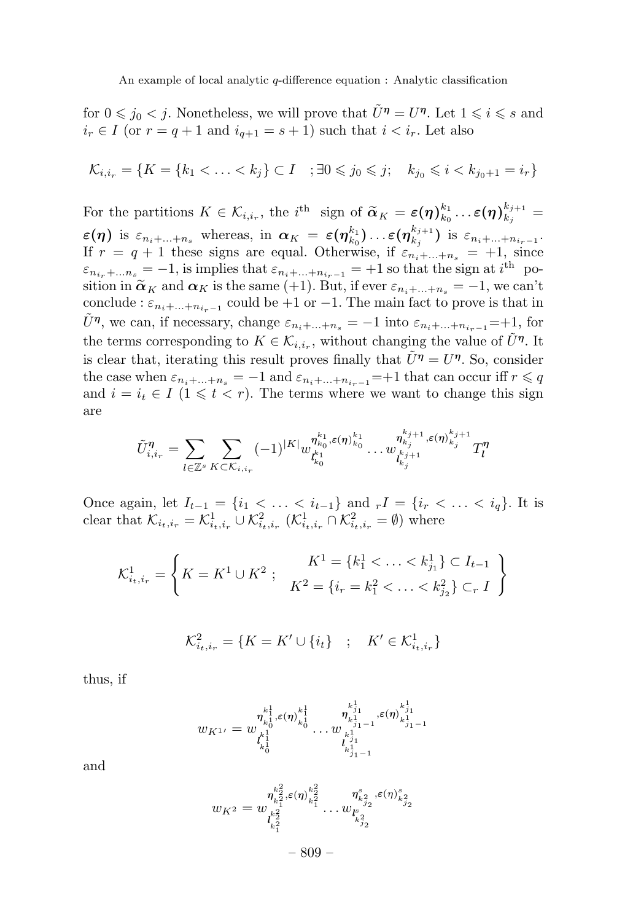for $0 \leqslant j_0 < j$. Nonetheless, we will prove that $\tilde{U}^{\boldsymbol{\eta}} = U^{\boldsymbol{\eta}}$. Let $1 \leqslant i \leqslant s$ and $i_r \in I$ (or $r = q+1$ and $i_{q+1} = s+1$) such that $i < i_r$. Let also

$$\mathcal{K}_{i,i_r} = \{K = \{k_1 < \ldots < k_j\} \subset I \quad ; \exists 0 \leqslant j_0 \leqslant j; \quad k_{j_0} \leqslant i < k_{j_0+1} = i_r\}$$

For the partitions $K \in \mathcal{K}_{i,i_r}$, the $i^{\text{th}}$ sign of $\widetilde{\boldsymbol{\alpha}}_K = \boldsymbol{\varepsilon}(\boldsymbol{\eta})_{k_0}^{k_1} \ldots \boldsymbol{\varepsilon}(\boldsymbol{\eta})_{k_j}^{k_{j+1}} = \boldsymbol{\varepsilon}(\boldsymbol{\eta})$ is $\varepsilon_{n_i+\ldots+n_s}$ whereas, in $\boldsymbol{\alpha}_K = \boldsymbol{\varepsilon}(\boldsymbol{\eta}_{k_0}^{k_1}) \ldots \boldsymbol{\varepsilon}(\boldsymbol{\eta}_{k_j}^{k_{j+1}})$ is $\varepsilon_{n_i+\ldots+n_{i_r-1}}$. If $r = q+1$ these signs are equal. Otherwise, if $\varepsilon_{n_i+\ldots+n_s} = +1$, since $\varepsilon_{n_{i_r}+\ldots n_s} = -1$, is implies that $\varepsilon_{n_i+\ldots+n_{i_r-1}} = +1$ so that the sign at $i^{\text{th}}$ position in $\widetilde{\boldsymbol{\alpha}}_K$ and $\boldsymbol{\alpha}_K$ is the same $(+1)$. But, if ever $\varepsilon_{n_i+\ldots+n_s} = -1$, we can't conclude : $\varepsilon_{n_i+\ldots+n_{i_r-1}}$ could be $+1$ or $-1$. The main fact to prove is that in $\tilde{U}^{\boldsymbol{\eta}}$, we can, if necessary, change $\varepsilon_{n_i+\ldots+n_s} = -1$ into $\varepsilon_{n_i+\ldots+n_{i_r-1}}=+1$, for the terms corresponding to $K \in \mathcal{K}_{i,i_r}$, without changing the value of $\tilde{U}^{\boldsymbol{\eta}}$. It is clear that, iterating this result proves finally that $\tilde{U}^{\boldsymbol{\eta}} = U^{\boldsymbol{\eta}}$. So, consider the case when $\varepsilon_{n_i+\ldots+n_s} = -1$ and $\varepsilon_{n_i+\ldots+n_{i_r-1}}=+1$ that can occur iff $r \leqslant q$ and $i = i_t \in I$ $(1 \leqslant t < r)$. The terms where we want to change this sign are

$$\tilde{U}^{\boldsymbol{\eta}}_{i,i_r} = \sum_{l \in \mathbb{Z}^s} \sum_{K \subset \mathcal{K}_{i,i_r}} (-1)^{|K|} w_{\boldsymbol{l}_{k_0}^{k_1}}^{\boldsymbol{\eta}_{k_0}^{k_1}, \boldsymbol{\varepsilon}(\boldsymbol{\eta})_{k_0}^{k_1}} \ldots w_{\boldsymbol{l}_{k_j}^{k_{j+1}}}^{\boldsymbol{\eta}_{k_j}^{k_{j+1}}, \boldsymbol{\varepsilon}(\boldsymbol{\eta})_{k_j}^{k_{j+1}}} T^{\boldsymbol{\eta}}_{\boldsymbol{l}}$$

Once again, let $I_{t-1} = \{i_1 < \ldots < i_{t-1}\}$ and ${}_rI = \{i_r < \ldots < i_q\}$. It is clear that $\mathcal{K}_{i_t,i_r} = \mathcal{K}^1_{i_t,i_r} \cup \mathcal{K}^2_{i_t,i_r}$ $(\mathcal{K}^1_{i_t,i_r} \cap \mathcal{K}^2_{i_t,i_r} = \emptyset)$ where

$$\mathcal{K}^1_{i_t,i_r} = \left\{ K = K^1 \cup K^2 \; ; \quad \begin{array}{c} K^1 = \{k^1_1 < \ldots < k^1_{j_1}\} \subset I_{t-1} \\ K^2 = \{i_r = k^2_1 < \ldots < k^2_{j_2}\} \subset_r I \end{array} \right\}$$

$$\mathcal{K}^2_{i_t,i_r} = \{K = K' \cup \{i_t\} \quad ; \quad K' \in \mathcal{K}^1_{i_t,i_r}\}$$

thus, if

$$w_{K^{1\prime}} = w_{\boldsymbol{l}_{k^1_0}^{k^1_1}}^{\boldsymbol{\eta}_{k^1_0}^{k^1_1}, \boldsymbol{\varepsilon}(\boldsymbol{\eta})_{k^1_0}^{k^1_1}} \ldots w_{\boldsymbol{l}_{k^1_{j_1-1}}^{k^1_{j_1}}}^{\boldsymbol{\eta}_{k^1_{j_1-1}}^{k^1_{j_1}}, \boldsymbol{\varepsilon}(\boldsymbol{\eta})_{k^1_{j_1-1}}^{k^1_{j_1}}}$$

and

$$w_{K^2} = w_{\boldsymbol{l}_{k^2_1}^{k^2_2}}^{\boldsymbol{\eta}_{k^2_1}^{k^2_2}, \boldsymbol{\varepsilon}(\boldsymbol{\eta})_{k^2_1}^{k^2_2}} \ldots w_{\boldsymbol{l}^s_{k^2_{j_2}}}^{\boldsymbol{\eta}^s_{k^2_{j_2}}, \boldsymbol{\varepsilon}(\boldsymbol{\eta})^s_{k^2_{j_2}}}$$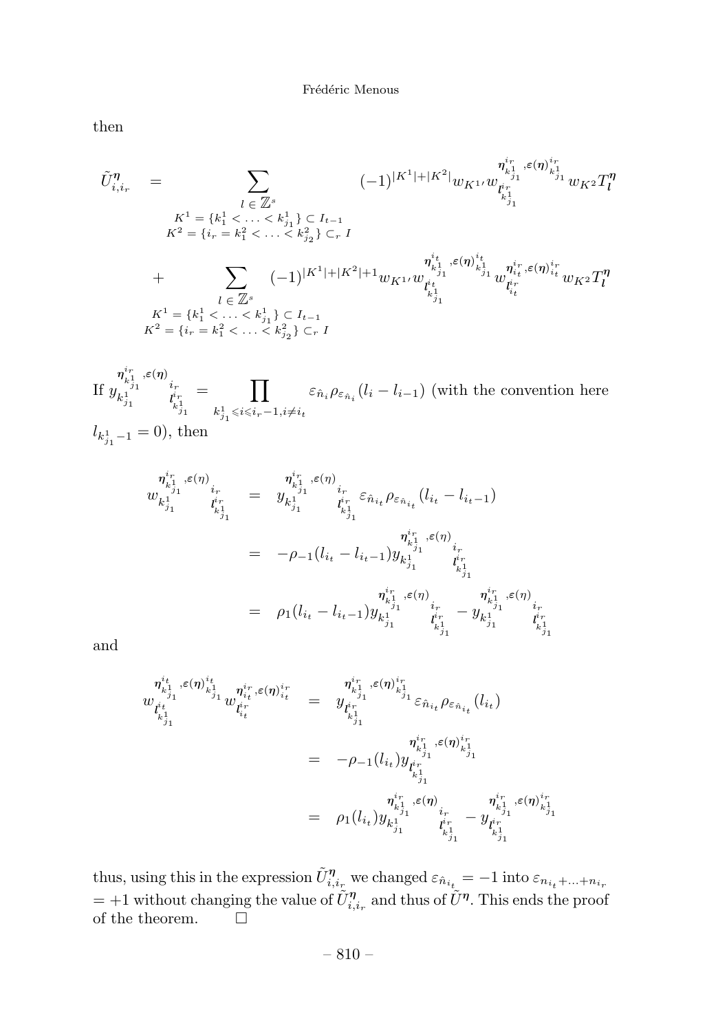then

$$
\begin{aligned}
\tilde{U}^{\boldsymbol{\eta}}_{i,i_r} &= \sum_{\substack{l \in \mathbb{Z}^s \\ K^1 = \{k^1_1 < \ldots < k^1_{j_1}\} \subset I_{t-1} \\ K^2 = \{i_r = k^2_1 < \ldots < k^2_{j_2}\} \subset_r I}} (-1)^{|K^1|+|K^2|} w_{K^{1\prime}} w^{\boldsymbol{\eta}^{i_r}_{k^1_{j_1}}, \varepsilon(\boldsymbol{\eta})^{i_r}_{k^1_{j_1}}}_{\boldsymbol{l}^{i_r}_{k^1_{j_1}}} w_{K^2} T^{\boldsymbol{\eta}}_{\boldsymbol{l}} \\
&+ \sum_{\substack{l \in \mathbb{Z}^s \\ K^1 = \{k^1_1 < \ldots < k^1_{j_1}\} \subset I_{t-1} \\ K^2 = \{i_r = k^2_1 < \ldots < k^2_{j_2}\} \subset_r I}} (-1)^{|K^1|+|K^2|+1} w_{K^{1\prime}} w^{\boldsymbol{\eta}^{i_t}_{k^1_{j_1}}, \varepsilon(\boldsymbol{\eta})^{i_t}_{k^1_{j_1}}}_{\boldsymbol{l}^{i_t}_{k^1_{j_1}}} w^{\boldsymbol{\eta}^{i_r}_{i_t}, \varepsilon(\boldsymbol{\eta})^{i_r}_{i_t}}_{\boldsymbol{l}^{i_r}_{i_t}} w_{K^2} T^{\boldsymbol{\eta}}_{\boldsymbol{l}}
\end{aligned}
$$

If $y^{\boldsymbol{\eta}^{i_r}_{k^1_{j_1}}, \varepsilon(\boldsymbol{\eta})^{i_r}_{k^1_{j_1}}}_{\boldsymbol{l}^{i_r}_{k^1_{j_1}}} = \displaystyle\prod_{k^1_{j_1} \leqslant i \leqslant i_r - 1, i \neq i_t} \varepsilon_{\hat{n}_i} \rho_{\varepsilon_{\hat{n}_i}}(l_i - l_{i-1})$ (with the convention here $l_{k^1_{j_1}-1} = 0$), then

$$
\begin{aligned}
w^{\boldsymbol{\eta}^{i_r}_{k^1_{j_1}}, \varepsilon(\eta)^{i_r}_{k^1_{j_1}}}_{\boldsymbol{l}^{i_r}_{k^1_{j_1}}} &= y^{\boldsymbol{\eta}^{i_r}_{k^1_{j_1}}, \varepsilon(\eta)^{i_r}_{k^1_{j_1}}}_{\boldsymbol{l}^{i_r}_{k^1_{j_1}}} \varepsilon_{\hat{n}_{i_t}} \rho_{\varepsilon_{\hat{n}_{i_t}}}(l_{i_t} - l_{i_t - 1}) \\
&= -\rho_{-1}(l_{i_t} - l_{i_t-1}) y^{\boldsymbol{\eta}^{i_r}_{k^1_{j_1}}, \varepsilon(\eta)^{i_r}_{k^1_{j_1}}}_{\boldsymbol{l}^{i_r}_{k^1_{j_1}}} \\
&= \rho_1(l_{i_t} - l_{i_t-1}) y^{\boldsymbol{\eta}^{i_r}_{k^1_{j_1}}, \varepsilon(\eta)^{i_r}_{k^1_{j_1}}}_{\boldsymbol{l}^{i_r}_{k^1_{j_1}}} - y^{\boldsymbol{\eta}^{i_r}_{k^1_{j_1}}, \varepsilon(\eta)^{i_r}_{k^1_{j_1}}}_{\boldsymbol{l}^{i_r}_{k^1_{j_1}}}
\end{aligned}
$$

and

$$
\begin{aligned}
w^{\boldsymbol{\eta}^{i_t}_{k^1_{j_1}}, \varepsilon(\boldsymbol{\eta})^{i_t}_{k^1_{j_1}}}_{\boldsymbol{l}^{i_t}_{k^1_{j_1}}} w^{\boldsymbol{\eta}^{i_r}_{i_t}, \varepsilon(\boldsymbol{\eta})^{i_r}_{i_t}}_{\boldsymbol{l}^{i_r}_{i_t}} &= y^{\boldsymbol{\eta}^{i_r}_{k^1_{j_1}}, \varepsilon(\boldsymbol{\eta})^{i_r}_{k^1_{j_1}}}_{\boldsymbol{l}^{i_r}_{k^1_{j_1}}} \varepsilon_{\hat{n}_{i_t}} \rho_{\varepsilon_{\hat{n}_{i_t}}}(l_{i_t}) \\
&= -\rho_{-1}(l_{i_t}) y^{\boldsymbol{\eta}^{i_r}_{k^1_{j_1}}, \varepsilon(\boldsymbol{\eta})^{i_r}_{k^1_{j_1}}}_{\boldsymbol{l}^{i_r}_{k^1_{j_1}}} \\
&= \rho_1(l_{i_t}) y^{\boldsymbol{\eta}^{i_r}_{k^1_{j_1}}, \varepsilon(\boldsymbol{\eta})^{i_r}_{k^1_{j_1}}}_{\boldsymbol{l}^{i_r}_{k^1_{j_1}}} - y^{\boldsymbol{\eta}^{i_r}_{k^1_{j_1}}, \varepsilon(\boldsymbol{\eta})^{i_r}_{k^1_{j_1}}}_{\boldsymbol{l}^{i_r}_{k^1_{j_1}}}
\end{aligned}
$$

thus, using this in the expression $\tilde{U}^{\boldsymbol{\eta}}_{i,i_r}$ we changed $\varepsilon_{\hat{n}_{i_t}} = -1$ into $\varepsilon_{n_{i_t}+\ldots+n_{i_r}} = +1$ without changing the value of $\tilde{U}^{\boldsymbol{\eta}}_{i,i_r}$ and thus of $\tilde{U}^{\boldsymbol{\eta}}$. This ends the proof of the theorem. $\square$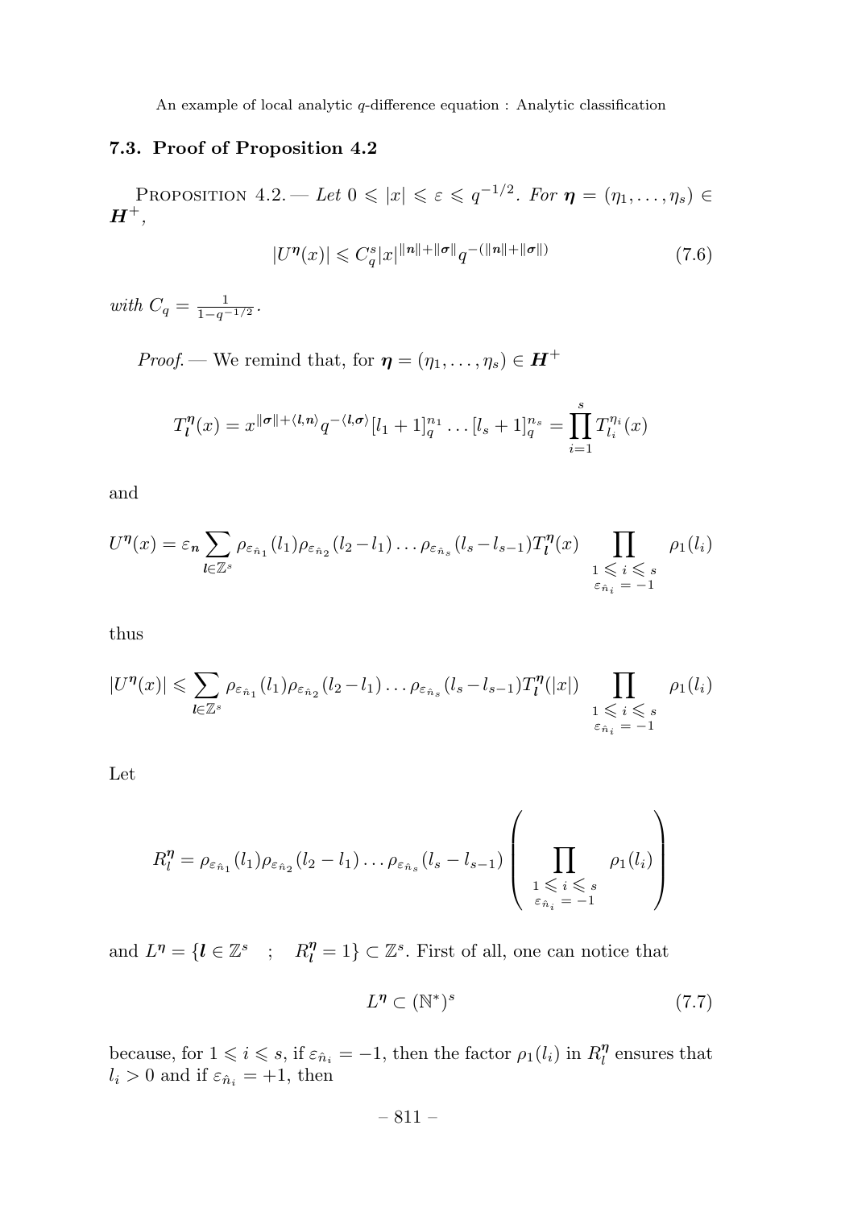### 7.3. Proof of Proposition 4.2

PROPOSITION 4.2. — *Let $0 \leqslant |x| \leqslant \varepsilon \leqslant q^{-1/2}$. For $\boldsymbol{\eta} = (\eta_1, \ldots, \eta_s) \in \boldsymbol{H}^+$,*

$$|U^{\boldsymbol{\eta}}(x)| \leqslant C_q^s |x|^{\|\boldsymbol{n}\|+\|\boldsymbol{\sigma}\|} q^{-(\|\boldsymbol{n}\|+\|\boldsymbol{\sigma}\|)} \tag{7.6}$$

*with $C_q = \frac{1}{1-q^{-1/2}}$.*

*Proof.* — We remind that, for $\boldsymbol{\eta} = (\eta_1, \ldots, \eta_s) \in \boldsymbol{H}^+$

$$T_{\boldsymbol{l}}^{\boldsymbol{\eta}}(x) = x^{\|\boldsymbol{\sigma}\|+\langle \boldsymbol{l}, \boldsymbol{n}\rangle} q^{-\langle \boldsymbol{l}, \boldsymbol{\sigma}\rangle} [l_1+1]_q^{n_1} \ldots [l_s+1]_q^{n_s} = \prod_{i=1}^{s} T_{l_i}^{\eta_i}(x)$$

and

$$U^{\boldsymbol{\eta}}(x) = \varepsilon_{\boldsymbol{n}} \sum_{\boldsymbol{l}\in\mathbb{Z}^s} \rho_{\varepsilon_{\hat{n}_1}}(l_1)\rho_{\varepsilon_{\hat{n}_2}}(l_2 - l_1) \ldots \rho_{\varepsilon_{\hat{n}_s}}(l_s - l_{s-1}) T_{\boldsymbol{l}}^{\boldsymbol{\eta}}(x) \prod_{\substack{1 \leqslant i \leqslant s \\ \varepsilon_{\hat{n}_i} = -1}} \rho_1(l_i)$$

thus

$$|U^{\boldsymbol{\eta}}(x)| \leqslant \sum_{\boldsymbol{l}\in\mathbb{Z}^s} \rho_{\varepsilon_{\hat{n}_1}}(l_1)\rho_{\varepsilon_{\hat{n}_2}}(l_2 - l_1) \ldots \rho_{\varepsilon_{\hat{n}_s}}(l_s - l_{s-1}) T_{\boldsymbol{l}}^{\boldsymbol{\eta}}(|x|) \prod_{\substack{1 \leqslant i \leqslant s \\ \varepsilon_{\hat{n}_i} = -1}} \rho_1(l_i)$$

Let

$$R_l^{\boldsymbol{\eta}} = \rho_{\varepsilon_{\hat{n}_1}}(l_1)\rho_{\varepsilon_{\hat{n}_2}}(l_2 - l_1) \ldots \rho_{\varepsilon_{\hat{n}_s}}(l_s - l_{s-1}) \left( \prod_{\substack{1 \leqslant i \leqslant s \\ \varepsilon_{\hat{n}_i} = -1}} \rho_1(l_i) \right)$$

and $L^{\boldsymbol{\eta}} = \{\boldsymbol{l} \in \mathbb{Z}^s \quad ; \quad R_{\boldsymbol{l}}^{\boldsymbol{\eta}} = 1\} \subset \mathbb{Z}^s$. First of all, one can notice that

$$L^{\boldsymbol{\eta}} \subset (\mathbb{N}^*)^s \tag{7.7}$$

because, for $1 \leqslant i \leqslant s$, if $\varepsilon_{\hat{n}_i} = -1$, then the factor $\rho_1(l_i)$ in $R_l^{\boldsymbol{\eta}}$ ensures that $l_i > 0$ and if $\varepsilon_{\hat{n}_i} = +1$, then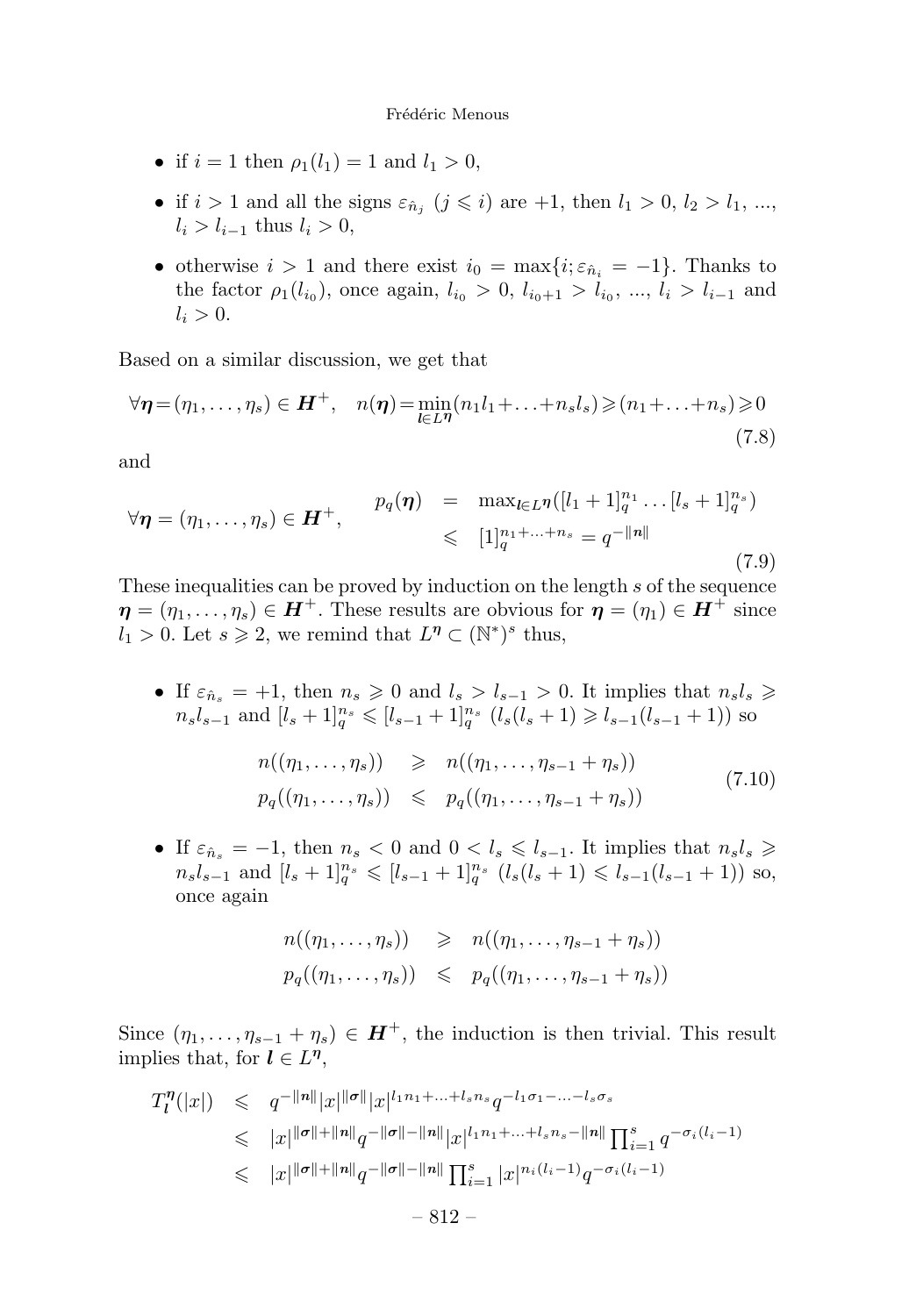- if $i = 1$ then $\rho_1(l_1) = 1$ and $l_1 > 0$,
- if $i > 1$ and all the signs $\varepsilon_{\hat{n}_j}$ ($j \leqslant i$) are $+1$, then $l_1 > 0$, $l_2 > l_1$, ..., $l_i > l_{i-1}$ thus $l_i > 0$,
- otherwise $i > 1$ and there exist $i_0 = \max\{i; \varepsilon_{\hat{n}_i} = -1\}$. Thanks to the factor $\rho_1(l_{i_0})$, once again, $l_{i_0} > 0$, $l_{i_0+1} > l_{i_0}$, ..., $l_i > l_{i-1}$ and $l_i > 0$.

Based on a similar discussion, we get that

$$\forall \boldsymbol{\eta} = (\eta_1, \ldots, \eta_s) \in \boldsymbol{H}^+, \quad n(\boldsymbol{\eta}) = \min_{\boldsymbol{l} \in L^{\boldsymbol{\eta}}} (n_1 l_1 + \ldots + n_s l_s) \geqslant (n_1 + \ldots + n_s) \geqslant 0 \tag{7.8}$$

and

$$\forall \boldsymbol{\eta} = (\eta_1, \ldots, \eta_s) \in \boldsymbol{H}^+, \quad \begin{array}{rcl} p_q(\boldsymbol{\eta}) & = & \max_{\boldsymbol{l} \in L^{\boldsymbol{\eta}}} ([l_1 + 1]_q^{n_1} \ldots [l_s + 1]_q^{n_s}) \\ & \leqslant & [1]_q^{n_1 + \ldots + n_s} = q^{-\|\boldsymbol{n}\|} \end{array} \tag{7.9}$$

These inequalities can be proved by induction on the length $s$ of the sequence $\boldsymbol{\eta} = (\eta_1, \ldots, \eta_s) \in \boldsymbol{H}^+$. These results are obvious for $\boldsymbol{\eta} = (\eta_1) \in \boldsymbol{H}^+$ since $l_1 > 0$. Let $s \geqslant 2$, we remind that $L^{\boldsymbol{\eta}} \subset (\mathbb{N}^*)^s$ thus,

- If $\varepsilon_{\hat{n}_s} = +1$, then $n_s \geqslant 0$ and $l_s > l_{s-1} > 0$. It implies that $n_s l_s \geqslant n_s l_{s-1}$ and $[l_s + 1]_q^{n_s} \leqslant [l_{s-1} + 1]_q^{n_s}$ ($l_s(l_s + 1) \geqslant l_{s-1}(l_{s-1} + 1)$) so

$$\begin{array}{rcl} n((\eta_1, \ldots, \eta_s)) & \geqslant & n((\eta_1, \ldots, \eta_{s-1} + \eta_s)) \\ p_q((\eta_1, \ldots, \eta_s)) & \leqslant & p_q((\eta_1, \ldots, \eta_{s-1} + \eta_s)) \end{array} \tag{7.10}$$

- If $\varepsilon_{\hat{n}_s} = -1$, then $n_s < 0$ and $0 < l_s \leqslant l_{s-1}$. It implies that $n_s l_s \geqslant n_s l_{s-1}$ and $[l_s + 1]_q^{n_s} \leqslant [l_{s-1} + 1]_q^{n_s}$ ($l_s(l_s + 1) \leqslant l_{s-1}(l_{s-1} + 1)$) so, once again

$$\begin{array}{rcl} n((\eta_1, \ldots, \eta_s)) & \geqslant & n((\eta_1, \ldots, \eta_{s-1} + \eta_s)) \\ p_q((\eta_1, \ldots, \eta_s)) & \leqslant & p_q((\eta_1, \ldots, \eta_{s-1} + \eta_s)) \end{array}$$

Since $(\eta_1, \ldots, \eta_{s-1} + \eta_s) \in \boldsymbol{H}^+$, the induction is then trivial. This result implies that, for $\boldsymbol{l} \in L^{\boldsymbol{\eta}}$,

$$\begin{array}{rcl} T_{\boldsymbol{l}}^{\boldsymbol{\eta}}(|x|) & \leqslant & q^{-\|\boldsymbol{n}\|} |x|^{\|\boldsymbol{\sigma}\|} |x|^{l_1 n_1 + \ldots + l_s n_s} q^{-l_1 \sigma_1 - \ldots - l_s \sigma_s} \\ & \leqslant & |x|^{\|\boldsymbol{\sigma}\| + \|\boldsymbol{n}\|} q^{-\|\boldsymbol{\sigma}\| - \|\boldsymbol{n}\|} |x|^{l_1 n_1 + \ldots + l_s n_s - \|\boldsymbol{n}\|} \prod_{i=1}^{s} q^{-\sigma_i (l_i - 1)} \\ & \leqslant & |x|^{\|\boldsymbol{\sigma}\| + \|\boldsymbol{n}\|} q^{-\|\boldsymbol{\sigma}\| - \|\boldsymbol{n}\|} \prod_{i=1}^{s} |x|^{n_i (l_i - 1)} q^{-\sigma_i (l_i - 1)} \end{array}$$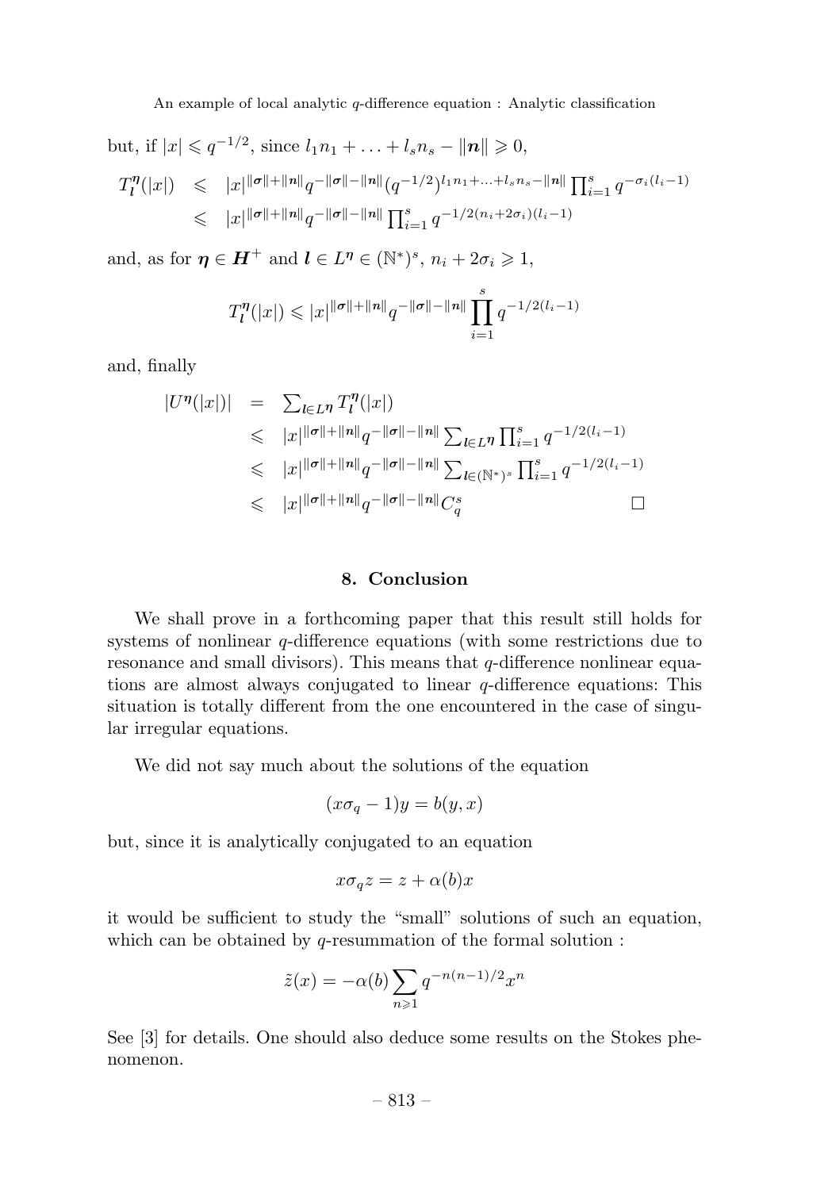but, if $|x| \leqslant q^{-1/2}$, since $l_1 n_1 + \ldots + l_s n_s - \|\boldsymbol{n}\| \geqslant 0$,

$$
\begin{aligned}
T_{\boldsymbol{l}}^{\boldsymbol{\eta}}(|x|) &\leqslant |x|^{\|\boldsymbol{\sigma}\|+\|\boldsymbol{n}\|} q^{-\|\boldsymbol{\sigma}\|-\|\boldsymbol{n}\|} (q^{-1/2})^{l_1 n_1 + \ldots + l_s n_s - \|\boldsymbol{n}\|} \prod_{i=1}^{s} q^{-\sigma_i (l_i - 1)} \\
&\leqslant |x|^{\|\boldsymbol{\sigma}\|+\|\boldsymbol{n}\|} q^{-\|\boldsymbol{\sigma}\|-\|\boldsymbol{n}\|} \prod_{i=1}^{s} q^{-1/2(n_i + 2\sigma_i)(l_i - 1)}
\end{aligned}
$$

and, as for $\boldsymbol{\eta} \in \boldsymbol{H}^+$ and $\boldsymbol{l} \in L^{\boldsymbol{\eta}} \in (\mathbb{N}^*)^s$, $n_i + 2\sigma_i \geqslant 1$,

$$
T_{\boldsymbol{l}}^{\boldsymbol{\eta}}(|x|) \leqslant |x|^{\|\boldsymbol{\sigma}\|+\|\boldsymbol{n}\|} q^{-\|\boldsymbol{\sigma}\|-\|\boldsymbol{n}\|} \prod_{i=1}^{s} q^{-1/2(l_i - 1)}
$$

and, finally

$$
\begin{aligned}
|U^{\boldsymbol{\eta}}(|x|)| &= \sum_{\boldsymbol{l} \in L^{\boldsymbol{\eta}}} T_{\boldsymbol{l}}^{\boldsymbol{\eta}}(|x|) \\
&\leqslant |x|^{\|\boldsymbol{\sigma}\|+\|\boldsymbol{n}\|} q^{-\|\boldsymbol{\sigma}\|-\|\boldsymbol{n}\|} \sum_{\boldsymbol{l} \in L^{\boldsymbol{\eta}}} \prod_{i=1}^{s} q^{-1/2(l_i - 1)} \\
&\leqslant |x|^{\|\boldsymbol{\sigma}\|+\|\boldsymbol{n}\|} q^{-\|\boldsymbol{\sigma}\|-\|\boldsymbol{n}\|} \sum_{\boldsymbol{l} \in (\mathbb{N}^*)^s} \prod_{i=1}^{s} q^{-1/2(l_i - 1)} \\
&\leqslant |x|^{\|\boldsymbol{\sigma}\|+\|\boldsymbol{n}\|} q^{-\|\boldsymbol{\sigma}\|-\|\boldsymbol{n}\|} C_q^s \qquad \square
\end{aligned}
$$

## 8. Conclusion

We shall prove in a forthcoming paper that this result still holds for systems of nonlinear $q$-difference equations (with some restrictions due to resonance and small divisors). This means that $q$-difference nonlinear equations are almost always conjugated to linear $q$-difference equations: This situation is totally different from the one encountered in the case of singular irregular equations.

We did not say much about the solutions of the equation

$$
(x\sigma_q - 1)y = b(y, x)
$$

but, since it is analytically conjugated to an equation

$$
x\sigma_q z = z + \alpha(b)x
$$

it would be sufficient to study the "small" solutions of such an equation, which can be obtained by $q$-resummation of the formal solution :

$$
\tilde{z}(x) = -\alpha(b) \sum_{n \geqslant 1} q^{-n(n-1)/2} x^n
$$

See [3] for details. One should also deduce some results on the Stokes phenomenon.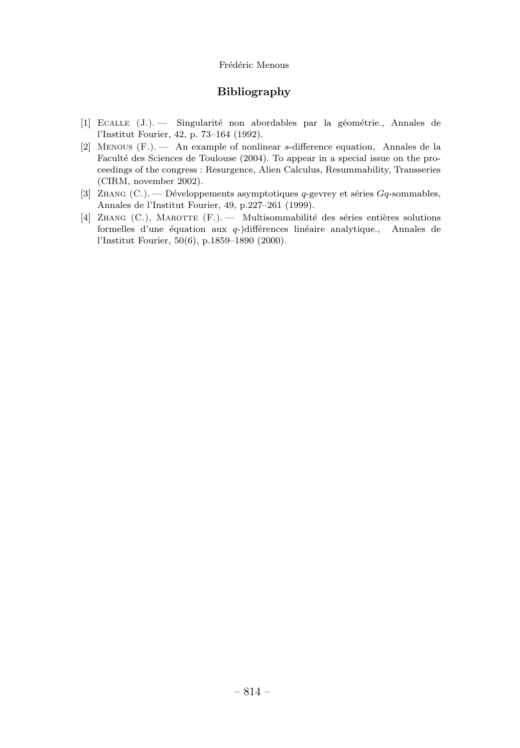## Bibliography

[1] Ecalle (J.). — Singularité non abordables par la géométrie., Annales de l'Institut Fourier, 42, p. 73–164 (1992).

[2] Menous (F.). — An example of nonlinear $s$-difference equation, Annales de la Faculté des Sciences de Toulouse (2004). To appear in a special issue on the proceedings of the congress : Resurgence, Alien Calculus, Resummability, Transseries (CIRM, november 2002).

[3] Zhang (C.). — Développements asymptotiques $q$-gevrey et séries $Gq$-sommables, Annales de l'Institut Fourier, 49, p.227–261 (1999).

[4] Zhang (C.), Marotte (F.). — Multisommabilité des séries entières solutions formelles d'une équation aux $q$-)différences linéaire analytique., Annales de l'Institut Fourier, 50(6), p.1859–1890 (2000).